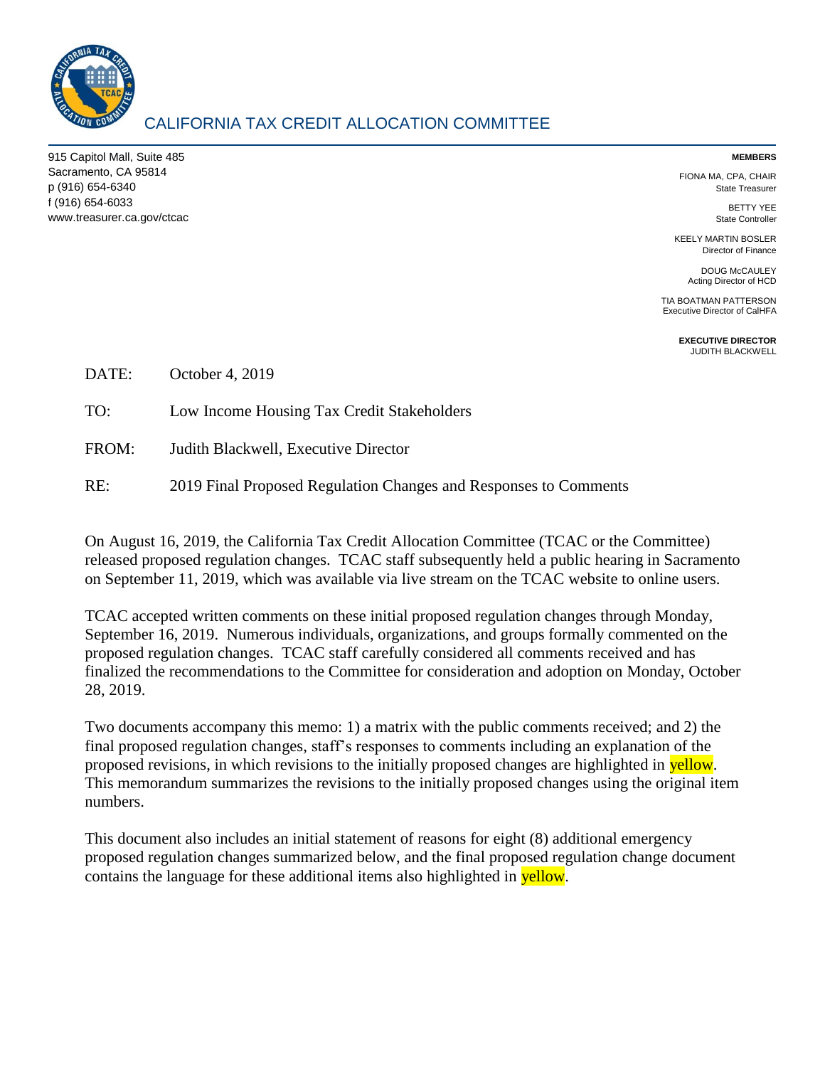# CALIFORNIA TAX CREDIT ALLOCATION COMMITTEE

915 Capitol Mall, Suite 485
Sacramento, CA 95814
p (916) 654-6340
f (916) 654-6033
www.treasurer.ca.gov/ctcac

**MEMBERS**

FIONA MA, CPA, CHAIR
State Treasurer

BETTY YEE
State Controller

KEELY MARTIN BOSLER
Director of Finance

DOUG McCAULEY
Acting Director of HCD

TIA BOATMAN PATTERSON
Executive Director of CalHFA

**EXECUTIVE DIRECTOR**
JUDITH BLACKWELL

DATE: October 4, 2019

TO: Low Income Housing Tax Credit Stakeholders

FROM: Judith Blackwell, Executive Director

RE: 2019 Final Proposed Regulation Changes and Responses to Comments

On August 16, 2019, the California Tax Credit Allocation Committee (TCAC or the Committee) released proposed regulation changes. TCAC staff subsequently held a public hearing in Sacramento on September 11, 2019, which was available via live stream on the TCAC website to online users.

TCAC accepted written comments on these initial proposed regulation changes through Monday, September 16, 2019. Numerous individuals, organizations, and groups formally commented on the proposed regulation changes. TCAC staff carefully considered all comments received and has finalized the recommendations to the Committee for consideration and adoption on Monday, October 28, 2019.

Two documents accompany this memo: 1) a matrix with the public comments received; and 2) the final proposed regulation changes, staff's responses to comments including an explanation of the proposed revisions, in which revisions to the initially proposed changes are highlighted in yellow. This memorandum summarizes the revisions to the initially proposed changes using the original item numbers.

This document also includes an initial statement of reasons for eight (8) additional emergency proposed regulation changes summarized below, and the final proposed regulation change document contains the language for these additional items also highlighted in yellow.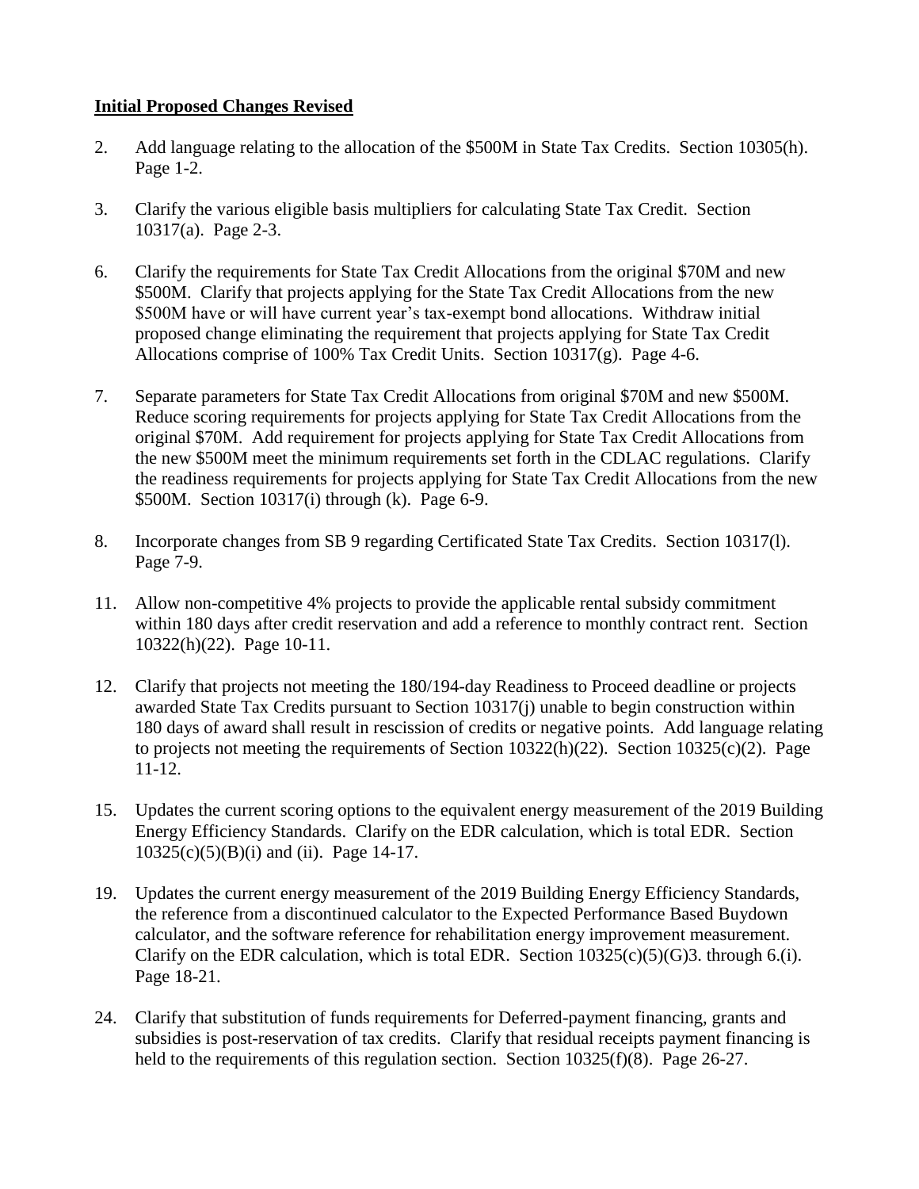**Initial Proposed Changes Revised**

2. Add language relating to the allocation of the $500M in State Tax Credits. Section 10305(h). Page 1-2.

3. Clarify the various eligible basis multipliers for calculating State Tax Credit. Section 10317(a). Page 2-3.

6. Clarify the requirements for State Tax Credit Allocations from the original $70M and new $500M. Clarify that projects applying for the State Tax Credit Allocations from the new $500M have or will have current year's tax-exempt bond allocations. Withdraw initial proposed change eliminating the requirement that projects applying for State Tax Credit Allocations comprise of 100% Tax Credit Units. Section 10317(g). Page 4-6.

7. Separate parameters for State Tax Credit Allocations from original $70M and new $500M. Reduce scoring requirements for projects applying for State Tax Credit Allocations from the original $70M. Add requirement for projects applying for State Tax Credit Allocations from the new $500M meet the minimum requirements set forth in the CDLAC regulations. Clarify the readiness requirements for projects applying for State Tax Credit Allocations from the new $500M. Section 10317(i) through (k). Page 6-9.

8. Incorporate changes from SB 9 regarding Certificated State Tax Credits. Section 10317(l). Page 7-9.

11. Allow non-competitive 4% projects to provide the applicable rental subsidy commitment within 180 days after credit reservation and add a reference to monthly contract rent. Section 10322(h)(22). Page 10-11.

12. Clarify that projects not meeting the 180/194-day Readiness to Proceed deadline or projects awarded State Tax Credits pursuant to Section 10317(j) unable to begin construction within 180 days of award shall result in rescission of credits or negative points. Add language relating to projects not meeting the requirements of Section 10322(h)(22). Section 10325(c)(2). Page 11-12.

15. Updates the current scoring options to the equivalent energy measurement of the 2019 Building Energy Efficiency Standards. Clarify on the EDR calculation, which is total EDR. Section 10325(c)(5)(B)(i) and (ii). Page 14-17.

19. Updates the current energy measurement of the 2019 Building Energy Efficiency Standards, the reference from a discontinued calculator to the Expected Performance Based Buydown calculator, and the software reference for rehabilitation energy improvement measurement. Clarify on the EDR calculation, which is total EDR. Section 10325(c)(5)(G)3. through 6.(i). Page 18-21.

24. Clarify that substitution of funds requirements for Deferred-payment financing, grants and subsidies is post-reservation of tax credits. Clarify that residual receipts payment financing is held to the requirements of this regulation section. Section 10325(f)(8). Page 26-27.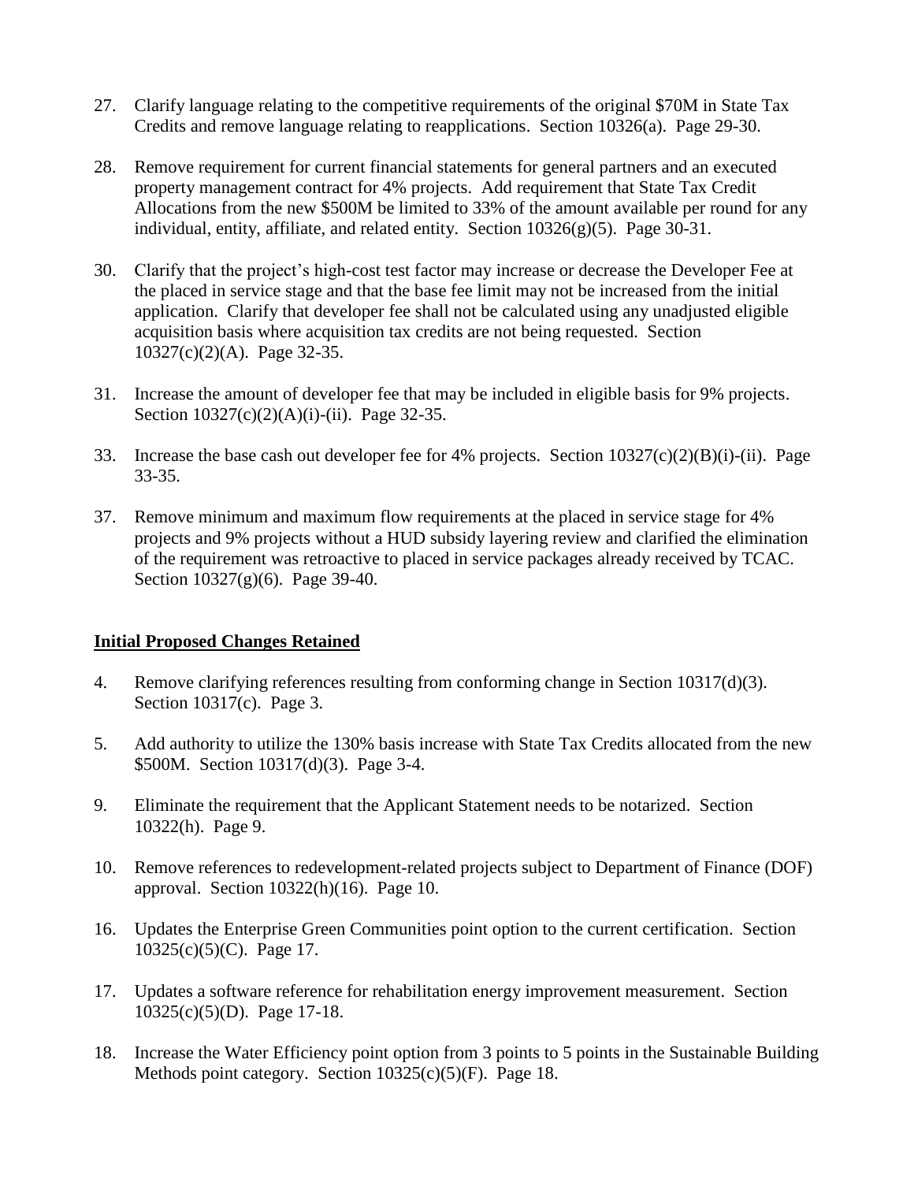27. Clarify language relating to the competitive requirements of the original $70M in State Tax Credits and remove language relating to reapplications. Section 10326(a). Page 29-30.

28. Remove requirement for current financial statements for general partners and an executed property management contract for 4% projects. Add requirement that State Tax Credit Allocations from the new $500M be limited to 33% of the amount available per round for any individual, entity, affiliate, and related entity. Section 10326(g)(5). Page 30-31.

30. Clarify that the project's high-cost test factor may increase or decrease the Developer Fee at the placed in service stage and that the base fee limit may not be increased from the initial application. Clarify that developer fee shall not be calculated using any unadjusted eligible acquisition basis where acquisition tax credits are not being requested. Section 10327(c)(2)(A). Page 32-35.

31. Increase the amount of developer fee that may be included in eligible basis for 9% projects. Section 10327(c)(2)(A)(i)-(ii). Page 32-35.

33. Increase the base cash out developer fee for 4% projects. Section 10327(c)(2)(B)(i)-(ii). Page 33-35.

37. Remove minimum and maximum flow requirements at the placed in service stage for 4% projects and 9% projects without a HUD subsidy layering review and clarified the elimination of the requirement was retroactive to placed in service packages already received by TCAC. Section 10327(g)(6). Page 39-40.

**Initial Proposed Changes Retained**

4. Remove clarifying references resulting from conforming change in Section 10317(d)(3). Section 10317(c). Page 3.

5. Add authority to utilize the 130% basis increase with State Tax Credits allocated from the new $500M. Section 10317(d)(3). Page 3-4.

9. Eliminate the requirement that the Applicant Statement needs to be notarized. Section 10322(h). Page 9.

10. Remove references to redevelopment-related projects subject to Department of Finance (DOF) approval. Section 10322(h)(16). Page 10.

16. Updates the Enterprise Green Communities point option to the current certification. Section 10325(c)(5)(C). Page 17.

17. Updates a software reference for rehabilitation energy improvement measurement. Section 10325(c)(5)(D). Page 17-18.

18. Increase the Water Efficiency point option from 3 points to 5 points in the Sustainable Building Methods point category. Section 10325(c)(5)(F). Page 18.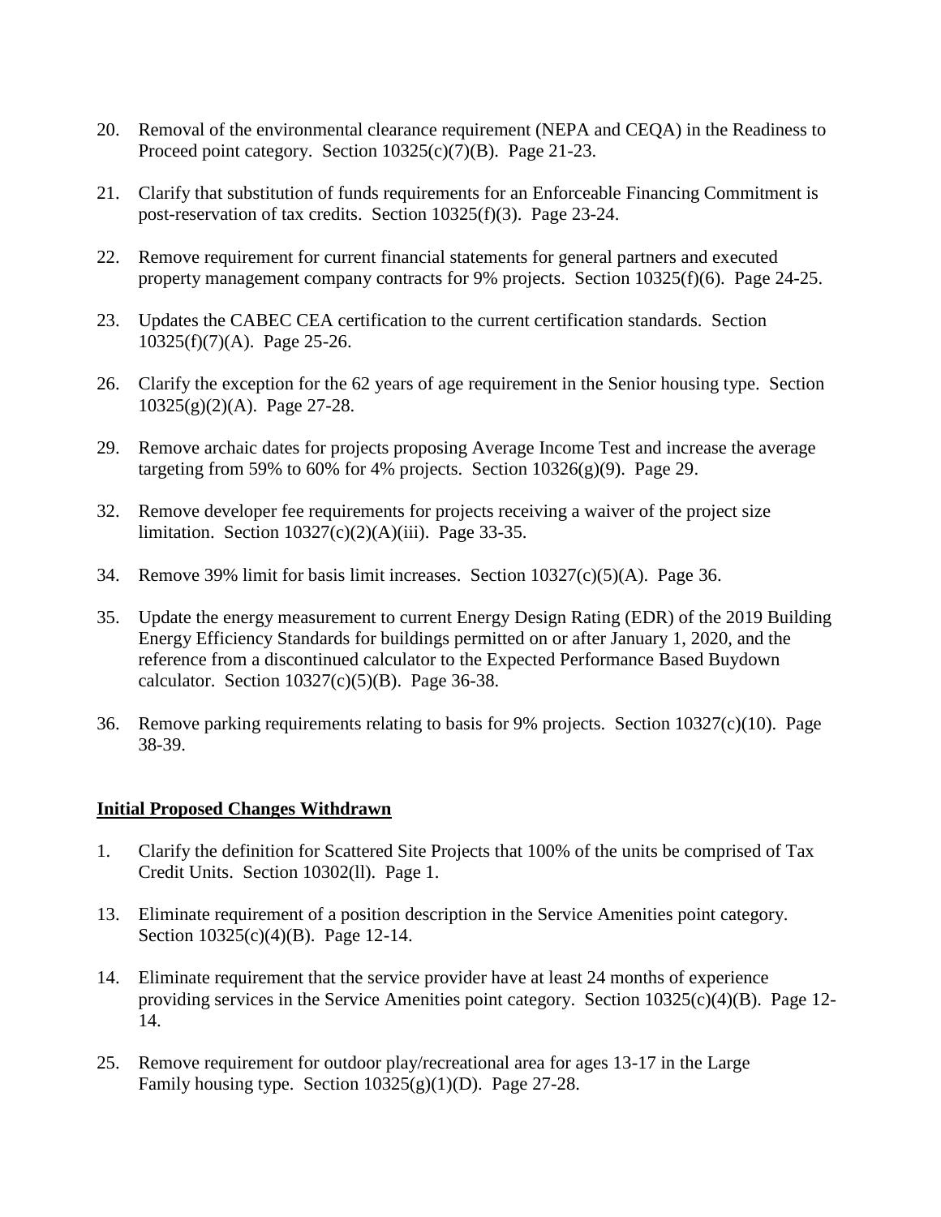20. Removal of the environmental clearance requirement (NEPA and CEQA) in the Readiness to Proceed point category. Section 10325(c)(7)(B). Page 21-23.

21. Clarify that substitution of funds requirements for an Enforceable Financing Commitment is post-reservation of tax credits. Section 10325(f)(3). Page 23-24.

22. Remove requirement for current financial statements for general partners and executed property management company contracts for 9% projects. Section 10325(f)(6). Page 24-25.

23. Updates the CABEC CEA certification to the current certification standards. Section 10325(f)(7)(A). Page 25-26.

26. Clarify the exception for the 62 years of age requirement in the Senior housing type. Section 10325(g)(2)(A). Page 27-28.

29. Remove archaic dates for projects proposing Average Income Test and increase the average targeting from 59% to 60% for 4% projects. Section 10326(g)(9). Page 29.

32. Remove developer fee requirements for projects receiving a waiver of the project size limitation. Section 10327(c)(2)(A)(iii). Page 33-35.

34. Remove 39% limit for basis limit increases. Section 10327(c)(5)(A). Page 36.

35. Update the energy measurement to current Energy Design Rating (EDR) of the 2019 Building Energy Efficiency Standards for buildings permitted on or after January 1, 2020, and the reference from a discontinued calculator to the Expected Performance Based Buydown calculator. Section 10327(c)(5)(B). Page 36-38.

36. Remove parking requirements relating to basis for 9% projects. Section 10327(c)(10). Page 38-39.

**Initial Proposed Changes Withdrawn**

1. Clarify the definition for Scattered Site Projects that 100% of the units be comprised of Tax Credit Units. Section 10302(ll). Page 1.

13. Eliminate requirement of a position description in the Service Amenities point category. Section 10325(c)(4)(B). Page 12-14.

14. Eliminate requirement that the service provider have at least 24 months of experience providing services in the Service Amenities point category. Section 10325(c)(4)(B). Page 12-14.

25. Remove requirement for outdoor play/recreational area for ages 13-17 in the Large Family housing type. Section 10325(g)(1)(D). Page 27-28.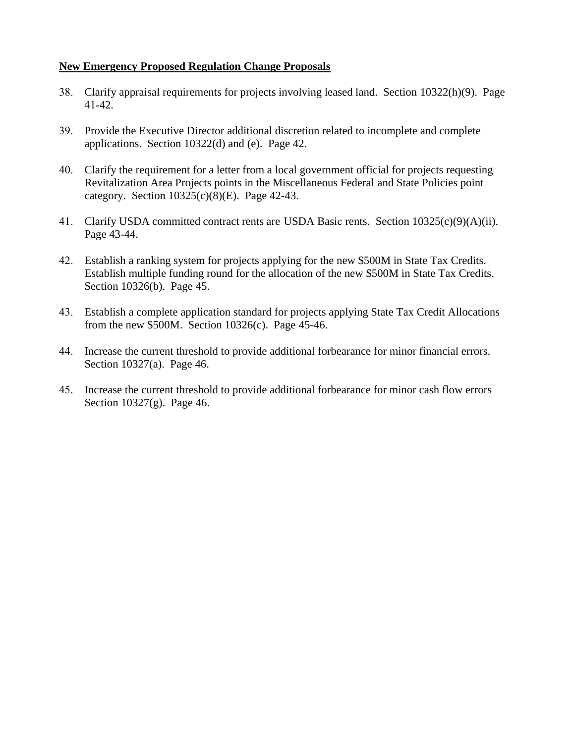**New Emergency Proposed Regulation Change Proposals**

38. Clarify appraisal requirements for projects involving leased land. Section 10322(h)(9). Page 41-42.

39. Provide the Executive Director additional discretion related to incomplete and complete applications. Section 10322(d) and (e). Page 42.

40. Clarify the requirement for a letter from a local government official for projects requesting Revitalization Area Projects points in the Miscellaneous Federal and State Policies point category. Section 10325(c)(8)(E). Page 42-43.

41. Clarify USDA committed contract rents are USDA Basic rents. Section 10325(c)(9)(A)(ii). Page 43-44.

42. Establish a ranking system for projects applying for the new $500M in State Tax Credits. Establish multiple funding round for the allocation of the new $500M in State Tax Credits. Section 10326(b). Page 45.

43. Establish a complete application standard for projects applying State Tax Credit Allocations from the new $500M. Section 10326(c). Page 45-46.

44. Increase the current threshold to provide additional forbearance for minor financial errors. Section 10327(a). Page 46.

45. Increase the current threshold to provide additional forbearance for minor cash flow errors Section 10327(g). Page 46.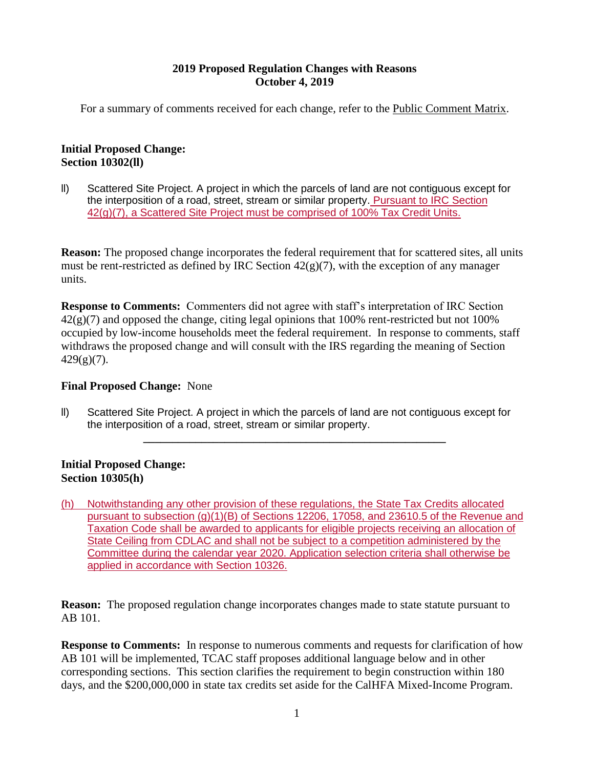**2019 Proposed Regulation Changes with Reasons**
**October 4, 2019**

For a summary of comments received for each change, refer to the Public Comment Matrix.

**Initial Proposed Change:**
**Section 10302(ll)**

ll) Scattered Site Project. A project in which the parcels of land are not contiguous except for the interposition of a road, street, stream or similar property. Pursuant to IRC Section 42(g)(7), a Scattered Site Project must be comprised of 100% Tax Credit Units.

**Reason:** The proposed change incorporates the federal requirement that for scattered sites, all units must be rent-restricted as defined by IRC Section 42(g)(7), with the exception of any manager units.

**Response to Comments:** Commenters did not agree with staff's interpretation of IRC Section 42(g)(7) and opposed the change, citing legal opinions that 100% rent-restricted but not 100% occupied by low-income households meet the federal requirement. In response to comments, staff withdraws the proposed change and will consult with the IRS regarding the meaning of Section 429(g)(7).

**Final Proposed Change:** None

ll) Scattered Site Project. A project in which the parcels of land are not contiguous except for the interposition of a road, street, stream or similar property.

---

**Initial Proposed Change:**
**Section 10305(h)**

(h) Notwithstanding any other provision of these regulations, the State Tax Credits allocated pursuant to subsection (g)(1)(B) of Sections 12206, 17058, and 23610.5 of the Revenue and Taxation Code shall be awarded to applicants for eligible projects receiving an allocation of State Ceiling from CDLAC and shall not be subject to a competition administered by the Committee during the calendar year 2020. Application selection criteria shall otherwise be applied in accordance with Section 10326.

**Reason:** The proposed regulation change incorporates changes made to state statute pursuant to AB 101.

**Response to Comments:** In response to numerous comments and requests for clarification of how AB 101 will be implemented, TCAC staff proposes additional language below and in other corresponding sections. This section clarifies the requirement to begin construction within 180 days, and the $200,000,000 in state tax credits set aside for the CalHFA Mixed-Income Program.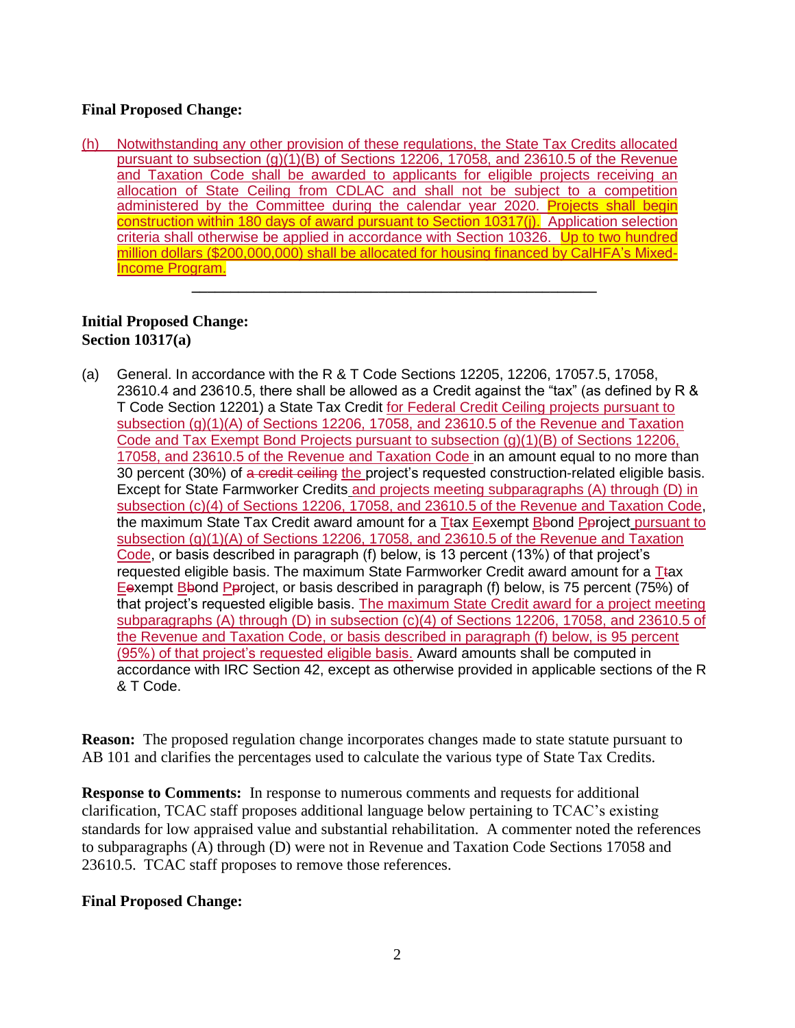**Final Proposed Change:**

(h) Notwithstanding any other provision of these regulations, the State Tax Credits allocated pursuant to subsection (g)(1)(B) of Sections 12206, 17058, and 23610.5 of the Revenue and Taxation Code shall be awarded to applicants for eligible projects receiving an allocation of State Ceiling from CDLAC and shall not be subject to a competition administered by the Committee during the calendar year 2020. Projects shall begin construction within 180 days of award pursuant to Section 10317(j). Application selection criteria shall otherwise be applied in accordance with Section 10326. Up to two hundred million dollars ($200,000,000) shall be allocated for housing financed by CalHFA's Mixed-Income Program.

---

**Initial Proposed Change:**
**Section 10317(a)**

(a) General. In accordance with the R & T Code Sections 12205, 12206, 17057.5, 17058, 23610.4 and 23610.5, there shall be allowed as a Credit against the "tax" (as defined by R & T Code Section 12201) a State Tax Credit for Federal Credit Ceiling projects pursuant to subsection (g)(1)(A) of Sections 12206, 17058, and 23610.5 of the Revenue and Taxation Code and Tax Exempt Bond Projects pursuant to subsection (g)(1)(B) of Sections 12206, 17058, and 23610.5 of the Revenue and Taxation Code in an amount equal to no more than 30 percent (30%) of ~~a credit ceiling~~ the project's requested construction-related eligible basis. Except for State Farmworker Credits and projects meeting subparagraphs (A) through (D) in subsection (c)(4) of Sections 12206, 17058, and 23610.5 of the Revenue and Taxation Code, the maximum State Tax Credit award amount for a T~~t~~ax E~~e~~xempt B~~b~~ond P~~p~~roject pursuant to subsection (g)(1)(A) of Sections 12206, 17058, and 23610.5 of the Revenue and Taxation Code, or basis described in paragraph (f) below, is 13 percent (13%) of that project's requested eligible basis. The maximum State Farmworker Credit award amount for a T~~t~~ax E~~e~~xempt B~~b~~ond P~~p~~roject, or basis described in paragraph (f) below, is 75 percent (75%) of that project's requested eligible basis. The maximum State Credit award for a project meeting subparagraphs (A) through (D) in subsection (c)(4) of Sections 12206, 17058, and 23610.5 of the Revenue and Taxation Code, or basis described in paragraph (f) below, is 95 percent (95%) of that project's requested eligible basis. Award amounts shall be computed in accordance with IRC Section 42, except as otherwise provided in applicable sections of the R & T Code.

**Reason:** The proposed regulation change incorporates changes made to state statute pursuant to AB 101 and clarifies the percentages used to calculate the various type of State Tax Credits.

**Response to Comments:** In response to numerous comments and requests for additional clarification, TCAC staff proposes additional language below pertaining to TCAC's existing standards for low appraised value and substantial rehabilitation. A commenter noted the references to subparagraphs (A) through (D) were not in Revenue and Taxation Code Sections 17058 and 23610.5. TCAC staff proposes to remove those references.

**Final Proposed Change:**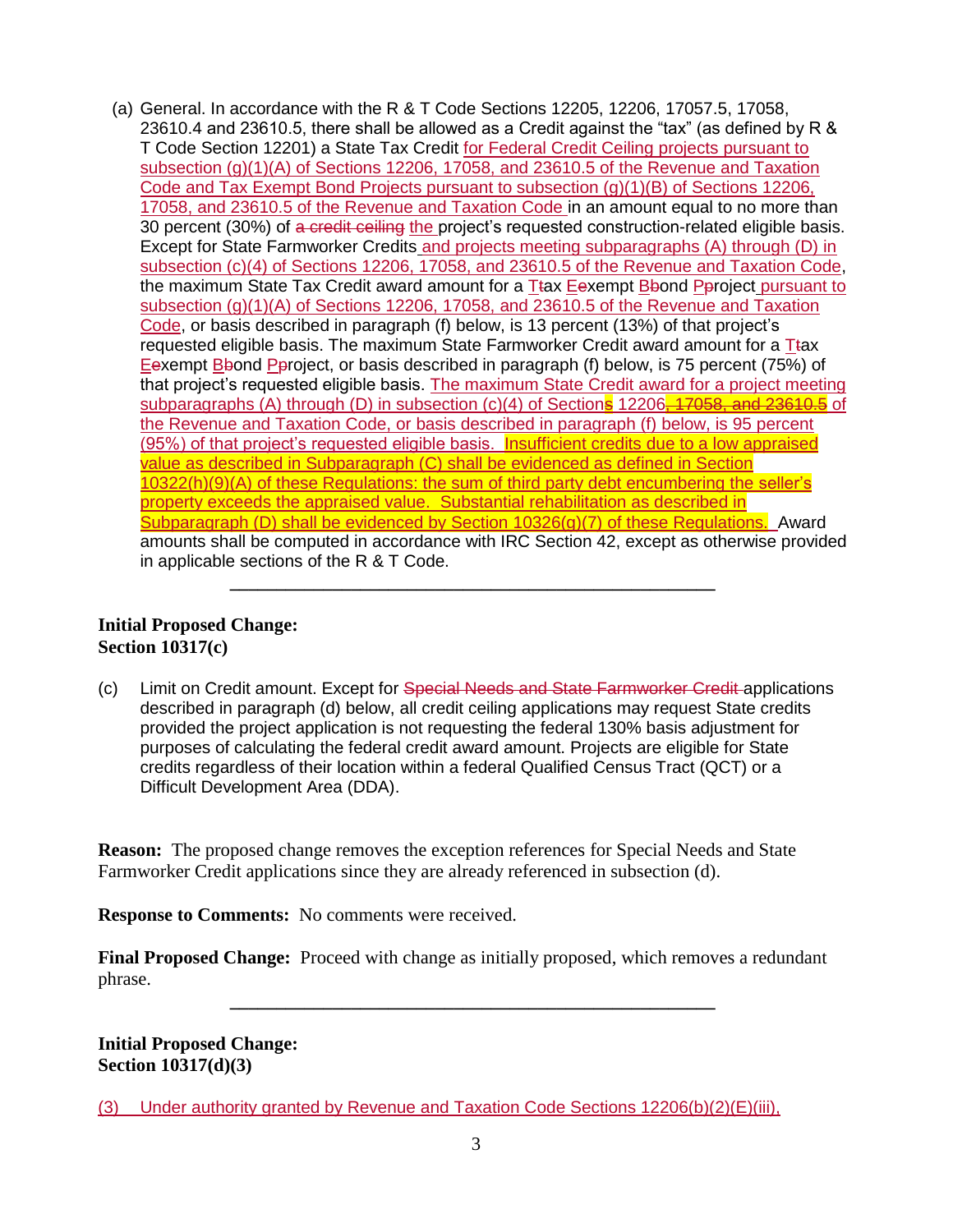(a) General. In accordance with the R & T Code Sections 12205, 12206, 17057.5, 17058, 23610.4 and 23610.5, there shall be allowed as a Credit against the "tax" (as defined by R & T Code Section 12201) a State Tax Credit for Federal Credit Ceiling projects pursuant to subsection (g)(1)(A) of Sections 12206, 17058, and 23610.5 of the Revenue and Taxation Code and Tax Exempt Bond Projects pursuant to subsection (g)(1)(B) of Sections 12206, 17058, and 23610.5 of the Revenue and Taxation Code in an amount equal to no more than 30 percent (30%) of ~~a credit ceiling~~ the project's requested construction-related eligible basis. Except for State Farmworker Credits and projects meeting subparagraphs (A) through (D) in subsection (c)(4) of Sections 12206, 17058, and 23610.5 of the Revenue and Taxation Code, the maximum State Tax Credit award amount for a T~~t~~ax E~~e~~xempt B~~b~~ond P~~p~~roject pursuant to subsection (g)(1)(A) of Sections 12206, 17058, and 23610.5 of the Revenue and Taxation Code, or basis described in paragraph (f) below, is 13 percent (13%) of that project's requested eligible basis. The maximum State Farmworker Credit award amount for a T~~t~~ax E~~e~~xempt B~~b~~ond P~~p~~roject, or basis described in paragraph (f) below, is 75 percent (75%) of that project's requested eligible basis. The maximum State Credit award for a project meeting subparagraphs (A) through (D) in subsection (c)(4) of Section~~s~~ 12206~~, 17058, and 23610.5~~ of the Revenue and Taxation Code, or basis described in paragraph (f) below, is 95 percent (95%) of that project's requested eligible basis. Insufficient credits due to a low appraised value as described in Subparagraph (C) shall be evidenced as defined in Section 10322(h)(9)(A) of these Regulations: the sum of third party debt encumbering the seller's property exceeds the appraised value. Substantial rehabilitation as described in Subparagraph (D) shall be evidenced by Section 10326(g)(7) of these Regulations. Award amounts shall be computed in accordance with IRC Section 42, except as otherwise provided in applicable sections of the R & T Code.

---

**Initial Proposed Change:**
**Section 10317(c)**

(c) Limit on Credit amount. Except for ~~Special Needs and State Farmworker Credit~~ applications described in paragraph (d) below, all credit ceiling applications may request State credits provided the project application is not requesting the federal 130% basis adjustment for purposes of calculating the federal credit award amount. Projects are eligible for State credits regardless of their location within a federal Qualified Census Tract (QCT) or a Difficult Development Area (DDA).

**Reason:** The proposed change removes the exception references for Special Needs and State Farmworker Credit applications since they are already referenced in subsection (d).

**Response to Comments:** No comments were received.

**Final Proposed Change:** Proceed with change as initially proposed, which removes a redundant phrase.

---

**Initial Proposed Change:**
**Section 10317(d)(3)**

(3) Under authority granted by Revenue and Taxation Code Sections 12206(b)(2)(E)(iii),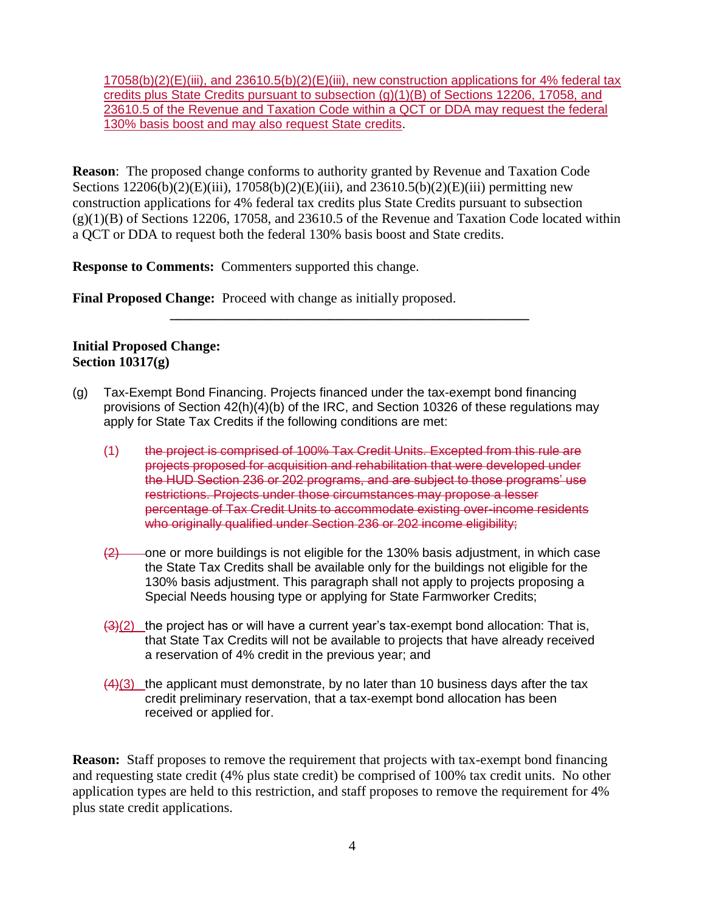17058(b)(2)(E)(iii), and 23610.5(b)(2)(E)(iii), new construction applications for 4% federal tax credits plus State Credits pursuant to subsection (g)(1)(B) of Sections 12206, 17058, and 23610.5 of the Revenue and Taxation Code within a QCT or DDA may request the federal 130% basis boost and may also request State credits.

**Reason**: The proposed change conforms to authority granted by Revenue and Taxation Code Sections 12206(b)(2)(E)(iii), 17058(b)(2)(E)(iii), and 23610.5(b)(2)(E)(iii) permitting new construction applications for 4% federal tax credits plus State Credits pursuant to subsection (g)(1)(B) of Sections 12206, 17058, and 23610.5 of the Revenue and Taxation Code located within a QCT or DDA to request both the federal 130% basis boost and State credits.

**Response to Comments:** Commenters supported this change.

**Final Proposed Change:** Proceed with change as initially proposed.

---

**Initial Proposed Change:**
**Section 10317(g)**

(g) Tax-Exempt Bond Financing. Projects financed under the tax-exempt bond financing provisions of Section 42(h)(4)(b) of the IRC, and Section 10326 of these regulations may apply for State Tax Credits if the following conditions are met:

~~(1) the project is comprised of 100% Tax Credit Units. Excepted from this rule are projects proposed for acquisition and rehabilitation that were developed under the HUD Section 236 or 202 programs, and are subject to those programs' use restrictions. Projects under those circumstances may propose a lesser percentage of Tax Credit Units to accommodate existing over-income residents who originally qualified under Section 236 or 202 income eligibility;~~

~~(2)~~ one or more buildings is not eligible for the 130% basis adjustment, in which case the State Tax Credits shall be available only for the buildings not eligible for the 130% basis adjustment. This paragraph shall not apply to projects proposing a Special Needs housing type or applying for State Farmworker Credits;

~~(3)~~(2) the project has or will have a current year's tax-exempt bond allocation: That is, that State Tax Credits will not be available to projects that have already received a reservation of 4% credit in the previous year; and

~~(4)~~(3) the applicant must demonstrate, by no later than 10 business days after the tax credit preliminary reservation, that a tax-exempt bond allocation has been received or applied for.

**Reason:** Staff proposes to remove the requirement that projects with tax-exempt bond financing and requesting state credit (4% plus state credit) be comprised of 100% tax credit units. No other application types are held to this restriction, and staff proposes to remove the requirement for 4% plus state credit applications.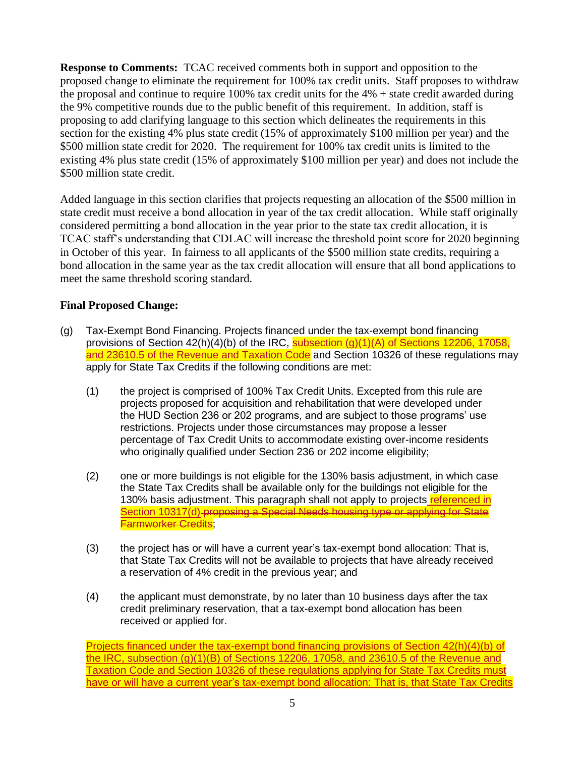**Response to Comments:** TCAC received comments both in support and opposition to the proposed change to eliminate the requirement for 100% tax credit units. Staff proposes to withdraw the proposal and continue to require 100% tax credit units for the 4% + state credit awarded during the 9% competitive rounds due to the public benefit of this requirement. In addition, staff is proposing to add clarifying language to this section which delineates the requirements in this section for the existing 4% plus state credit (15% of approximately $100 million per year) and the $500 million state credit for 2020. The requirement for 100% tax credit units is limited to the existing 4% plus state credit (15% of approximately $100 million per year) and does not include the $500 million state credit.

Added language in this section clarifies that projects requesting an allocation of the $500 million in state credit must receive a bond allocation in year of the tax credit allocation. While staff originally considered permitting a bond allocation in the year prior to the state tax credit allocation, it is TCAC staff's understanding that CDLAC will increase the threshold point score for 2020 beginning in October of this year. In fairness to all applicants of the $500 million state credits, requiring a bond allocation in the same year as the tax credit allocation will ensure that all bond applications to meet the same threshold scoring standard.

**Final Proposed Change:**

(g) Tax-Exempt Bond Financing. Projects financed under the tax-exempt bond financing provisions of Section 42(h)(4)(b) of the IRC, subsection (g)(1)(A) of Sections 12206, 17058, and 23610.5 of the Revenue and Taxation Code and Section 10326 of these regulations may apply for State Tax Credits if the following conditions are met:

(1) the project is comprised of 100% Tax Credit Units. Excepted from this rule are projects proposed for acquisition and rehabilitation that were developed under the HUD Section 236 or 202 programs, and are subject to those programs' use restrictions. Projects under those circumstances may propose a lesser percentage of Tax Credit Units to accommodate existing over-income residents who originally qualified under Section 236 or 202 income eligibility;

(2) one or more buildings is not eligible for the 130% basis adjustment, in which case the State Tax Credits shall be available only for the buildings not eligible for the 130% basis adjustment. This paragraph shall not apply to projects referenced in Section 10317(d) ~~proposing a Special Needs housing type or applying for State Farmworker Credits~~;

(3) the project has or will have a current year's tax-exempt bond allocation: That is, that State Tax Credits will not be available to projects that have already received a reservation of 4% credit in the previous year; and

(4) the applicant must demonstrate, by no later than 10 business days after the tax credit preliminary reservation, that a tax-exempt bond allocation has been received or applied for.

Projects financed under the tax-exempt bond financing provisions of Section 42(h)(4)(b) of the IRC, subsection (g)(1)(B) of Sections 12206, 17058, and 23610.5 of the Revenue and Taxation Code and Section 10326 of these regulations applying for State Tax Credits must have or will have a current year's tax-exempt bond allocation: That is, that State Tax Credits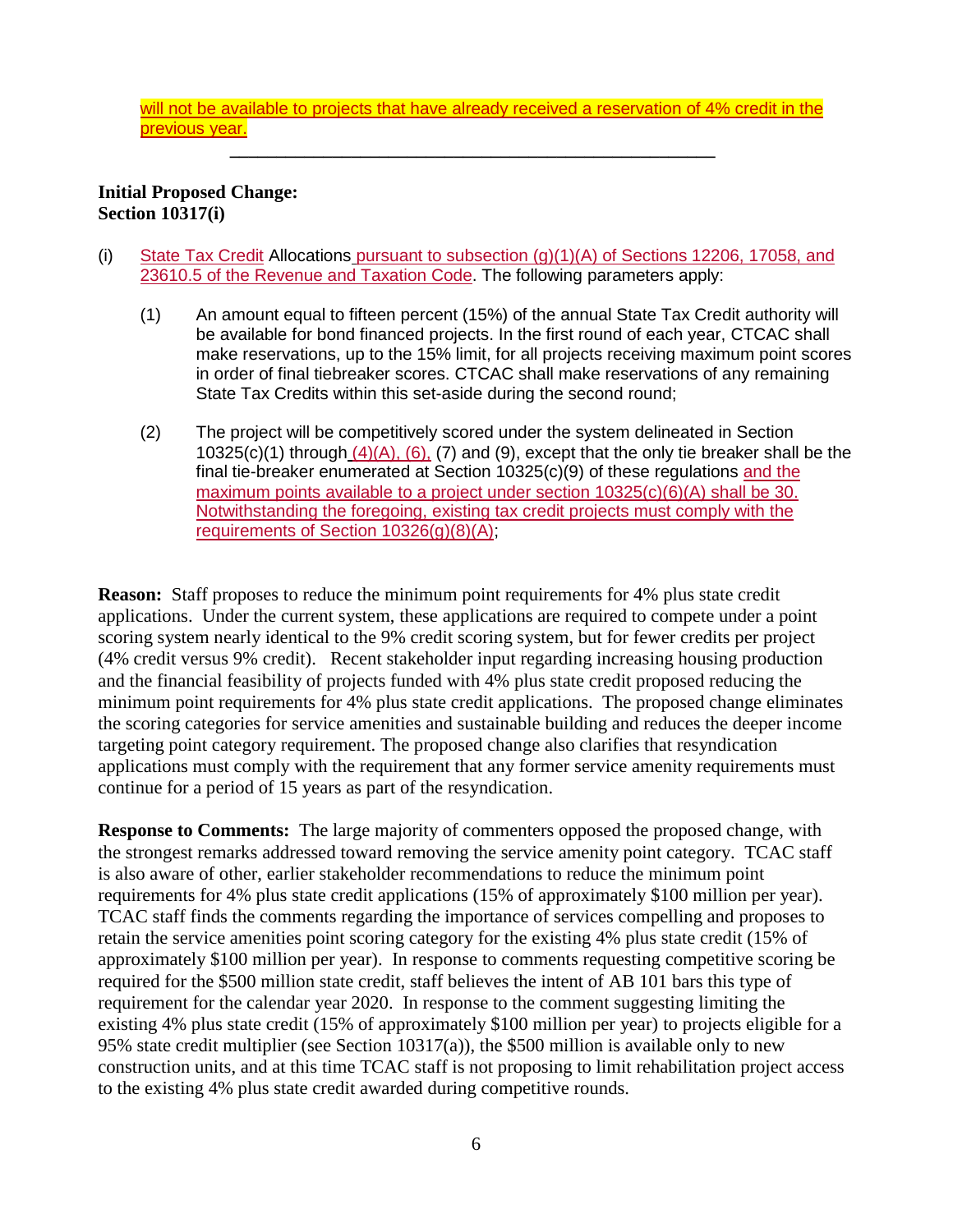will not be available to projects that have already received a reservation of 4% credit in the previous year.

---

**Initial Proposed Change:**
**Section 10317(i)**

(i) State Tax Credit Allocations pursuant to subsection (g)(1)(A) of Sections 12206, 17058, and 23610.5 of the Revenue and Taxation Code. The following parameters apply:

(1) An amount equal to fifteen percent (15%) of the annual State Tax Credit authority will be available for bond financed projects. In the first round of each year, CTCAC shall make reservations, up to the 15% limit, for all projects receiving maximum point scores in order of final tiebreaker scores. CTCAC shall make reservations of any remaining State Tax Credits within this set-aside during the second round;

(2) The project will be competitively scored under the system delineated in Section 10325(c)(1) through (4)(A), (6), (7) and (9), except that the only tie breaker shall be the final tie-breaker enumerated at Section 10325(c)(9) of these regulations and the maximum points available to a project under section 10325(c)(6)(A) shall be 30. Notwithstanding the foregoing, existing tax credit projects must comply with the requirements of Section 10326(g)(8)(A);

**Reason:** Staff proposes to reduce the minimum point requirements for 4% plus state credit applications. Under the current system, these applications are required to compete under a point scoring system nearly identical to the 9% credit scoring system, but for fewer credits per project (4% credit versus 9% credit). Recent stakeholder input regarding increasing housing production and the financial feasibility of projects funded with 4% plus state credit proposed reducing the minimum point requirements for 4% plus state credit applications. The proposed change eliminates the scoring categories for service amenities and sustainable building and reduces the deeper income targeting point category requirement. The proposed change also clarifies that resyndication applications must comply with the requirement that any former service amenity requirements must continue for a period of 15 years as part of the resyndication.

**Response to Comments:** The large majority of commenters opposed the proposed change, with the strongest remarks addressed toward removing the service amenity point category. TCAC staff is also aware of other, earlier stakeholder recommendations to reduce the minimum point requirements for 4% plus state credit applications (15% of approximately $100 million per year). TCAC staff finds the comments regarding the importance of services compelling and proposes to retain the service amenities point scoring category for the existing 4% plus state credit (15% of approximately $100 million per year). In response to comments requesting competitive scoring be required for the $500 million state credit, staff believes the intent of AB 101 bars this type of requirement for the calendar year 2020. In response to the comment suggesting limiting the existing 4% plus state credit (15% of approximately $100 million per year) to projects eligible for a 95% state credit multiplier (see Section 10317(a)), the $500 million is available only to new construction units, and at this time TCAC staff is not proposing to limit rehabilitation project access to the existing 4% plus state credit awarded during competitive rounds.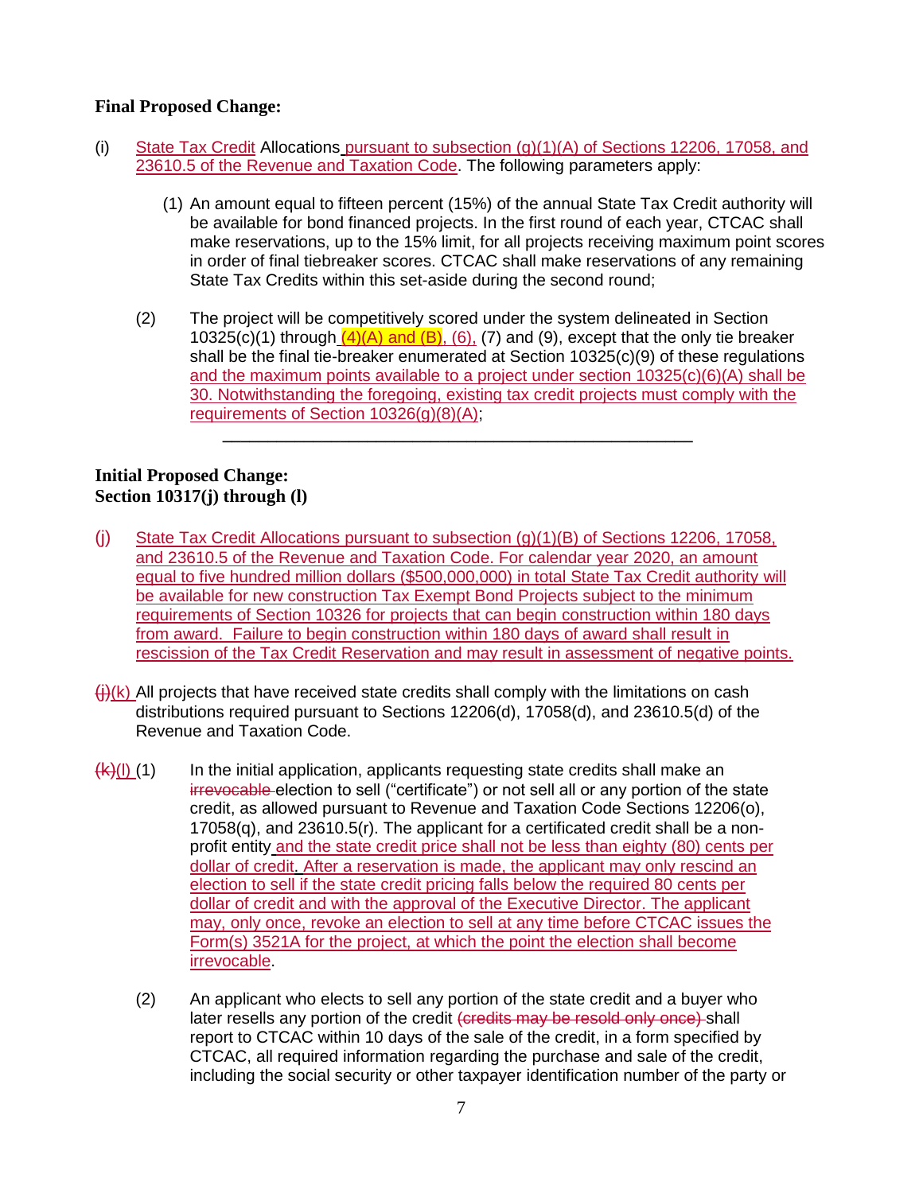**Final Proposed Change:**

(i) State Tax Credit Allocations pursuant to subsection (g)(1)(A) of Sections 12206, 17058, and 23610.5 of the Revenue and Taxation Code. The following parameters apply:

(1) An amount equal to fifteen percent (15%) of the annual State Tax Credit authority will be available for bond financed projects. In the first round of each year, CTCAC shall make reservations, up to the 15% limit, for all projects receiving maximum point scores in order of final tiebreaker scores. CTCAC shall make reservations of any remaining State Tax Credits within this set-aside during the second round;

(2) The project will be competitively scored under the system delineated in Section 10325(c)(1) through (4)(A) and (B), (6), (7) and (9), except that the only tie breaker shall be the final tie-breaker enumerated at Section 10325(c)(9) of these regulations and the maximum points available to a project under section 10325(c)(6)(A) shall be 30. Notwithstanding the foregoing, existing tax credit projects must comply with the requirements of Section 10326(g)(8)(A);

---

**Initial Proposed Change:**
**Section 10317(j) through (l)**

(j) State Tax Credit Allocations pursuant to subsection (g)(1)(B) of Sections 12206, 17058, and 23610.5 of the Revenue and Taxation Code. For calendar year 2020, an amount equal to five hundred million dollars ($500,000,000) in total State Tax Credit authority will be available for new construction Tax Exempt Bond Projects subject to the minimum requirements of Section 10326 for projects that can begin construction within 180 days from award. Failure to begin construction within 180 days of award shall result in rescission of the Tax Credit Reservation and may result in assessment of negative points.

~~(j)~~(k) All projects that have received state credits shall comply with the limitations on cash distributions required pursuant to Sections 12206(d), 17058(d), and 23610.5(d) of the Revenue and Taxation Code.

~~(k)~~(l) (1) In the initial application, applicants requesting state credits shall make an ~~irrevocable~~ election to sell ("certificate") or not sell all or any portion of the state credit, as allowed pursuant to Revenue and Taxation Code Sections 12206(o), 17058(q), and 23610.5(r). The applicant for a certificated credit shall be a non-profit entity and the state credit price shall not be less than eighty (80) cents per dollar of credit. After a reservation is made, the applicant may only rescind an election to sell if the state credit pricing falls below the required 80 cents per dollar of credit and with the approval of the Executive Director. The applicant may, only once, revoke an election to sell at any time before CTCAC issues the Form(s) 3521A for the project, at which the point the election shall become irrevocable.

(2) An applicant who elects to sell any portion of the state credit and a buyer who later resells any portion of the credit ~~(credits may be resold only once)~~ shall report to CTCAC within 10 days of the sale of the credit, in a form specified by CTCAC, all required information regarding the purchase and sale of the credit, including the social security or other taxpayer identification number of the party or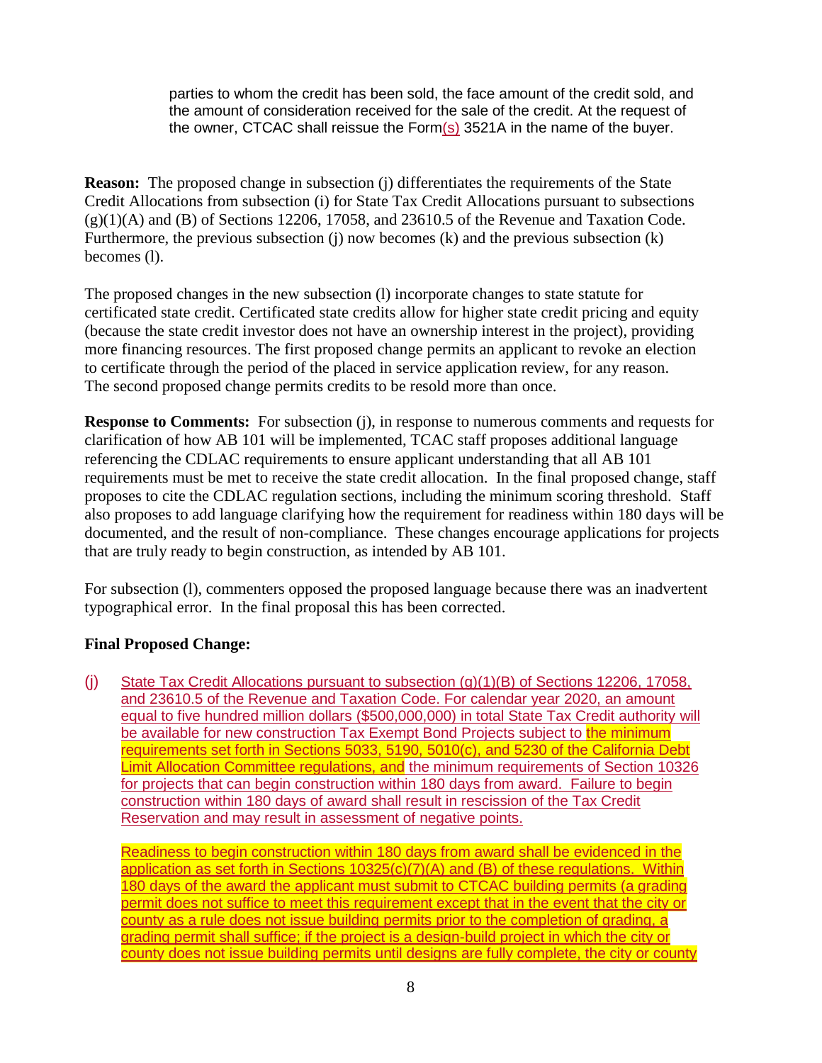parties to whom the credit has been sold, the face amount of the credit sold, and the amount of consideration received for the sale of the credit. At the request of the owner, CTCAC shall reissue the Form(s) 3521A in the name of the buyer.

**Reason:** The proposed change in subsection (j) differentiates the requirements of the State Credit Allocations from subsection (i) for State Tax Credit Allocations pursuant to subsections (g)(1)(A) and (B) of Sections 12206, 17058, and 23610.5 of the Revenue and Taxation Code. Furthermore, the previous subsection (j) now becomes (k) and the previous subsection (k) becomes (l).

The proposed changes in the new subsection (l) incorporate changes to state statute for certificated state credit. Certificated state credits allow for higher state credit pricing and equity (because the state credit investor does not have an ownership interest in the project), providing more financing resources. The first proposed change permits an applicant to revoke an election to certificate through the period of the placed in service application review, for any reason. The second proposed change permits credits to be resold more than once.

**Response to Comments:** For subsection (j), in response to numerous comments and requests for clarification of how AB 101 will be implemented, TCAC staff proposes additional language referencing the CDLAC requirements to ensure applicant understanding that all AB 101 requirements must be met to receive the state credit allocation. In the final proposed change, staff proposes to cite the CDLAC regulation sections, including the minimum scoring threshold. Staff also proposes to add language clarifying how the requirement for readiness within 180 days will be documented, and the result of non-compliance. These changes encourage applications for projects that are truly ready to begin construction, as intended by AB 101.

For subsection (l), commenters opposed the proposed language because there was an inadvertent typographical error. In the final proposal this has been corrected.

**Final Proposed Change:**

(j) State Tax Credit Allocations pursuant to subsection (g)(1)(B) of Sections 12206, 17058, and 23610.5 of the Revenue and Taxation Code. For calendar year 2020, an amount equal to five hundred million dollars ($500,000,000) in total State Tax Credit authority will be available for new construction Tax Exempt Bond Projects subject to the minimum requirements set forth in Sections 5033, 5190, 5010(c), and 5230 of the California Debt Limit Allocation Committee regulations, and the minimum requirements of Section 10326 for projects that can begin construction within 180 days from award. Failure to begin construction within 180 days of award shall result in rescission of the Tax Credit Reservation and may result in assessment of negative points.

Readiness to begin construction within 180 days from award shall be evidenced in the application as set forth in Sections 10325(c)(7)(A) and (B) of these regulations. Within 180 days of the award the applicant must submit to CTCAC building permits (a grading permit does not suffice to meet this requirement except that in the event that the city or county as a rule does not issue building permits prior to the completion of grading, a grading permit shall suffice; if the project is a design-build project in which the city or county does not issue building permits until designs are fully complete, the city or county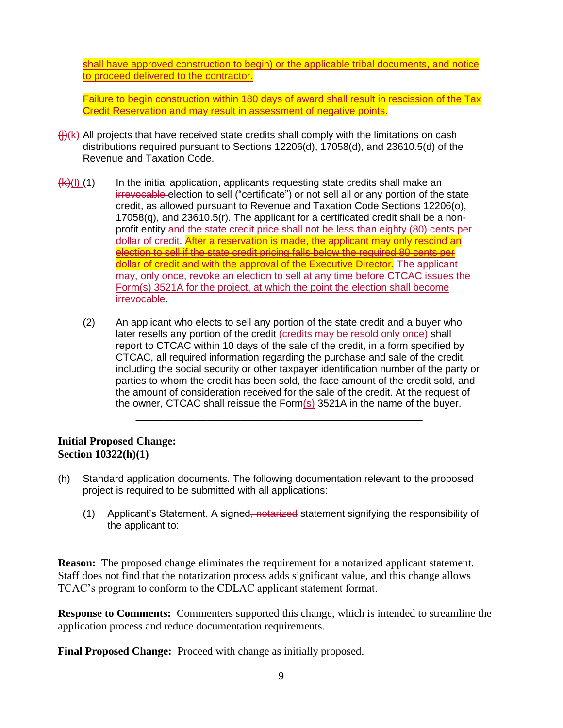shall have approved construction to begin) or the applicable tribal documents, and notice to proceed delivered to the contractor.

Failure to begin construction within 180 days of award shall result in rescission of the Tax Credit Reservation and may result in assessment of negative points.

~~(j)~~(k) All projects that have received state credits shall comply with the limitations on cash distributions required pursuant to Sections 12206(d), 17058(d), and 23610.5(d) of the Revenue and Taxation Code.

~~(k)~~(l) (1) In the initial application, applicants requesting state credits shall make an ~~irrevocable~~ election to sell ("certificate") or not sell all or any portion of the state credit, as allowed pursuant to Revenue and Taxation Code Sections 12206(o), 17058(q), and 23610.5(r). The applicant for a certificated credit shall be a non-profit entity and the state credit price shall not be less than eighty (80) cents per dollar of credit. ~~After a reservation is made, the applicant may only rescind an election to sell if the state credit pricing falls below the required 80 cents per dollar of credit and with the approval of the Executive Director.~~ The applicant may, only once, revoke an election to sell at any time before CTCAC issues the Form(s) 3521A for the project, at which the point the election shall become irrevocable.

(2) An applicant who elects to sell any portion of the state credit and a buyer who later resells any portion of the credit ~~(credits may be resold only once)~~ shall report to CTCAC within 10 days of the sale of the credit, in a form specified by CTCAC, all required information regarding the purchase and sale of the credit, including the social security or other taxpayer identification number of the party or parties to whom the credit has been sold, the face amount of the credit sold, and the amount of consideration received for the sale of the credit. At the request of the owner, CTCAC shall reissue the Form(s) 3521A in the name of the buyer.

---

**Initial Proposed Change:**
**Section 10322(h)(1)**

(h) Standard application documents. The following documentation relevant to the proposed project is required to be submitted with all applications:

(1) Applicant's Statement. A signed~~, notarized~~ statement signifying the responsibility of the applicant to:

**Reason:** The proposed change eliminates the requirement for a notarized applicant statement. Staff does not find that the notarization process adds significant value, and this change allows TCAC's program to conform to the CDLAC applicant statement format.

**Response to Comments:** Commenters supported this change, which is intended to streamline the application process and reduce documentation requirements.

**Final Proposed Change:** Proceed with change as initially proposed.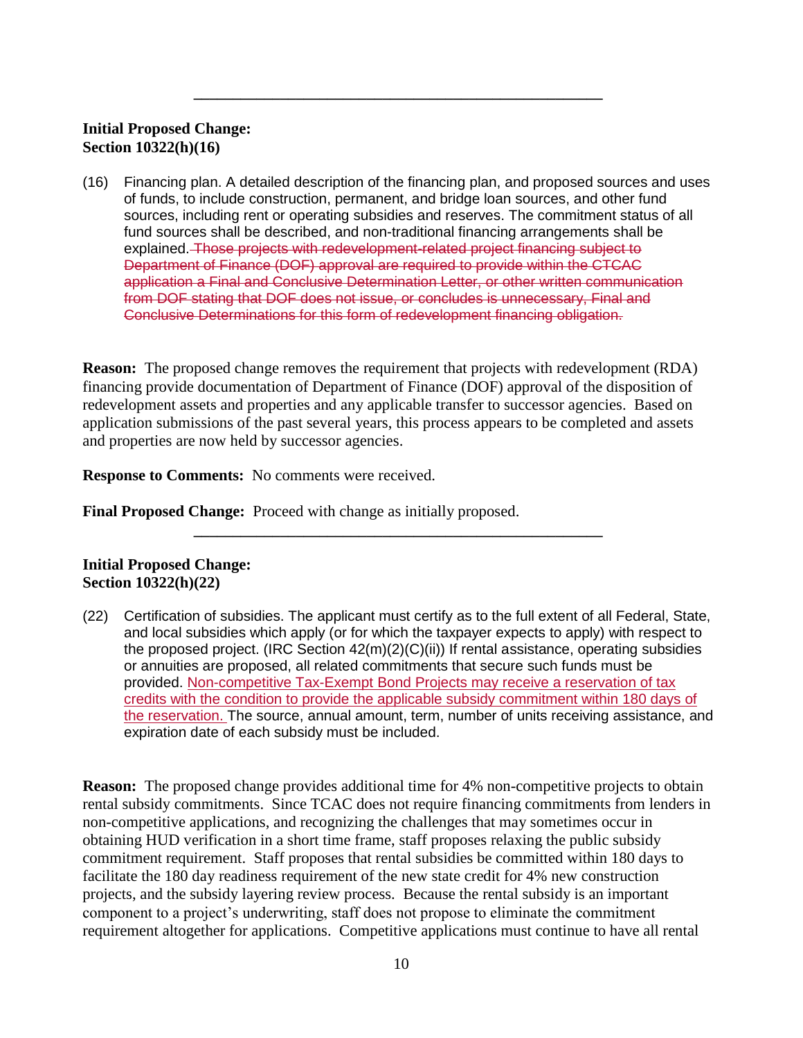---

**Initial Proposed Change:**
**Section 10322(h)(16)**

(16) Financing plan. A detailed description of the financing plan, and proposed sources and uses of funds, to include construction, permanent, and bridge loan sources, and other fund sources, including rent or operating subsidies and reserves. The commitment status of all fund sources shall be described, and non-traditional financing arrangements shall be explained. ~~Those projects with redevelopment-related project financing subject to Department of Finance (DOF) approval are required to provide within the CTCAC application a Final and Conclusive Determination Letter, or other written communication from DOF stating that DOF does not issue, or concludes is unnecessary, Final and Conclusive Determinations for this form of redevelopment financing obligation.~~

**Reason:** The proposed change removes the requirement that projects with redevelopment (RDA) financing provide documentation of Department of Finance (DOF) approval of the disposition of redevelopment assets and properties and any applicable transfer to successor agencies. Based on application submissions of the past several years, this process appears to be completed and assets and properties are now held by successor agencies.

**Response to Comments:** No comments were received.

**Final Proposed Change:** Proceed with change as initially proposed.

---

**Initial Proposed Change:**
**Section 10322(h)(22)**

(22) Certification of subsidies. The applicant must certify as to the full extent of all Federal, State, and local subsidies which apply (or for which the taxpayer expects to apply) with respect to the proposed project. (IRC Section 42(m)(2)(C)(ii)) If rental assistance, operating subsidies or annuities are proposed, all related commitments that secure such funds must be provided. <u>Non-competitive Tax-Exempt Bond Projects may receive a reservation of tax credits with the condition to provide the applicable subsidy commitment within 180 days of the reservation.</u> The source, annual amount, term, number of units receiving assistance, and expiration date of each subsidy must be included.

**Reason:** The proposed change provides additional time for 4% non-competitive projects to obtain rental subsidy commitments. Since TCAC does not require financing commitments from lenders in non-competitive applications, and recognizing the challenges that may sometimes occur in obtaining HUD verification in a short time frame, staff proposes relaxing the public subsidy commitment requirement. Staff proposes that rental subsidies be committed within 180 days to facilitate the 180 day readiness requirement of the new state credit for 4% new construction projects, and the subsidy layering review process. Because the rental subsidy is an important component to a project's underwriting, staff does not propose to eliminate the commitment requirement altogether for applications. Competitive applications must continue to have all rental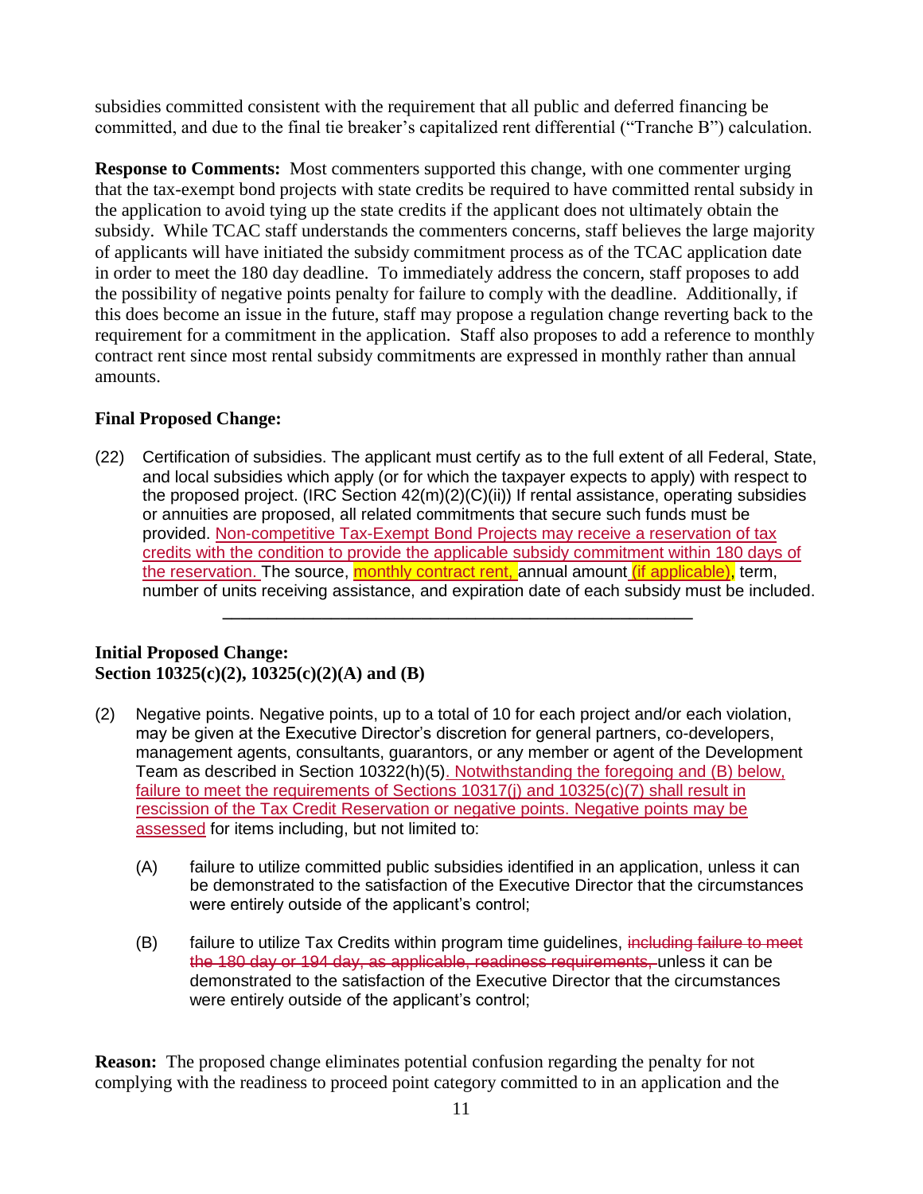subsidies committed consistent with the requirement that all public and deferred financing be committed, and due to the final tie breaker's capitalized rent differential ("Tranche B") calculation.

**Response to Comments:** Most commenters supported this change, with one commenter urging that the tax-exempt bond projects with state credits be required to have committed rental subsidy in the application to avoid tying up the state credits if the applicant does not ultimately obtain the subsidy. While TCAC staff understands the commenters concerns, staff believes the large majority of applicants will have initiated the subsidy commitment process as of the TCAC application date in order to meet the 180 day deadline. To immediately address the concern, staff proposes to add the possibility of negative points penalty for failure to comply with the deadline. Additionally, if this does become an issue in the future, staff may propose a regulation change reverting back to the requirement for a commitment in the application. Staff also proposes to add a reference to monthly contract rent since most rental subsidy commitments are expressed in monthly rather than annual amounts.

**Final Proposed Change:**

(22) Certification of subsidies. The applicant must certify as to the full extent of all Federal, State, and local subsidies which apply (or for which the taxpayer expects to apply) with respect to the proposed project. (IRC Section 42(m)(2)(C)(ii)) If rental assistance, operating subsidies or annuities are proposed, all related commitments that secure such funds must be provided. Non-competitive Tax-Exempt Bond Projects may receive a reservation of tax credits with the condition to provide the applicable subsidy commitment within 180 days of the reservation. The source, monthly contract rent, annual amount (if applicable), term, number of units receiving assistance, and expiration date of each subsidy must be included.

---

**Initial Proposed Change:**
**Section 10325(c)(2), 10325(c)(2)(A) and (B)**

(2) Negative points. Negative points, up to a total of 10 for each project and/or each violation, may be given at the Executive Director's discretion for general partners, co-developers, management agents, consultants, guarantors, or any member or agent of the Development Team as described in Section 10322(h)(5). Notwithstanding the foregoing and (B) below, failure to meet the requirements of Sections 10317(j) and 10325(c)(7) shall result in rescission of the Tax Credit Reservation or negative points. Negative points may be assessed for items including, but not limited to:

(A) failure to utilize committed public subsidies identified in an application, unless it can be demonstrated to the satisfaction of the Executive Director that the circumstances were entirely outside of the applicant's control;

(B) failure to utilize Tax Credits within program time guidelines, ~~including failure to meet the 180 day or 194 day, as applicable, readiness requirements,~~ unless it can be demonstrated to the satisfaction of the Executive Director that the circumstances were entirely outside of the applicant's control;

**Reason:** The proposed change eliminates potential confusion regarding the penalty for not complying with the readiness to proceed point category committed to in an application and the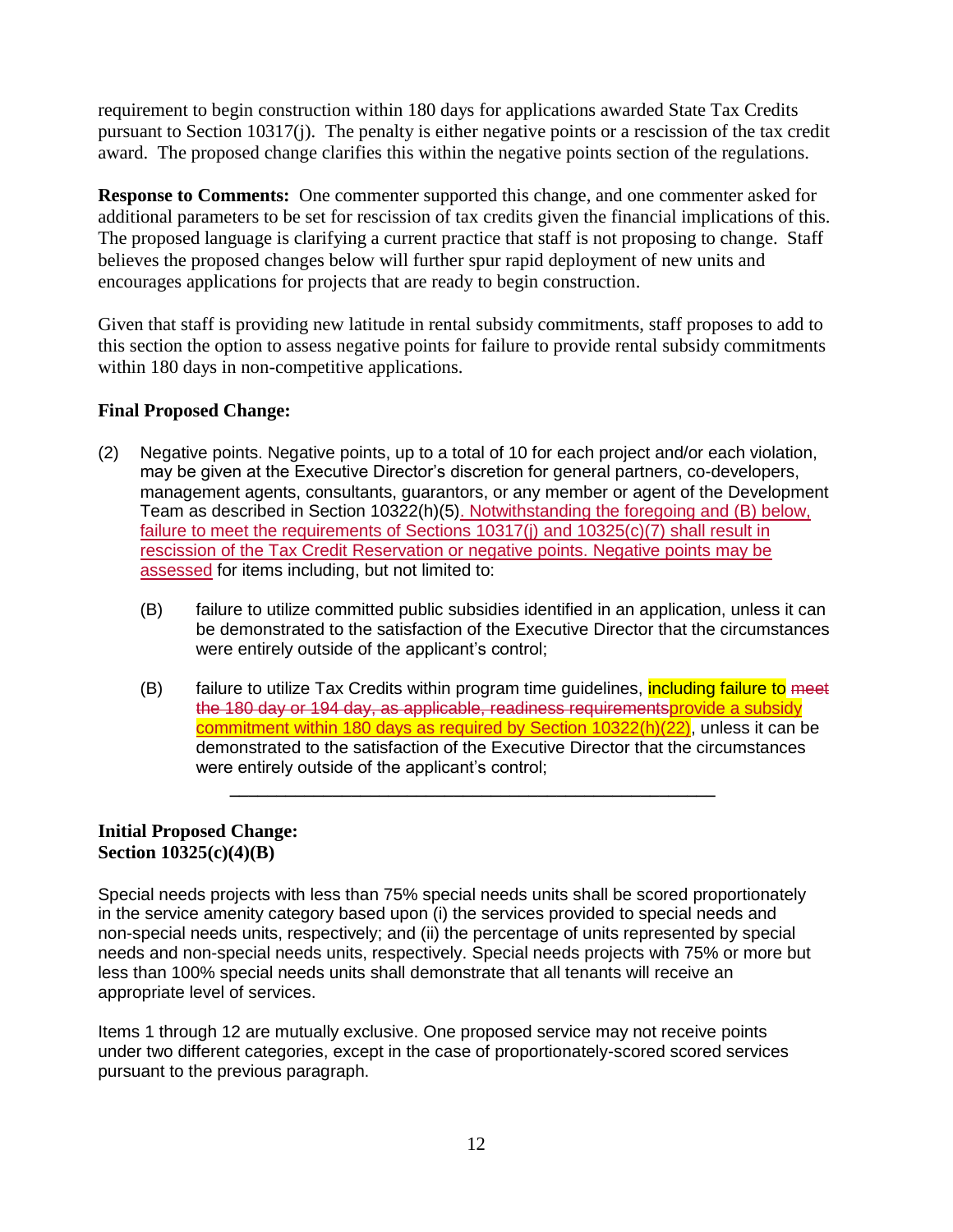requirement to begin construction within 180 days for applications awarded State Tax Credits pursuant to Section 10317(j). The penalty is either negative points or a rescission of the tax credit award. The proposed change clarifies this within the negative points section of the regulations.

**Response to Comments:** One commenter supported this change, and one commenter asked for additional parameters to be set for rescission of tax credits given the financial implications of this. The proposed language is clarifying a current practice that staff is not proposing to change. Staff believes the proposed changes below will further spur rapid deployment of new units and encourages applications for projects that are ready to begin construction.

Given that staff is providing new latitude in rental subsidy commitments, staff proposes to add to this section the option to assess negative points for failure to provide rental subsidy commitments within 180 days in non-competitive applications.

**Final Proposed Change:**

(2) Negative points. Negative points, up to a total of 10 for each project and/or each violation, may be given at the Executive Director's discretion for general partners, co-developers, management agents, consultants, guarantors, or any member or agent of the Development Team as described in Section 10322(h)(5). Notwithstanding the foregoing and (B) below, failure to meet the requirements of Sections 10317(j) and 10325(c)(7) shall result in rescission of the Tax Credit Reservation or negative points. Negative points may be assessed for items including, but not limited to:

(B) failure to utilize committed public subsidies identified in an application, unless it can be demonstrated to the satisfaction of the Executive Director that the circumstances were entirely outside of the applicant's control;

(B) failure to utilize Tax Credits within program time guidelines, including failure to ~~meet the 180 day or 194 day, as applicable, readiness requirements~~provide a subsidy commitment within 180 days as required by Section 10322(h)(22), unless it can be demonstrated to the satisfaction of the Executive Director that the circumstances were entirely outside of the applicant's control;

---

**Initial Proposed Change:**
**Section 10325(c)(4)(B)**

Special needs projects with less than 75% special needs units shall be scored proportionately in the service amenity category based upon (i) the services provided to special needs and non-special needs units, respectively; and (ii) the percentage of units represented by special needs and non-special needs units, respectively. Special needs projects with 75% or more but less than 100% special needs units shall demonstrate that all tenants will receive an appropriate level of services.

Items 1 through 12 are mutually exclusive. One proposed service may not receive points under two different categories, except in the case of proportionately-scored scored services pursuant to the previous paragraph.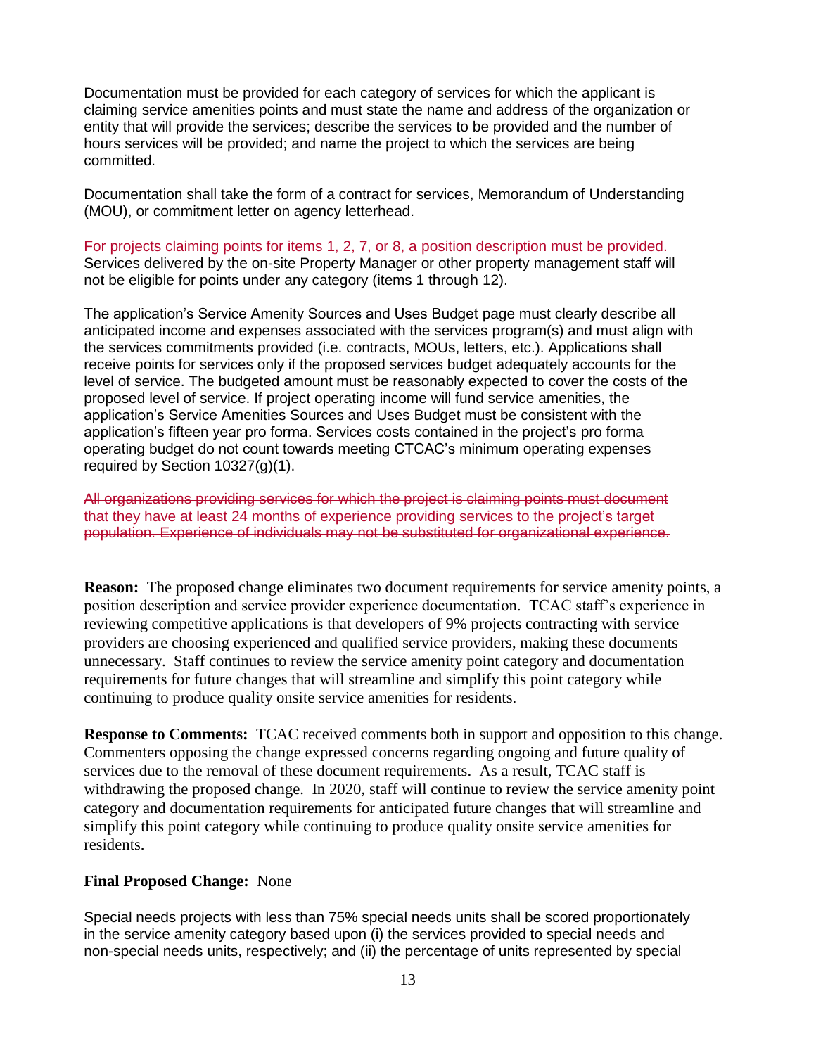Documentation must be provided for each category of services for which the applicant is claiming service amenities points and must state the name and address of the organization or entity that will provide the services; describe the services to be provided and the number of hours services will be provided; and name the project to which the services are being committed.

Documentation shall take the form of a contract for services, Memorandum of Understanding (MOU), or commitment letter on agency letterhead.

~~For projects claiming points for items 1, 2, 7, or 8, a position description must be provided.~~ Services delivered by the on-site Property Manager or other property management staff will not be eligible for points under any category (items 1 through 12).

The application's Service Amenity Sources and Uses Budget page must clearly describe all anticipated income and expenses associated with the services program(s) and must align with the services commitments provided (i.e. contracts, MOUs, letters, etc.). Applications shall receive points for services only if the proposed services budget adequately accounts for the level of service. The budgeted amount must be reasonably expected to cover the costs of the proposed level of service. If project operating income will fund service amenities, the application's Service Amenities Sources and Uses Budget must be consistent with the application's fifteen year pro forma. Services costs contained in the project's pro forma operating budget do not count towards meeting CTCAC's minimum operating expenses required by Section 10327(g)(1).

~~All organizations providing services for which the project is claiming points must document that they have at least 24 months of experience providing services to the project's target population. Experience of individuals may not be substituted for organizational experience.~~

**Reason:** The proposed change eliminates two document requirements for service amenity points, a position description and service provider experience documentation. TCAC staff's experience in reviewing competitive applications is that developers of 9% projects contracting with service providers are choosing experienced and qualified service providers, making these documents unnecessary. Staff continues to review the service amenity point category and documentation requirements for future changes that will streamline and simplify this point category while continuing to produce quality onsite service amenities for residents.

**Response to Comments:** TCAC received comments both in support and opposition to this change. Commenters opposing the change expressed concerns regarding ongoing and future quality of services due to the removal of these document requirements. As a result, TCAC staff is withdrawing the proposed change. In 2020, staff will continue to review the service amenity point category and documentation requirements for anticipated future changes that will streamline and simplify this point category while continuing to produce quality onsite service amenities for residents.

**Final Proposed Change:** None

Special needs projects with less than 75% special needs units shall be scored proportionately in the service amenity category based upon (i) the services provided to special needs and non-special needs units, respectively; and (ii) the percentage of units represented by special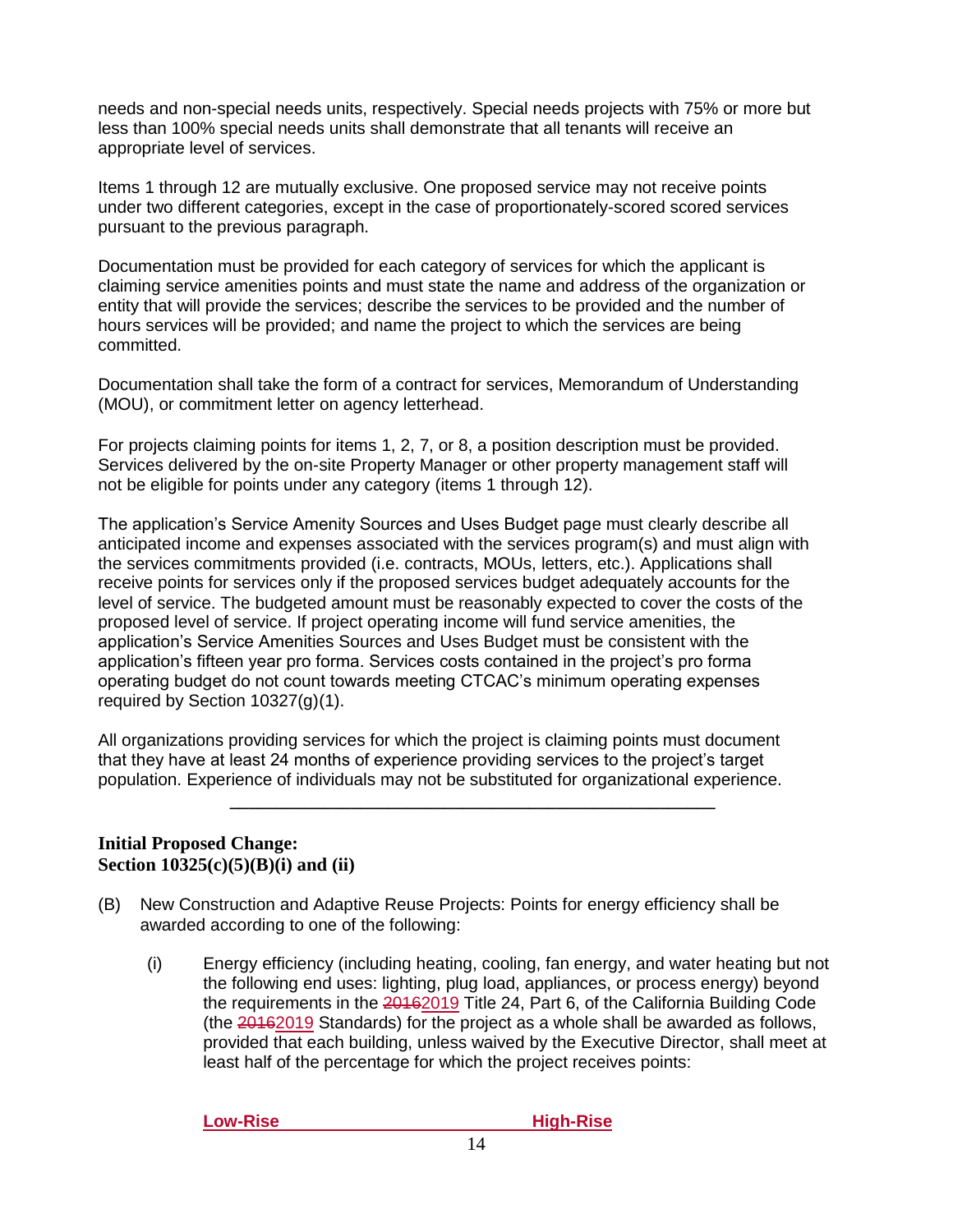needs and non-special needs units, respectively. Special needs projects with 75% or more but less than 100% special needs units shall demonstrate that all tenants will receive an appropriate level of services.

Items 1 through 12 are mutually exclusive. One proposed service may not receive points under two different categories, except in the case of proportionately-scored scored services pursuant to the previous paragraph.

Documentation must be provided for each category of services for which the applicant is claiming service amenities points and must state the name and address of the organization or entity that will provide the services; describe the services to be provided and the number of hours services will be provided; and name the project to which the services are being committed.

Documentation shall take the form of a contract for services, Memorandum of Understanding (MOU), or commitment letter on agency letterhead.

For projects claiming points for items 1, 2, 7, or 8, a position description must be provided. Services delivered by the on-site Property Manager or other property management staff will not be eligible for points under any category (items 1 through 12).

The application's Service Amenity Sources and Uses Budget page must clearly describe all anticipated income and expenses associated with the services program(s) and must align with the services commitments provided (i.e. contracts, MOUs, letters, etc.). Applications shall receive points for services only if the proposed services budget adequately accounts for the level of service. The budgeted amount must be reasonably expected to cover the costs of the proposed level of service. If project operating income will fund service amenities, the application's Service Amenities Sources and Uses Budget must be consistent with the application's fifteen year pro forma. Services costs contained in the project's pro forma operating budget do not count towards meeting CTCAC's minimum operating expenses required by Section 10327(g)(1).

All organizations providing services for which the project is claiming points must document that they have at least 24 months of experience providing services to the project's target population. Experience of individuals may not be substituted for organizational experience.

---

**Initial Proposed Change:**
**Section 10325(c)(5)(B)(i) and (ii)**

(B) New Construction and Adaptive Reuse Projects: Points for energy efficiency shall be awarded according to one of the following:

(i) Energy efficiency (including heating, cooling, fan energy, and water heating but not the following end uses: lighting, plug load, appliances, or process energy) beyond the requirements in the ~~2016~~2019 Title 24, Part 6, of the California Building Code (the ~~2016~~2019 Standards) for the project as a whole shall be awarded as follows, provided that each building, unless waived by the Executive Director, shall meet at least half of the percentage for which the project receives points:

| Low-Rise | High-Rise |
|---|---|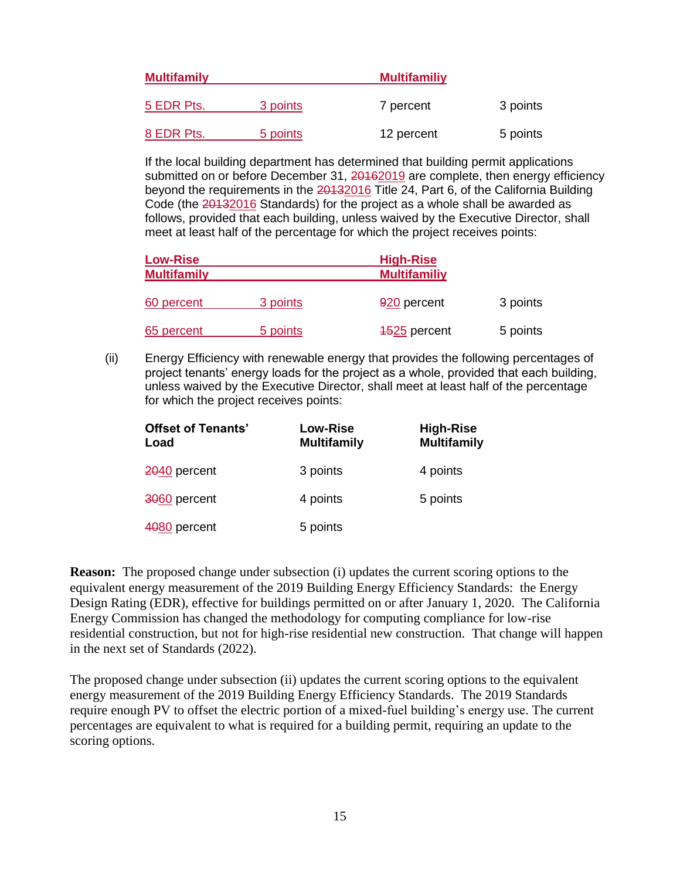| Multifamily | | Multifamiliy | |
|---|---|---|---|
| 5 EDR Pts. | 3 points | 7 percent | 3 points |
| 8 EDR Pts. | 5 points | 12 percent | 5 points |

If the local building department has determined that building permit applications submitted on or before December 31, ~~2016~~2019 are complete, then energy efficiency beyond the requirements in the ~~2013~~2016 Title 24, Part 6, of the California Building Code (the ~~2013~~2016 Standards) for the project as a whole shall be awarded as follows, provided that each building, unless waived by the Executive Director, shall meet at least half of the percentage for which the project receives points:

| Low-Rise Multifamily | | High-Rise Multifamiliy | |
|---|---|---|---|
| 60 percent | 3 points | ~~9~~20 percent | 3 points |
| 65 percent | 5 points | ~~15~~25 percent | 5 points |

(ii) Energy Efficiency with renewable energy that provides the following percentages of project tenants' energy loads for the project as a whole, provided that each building, unless waived by the Executive Director, shall meet at least half of the percentage for which the project receives points:

| Offset of Tenants' Load | Low-Rise Multifamily | High-Rise Multifamily |
|---|---|---|
| ~~20~~40 percent | 3 points | 4 points |
| ~~30~~60 percent | 4 points | 5 points |
| ~~40~~80 percent | 5 points | |

**Reason:** The proposed change under subsection (i) updates the current scoring options to the equivalent energy measurement of the 2019 Building Energy Efficiency Standards: the Energy Design Rating (EDR), effective for buildings permitted on or after January 1, 2020. The California Energy Commission has changed the methodology for computing compliance for low-rise residential construction, but not for high-rise residential new construction. That change will happen in the next set of Standards (2022).

The proposed change under subsection (ii) updates the current scoring options to the equivalent energy measurement of the 2019 Building Energy Efficiency Standards. The 2019 Standards require enough PV to offset the electric portion of a mixed-fuel building's energy use. The current percentages are equivalent to what is required for a building permit, requiring an update to the scoring options.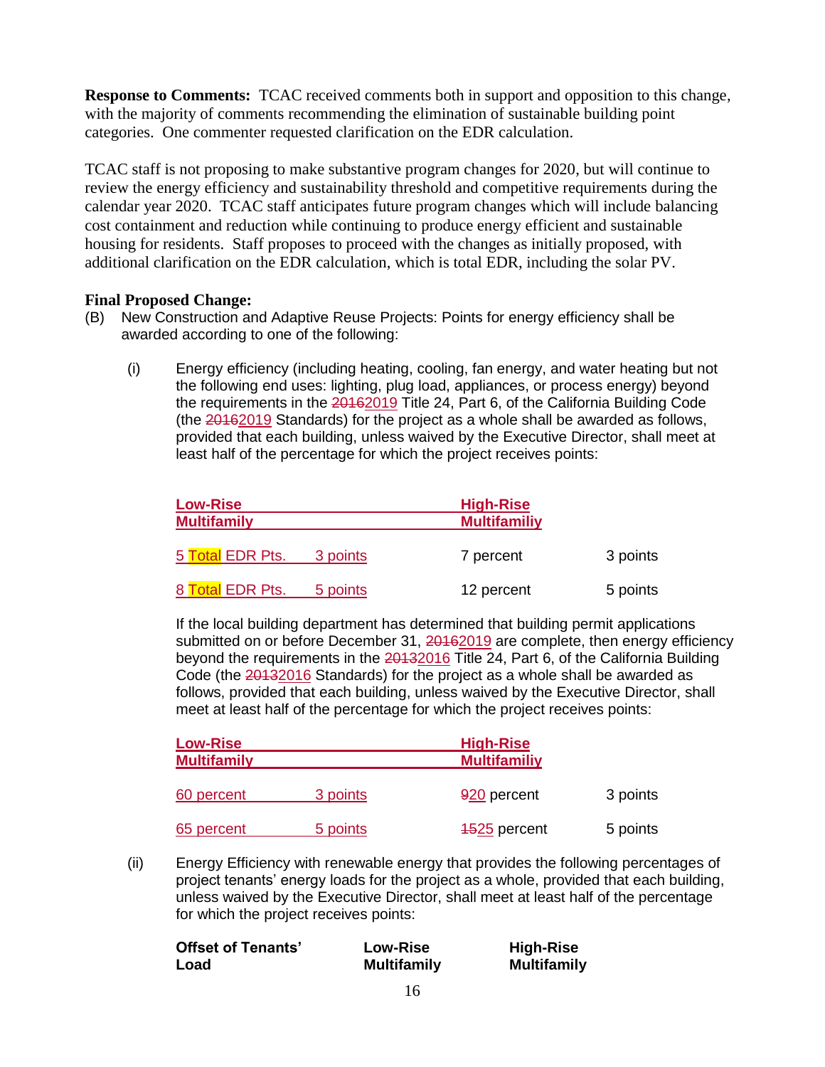**Response to Comments:** TCAC received comments both in support and opposition to this change, with the majority of comments recommending the elimination of sustainable building point categories. One commenter requested clarification on the EDR calculation.

TCAC staff is not proposing to make substantive program changes for 2020, but will continue to review the energy efficiency and sustainability threshold and competitive requirements during the calendar year 2020. TCAC staff anticipates future program changes which will include balancing cost containment and reduction while continuing to produce energy efficient and sustainable housing for residents. Staff proposes to proceed with the changes as initially proposed, with additional clarification on the EDR calculation, which is total EDR, including the solar PV.

**Final Proposed Change:**

(B) New Construction and Adaptive Reuse Projects: Points for energy efficiency shall be awarded according to one of the following:

(i) Energy efficiency (including heating, cooling, fan energy, and water heating but not the following end uses: lighting, plug load, appliances, or process energy) beyond the requirements in the ~~2016~~2019 Title 24, Part 6, of the California Building Code (the ~~2016~~2019 Standards) for the project as a whole shall be awarded as follows, provided that each building, unless waived by the Executive Director, shall meet at least half of the percentage for which the project receives points:

| Low-Rise Multifamily | | High-Rise Multifamiliy | |
|---|---|---|---|
| 5 Total EDR Pts. | 3 points | 7 percent | 3 points |
| 8 Total EDR Pts. | 5 points | 12 percent | 5 points |

If the local building department has determined that building permit applications submitted on or before December 31, ~~2016~~2019 are complete, then energy efficiency beyond the requirements in the ~~2013~~2016 Title 24, Part 6, of the California Building Code (the ~~2013~~2016 Standards) for the project as a whole shall be awarded as follows, provided that each building, unless waived by the Executive Director, shall meet at least half of the percentage for which the project receives points:

| Low-Rise Multifamily | | High-Rise Multifamiliy | |
|---|---|---|---|
| 60 percent | 3 points | ~~9~~20 percent | 3 points |
| 65 percent | 5 points | ~~15~~25 percent | 5 points |

(ii) Energy Efficiency with renewable energy that provides the following percentages of project tenants' energy loads for the project as a whole, provided that each building, unless waived by the Executive Director, shall meet at least half of the percentage for which the project receives points:

| Offset of Tenants' Load | Low-Rise Multifamily | High-Rise Multifamily |
|---|---|---|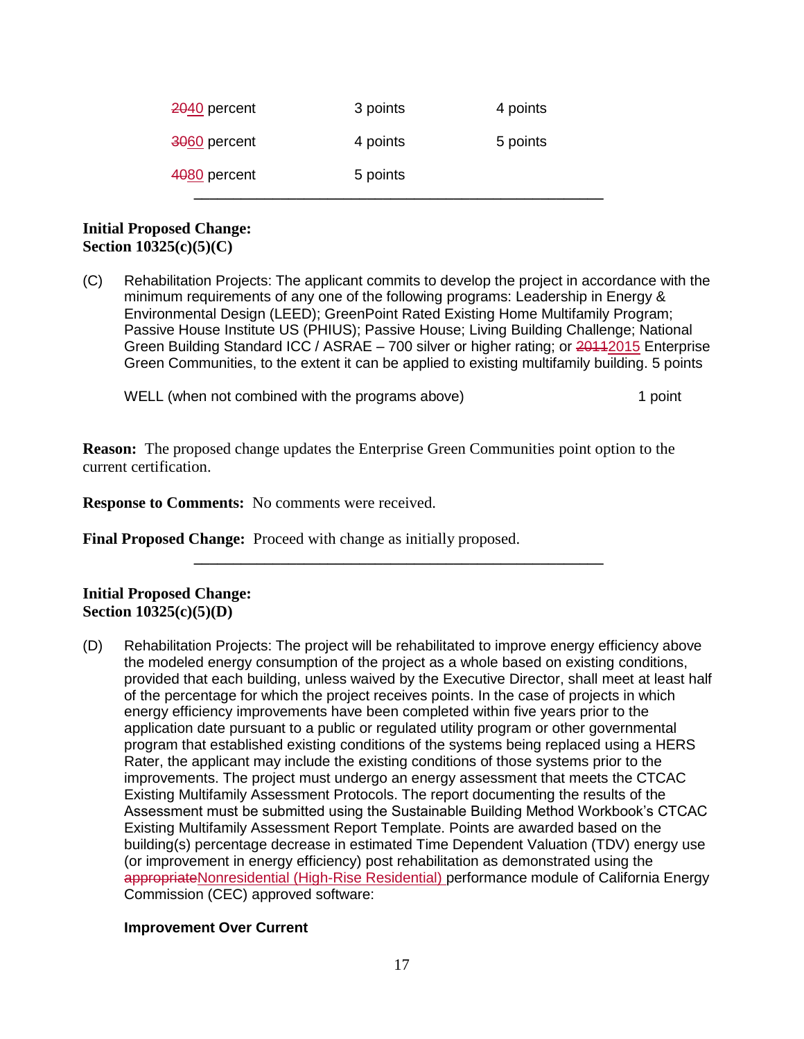| | | |
|---|---|---|
| ~~20~~40 percent | 3 points | 4 points |
| ~~30~~60 percent | 4 points | 5 points |
| ~~40~~80 percent | 5 points | |

---

**Initial Proposed Change:**
**Section 10325(c)(5)(C)**

(C) Rehabilitation Projects: The applicant commits to develop the project in accordance with the minimum requirements of any one of the following programs: Leadership in Energy & Environmental Design (LEED); GreenPoint Rated Existing Home Multifamily Program; Passive House Institute US (PHIUS); Passive House; Living Building Challenge; National Green Building Standard ICC / ASRAE – 700 silver or higher rating; or ~~2011~~2015 Enterprise Green Communities, to the extent it can be applied to existing multifamily building. 5 points

WELL (when not combined with the programs above) 1 point

**Reason:** The proposed change updates the Enterprise Green Communities point option to the current certification.

**Response to Comments:** No comments were received.

**Final Proposed Change:** Proceed with change as initially proposed.

---

**Initial Proposed Change:**
**Section 10325(c)(5)(D)**

(D) Rehabilitation Projects: The project will be rehabilitated to improve energy efficiency above the modeled energy consumption of the project as a whole based on existing conditions, provided that each building, unless waived by the Executive Director, shall meet at least half of the percentage for which the project receives points. In the case of projects in which energy efficiency improvements have been completed within five years prior to the application date pursuant to a public or regulated utility program or other governmental program that established existing conditions of the systems being replaced using a HERS Rater, the applicant may include the existing conditions of those systems prior to the improvements. The project must undergo an energy assessment that meets the CTCAC Existing Multifamily Assessment Protocols. The report documenting the results of the Assessment must be submitted using the Sustainable Building Method Workbook's CTCAC Existing Multifamily Assessment Report Template. Points are awarded based on the building(s) percentage decrease in estimated Time Dependent Valuation (TDV) energy use (or improvement in energy efficiency) post rehabilitation as demonstrated using the ~~appropriate~~Nonresidential (High-Rise Residential) performance module of California Energy Commission (CEC) approved software:

**Improvement Over Current**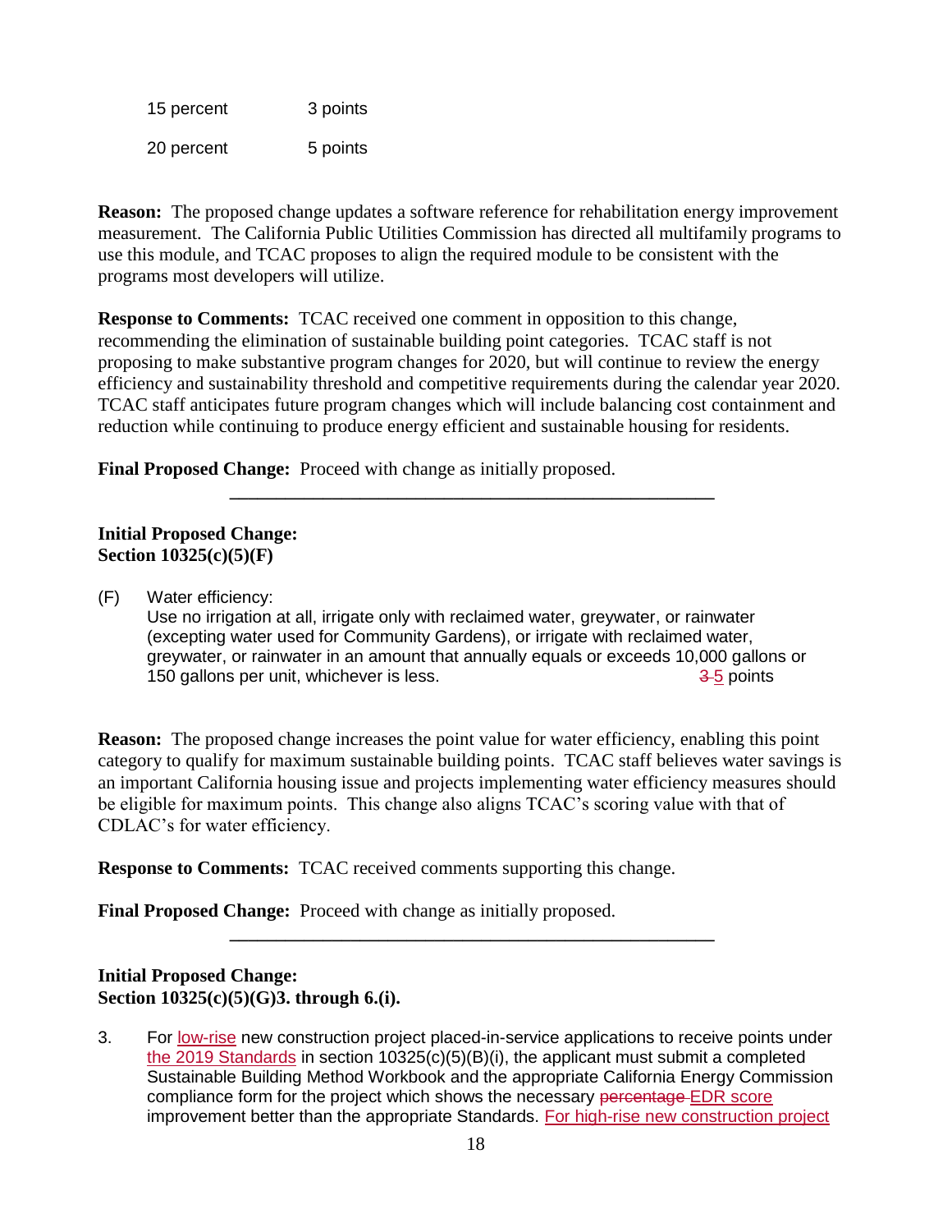| | |
|---|---|
| 15 percent | 3 points |
| 20 percent | 5 points |

**Reason:** The proposed change updates a software reference for rehabilitation energy improvement measurement. The California Public Utilities Commission has directed all multifamily programs to use this module, and TCAC proposes to align the required module to be consistent with the programs most developers will utilize.

**Response to Comments:** TCAC received one comment in opposition to this change, recommending the elimination of sustainable building point categories. TCAC staff is not proposing to make substantive program changes for 2020, but will continue to review the energy efficiency and sustainability threshold and competitive requirements during the calendar year 2020. TCAC staff anticipates future program changes which will include balancing cost containment and reduction while continuing to produce energy efficient and sustainable housing for residents.

**Final Proposed Change:** Proceed with change as initially proposed.

---

**Initial Proposed Change:**
**Section 10325(c)(5)(F)**

(F) Water efficiency:
Use no irrigation at all, irrigate only with reclaimed water, greywater, or rainwater (excepting water used for Community Gardens), or irrigate with reclaimed water, greywater, or rainwater in an amount that annually equals or exceeds 10,000 gallons or 150 gallons per unit, whichever is less. ~~3~~ 5 points

**Reason:** The proposed change increases the point value for water efficiency, enabling this point category to qualify for maximum sustainable building points. TCAC staff believes water savings is an important California housing issue and projects implementing water efficiency measures should be eligible for maximum points. This change also aligns TCAC's scoring value with that of CDLAC's for water efficiency.

**Response to Comments:** TCAC received comments supporting this change.

**Final Proposed Change:** Proceed with change as initially proposed.

---

**Initial Proposed Change:**
**Section 10325(c)(5)(G)3. through 6.(i).**

3. For low-rise new construction project placed-in-service applications to receive points under the 2019 Standards in section 10325(c)(5)(B)(i), the applicant must submit a completed Sustainable Building Method Workbook and the appropriate California Energy Commission compliance form for the project which shows the necessary ~~percentage~~ EDR score improvement better than the appropriate Standards. For high-rise new construction project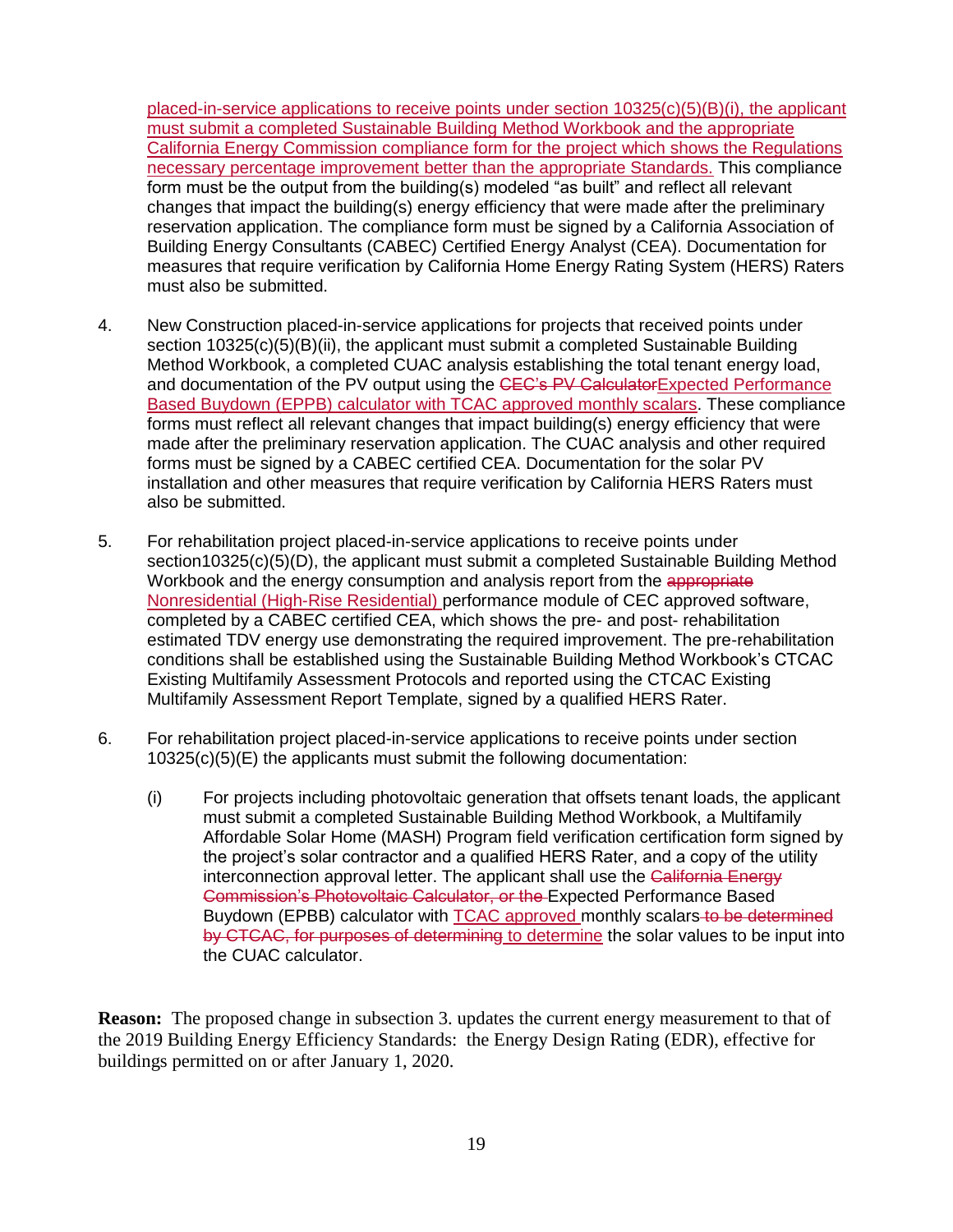<u>placed-in-service applications to receive points under section 10325(c)(5)(B)(i), the applicant must submit a completed Sustainable Building Method Workbook and the appropriate California Energy Commission compliance form for the project which shows the Regulations necessary percentage improvement better than the appropriate Standards.</u> This compliance form must be the output from the building(s) modeled "as built" and reflect all relevant changes that impact the building(s) energy efficiency that were made after the preliminary reservation application. The compliance form must be signed by a California Association of Building Energy Consultants (CABEC) Certified Energy Analyst (CEA). Documentation for measures that require verification by California Home Energy Rating System (HERS) Raters must also be submitted.

4. New Construction placed-in-service applications for projects that received points under section 10325(c)(5)(B)(ii), the applicant must submit a completed Sustainable Building Method Workbook, a completed CUAC analysis establishing the total tenant energy load, and documentation of the PV output using the ~~CEC's PV Calculator~~<u>Expected Performance Based Buydown (EPPB) calculator with TCAC approved monthly scalars</u>. These compliance forms must reflect all relevant changes that impact building(s) energy efficiency that were made after the preliminary reservation application. The CUAC analysis and other required forms must be signed by a CABEC certified CEA. Documentation for the solar PV installation and other measures that require verification by California HERS Raters must also be submitted.

5. For rehabilitation project placed-in-service applications to receive points under section10325(c)(5)(D), the applicant must submit a completed Sustainable Building Method Workbook and the energy consumption and analysis report from the ~~appropriate~~ <u>Nonresidential (High-Rise Residential)</u> performance module of CEC approved software, completed by a CABEC certified CEA, which shows the pre- and post- rehabilitation estimated TDV energy use demonstrating the required improvement. The pre-rehabilitation conditions shall be established using the Sustainable Building Method Workbook's CTCAC Existing Multifamily Assessment Protocols and reported using the CTCAC Existing Multifamily Assessment Report Template, signed by a qualified HERS Rater.

6. For rehabilitation project placed-in-service applications to receive points under section 10325(c)(5)(E) the applicants must submit the following documentation:

   (i) For projects including photovoltaic generation that offsets tenant loads, the applicant must submit a completed Sustainable Building Method Workbook, a Multifamily Affordable Solar Home (MASH) Program field verification certification form signed by the project's solar contractor and a qualified HERS Rater, and a copy of the utility interconnection approval letter. The applicant shall use the ~~California Energy Commission's Photovoltaic Calculator, or the~~ Expected Performance Based Buydown (EPBB) calculator with <u>TCAC approved</u> monthly scalars ~~to be determined by CTCAC, for purposes of determining~~ <u>to determine</u> the solar values to be input into the CUAC calculator.

**Reason:** The proposed change in subsection 3. updates the current energy measurement to that of the 2019 Building Energy Efficiency Standards: the Energy Design Rating (EDR), effective for buildings permitted on or after January 1, 2020.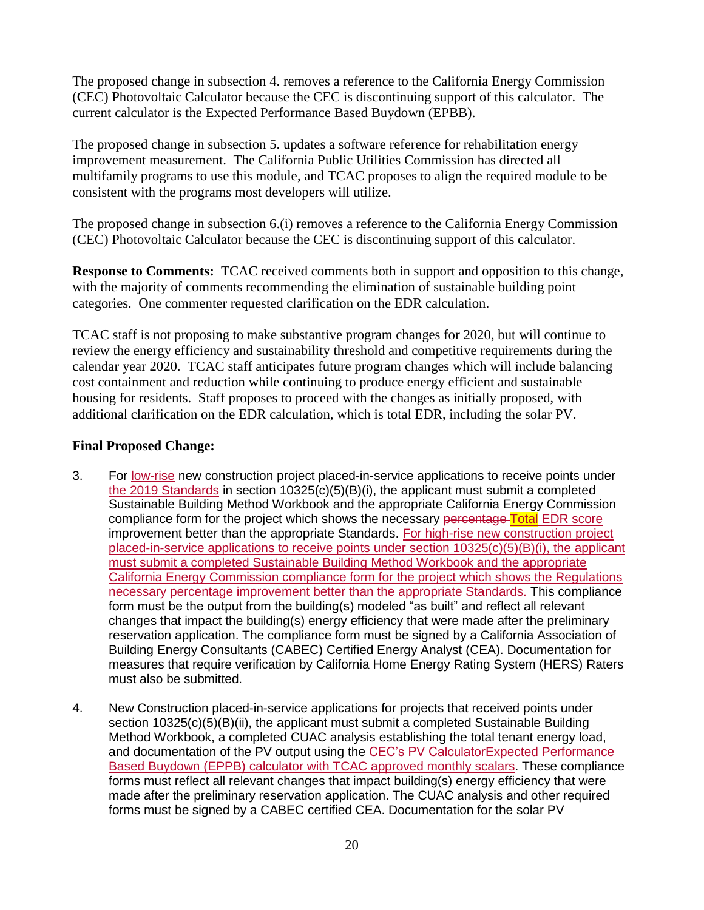The proposed change in subsection 4. removes a reference to the California Energy Commission (CEC) Photovoltaic Calculator because the CEC is discontinuing support of this calculator. The current calculator is the Expected Performance Based Buydown (EPBB).

The proposed change in subsection 5. updates a software reference for rehabilitation energy improvement measurement. The California Public Utilities Commission has directed all multifamily programs to use this module, and TCAC proposes to align the required module to be consistent with the programs most developers will utilize.

The proposed change in subsection 6.(i) removes a reference to the California Energy Commission (CEC) Photovoltaic Calculator because the CEC is discontinuing support of this calculator.

**Response to Comments:** TCAC received comments both in support and opposition to this change, with the majority of comments recommending the elimination of sustainable building point categories. One commenter requested clarification on the EDR calculation.

TCAC staff is not proposing to make substantive program changes for 2020, but will continue to review the energy efficiency and sustainability threshold and competitive requirements during the calendar year 2020. TCAC staff anticipates future program changes which will include balancing cost containment and reduction while continuing to produce energy efficient and sustainable housing for residents. Staff proposes to proceed with the changes as initially proposed, with additional clarification on the EDR calculation, which is total EDR, including the solar PV.

**Final Proposed Change:**

3. For low-rise new construction project placed-in-service applications to receive points under the 2019 Standards in section 10325(c)(5)(B)(i), the applicant must submit a completed Sustainable Building Method Workbook and the appropriate California Energy Commission compliance form for the project which shows the necessary ~~percentage~~ Total EDR score improvement better than the appropriate Standards. For high-rise new construction project placed-in-service applications to receive points under section 10325(c)(5)(B)(i), the applicant must submit a completed Sustainable Building Method Workbook and the appropriate California Energy Commission compliance form for the project which shows the Regulations necessary percentage improvement better than the appropriate Standards. This compliance form must be the output from the building(s) modeled "as built" and reflect all relevant changes that impact the building(s) energy efficiency that were made after the preliminary reservation application. The compliance form must be signed by a California Association of Building Energy Consultants (CABEC) Certified Energy Analyst (CEA). Documentation for measures that require verification by California Home Energy Rating System (HERS) Raters must also be submitted.

4. New Construction placed-in-service applications for projects that received points under section 10325(c)(5)(B)(ii), the applicant must submit a completed Sustainable Building Method Workbook, a completed CUAC analysis establishing the total tenant energy load, and documentation of the PV output using the ~~CEC's PV Calculator~~Expected Performance Based Buydown (EPPB) calculator with TCAC approved monthly scalars. These compliance forms must reflect all relevant changes that impact building(s) energy efficiency that were made after the preliminary reservation application. The CUAC analysis and other required forms must be signed by a CABEC certified CEA. Documentation for the solar PV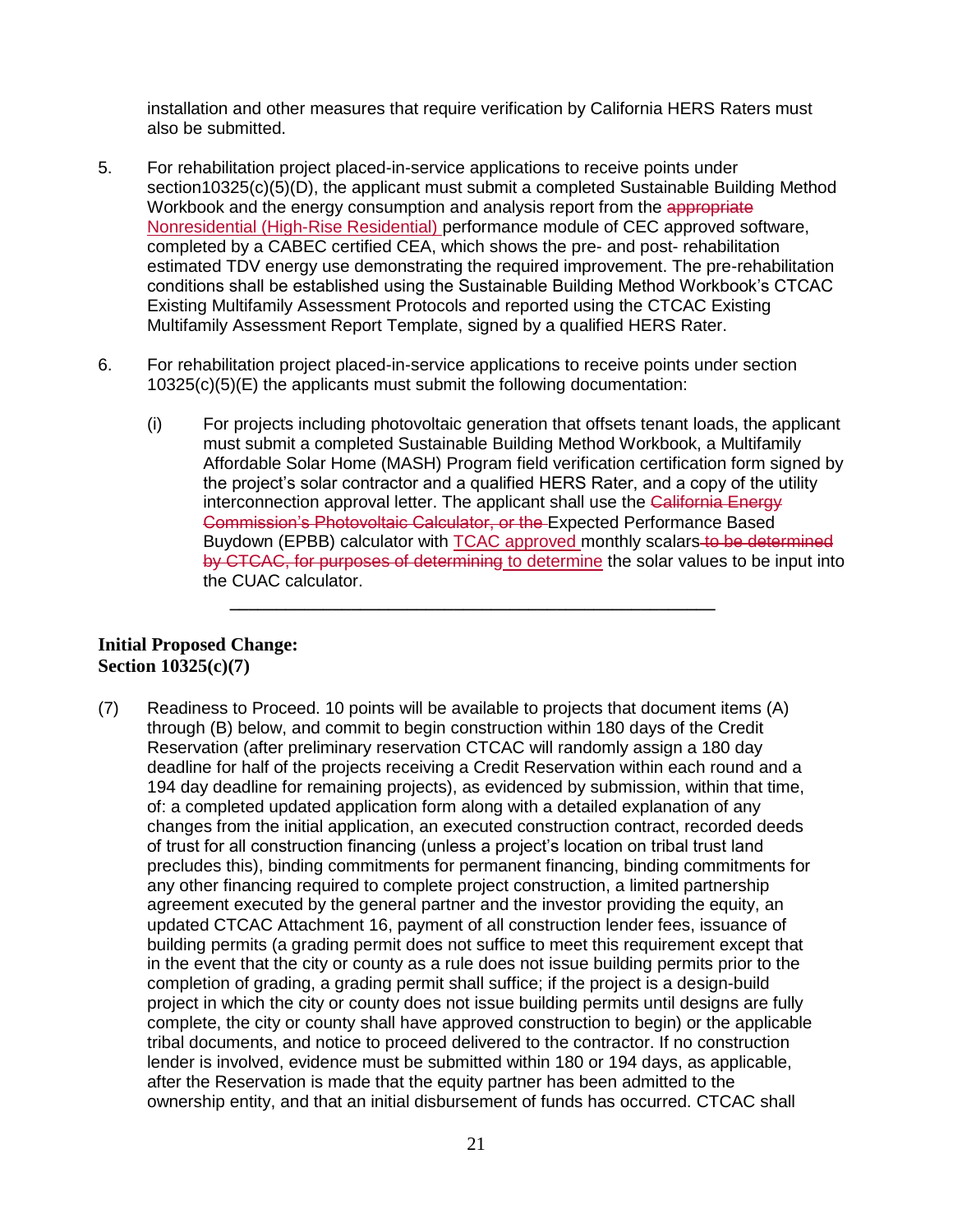installation and other measures that require verification by California HERS Raters must also be submitted.

5. For rehabilitation project placed-in-service applications to receive points under section10325(c)(5)(D), the applicant must submit a completed Sustainable Building Method Workbook and the energy consumption and analysis report from the ~~appropriate~~ <u>Nonresidential (High-Rise Residential)</u> performance module of CEC approved software, completed by a CABEC certified CEA, which shows the pre- and post- rehabilitation estimated TDV energy use demonstrating the required improvement. The pre-rehabilitation conditions shall be established using the Sustainable Building Method Workbook's CTCAC Existing Multifamily Assessment Protocols and reported using the CTCAC Existing Multifamily Assessment Report Template, signed by a qualified HERS Rater.

6. For rehabilitation project placed-in-service applications to receive points under section 10325(c)(5)(E) the applicants must submit the following documentation:

   (i) For projects including photovoltaic generation that offsets tenant loads, the applicant must submit a completed Sustainable Building Method Workbook, a Multifamily Affordable Solar Home (MASH) Program field verification certification form signed by the project's solar contractor and a qualified HERS Rater, and a copy of the utility interconnection approval letter. The applicant shall use the ~~California Energy Commission's Photovoltaic Calculator, or the~~ Expected Performance Based Buydown (EPBB) calculator with <u>TCAC approved</u> monthly scalars ~~to be determined by CTCAC, for purposes of determining~~ <u>to determine</u> the solar values to be input into the CUAC calculator.

---

**Initial Proposed Change:**
**Section 10325(c)(7)**

(7) Readiness to Proceed. 10 points will be available to projects that document items (A) through (B) below, and commit to begin construction within 180 days of the Credit Reservation (after preliminary reservation CTCAC will randomly assign a 180 day deadline for half of the projects receiving a Credit Reservation within each round and a 194 day deadline for remaining projects), as evidenced by submission, within that time, of: a completed updated application form along with a detailed explanation of any changes from the initial application, an executed construction contract, recorded deeds of trust for all construction financing (unless a project's location on tribal trust land precludes this), binding commitments for permanent financing, binding commitments for any other financing required to complete project construction, a limited partnership agreement executed by the general partner and the investor providing the equity, an updated CTCAC Attachment 16, payment of all construction lender fees, issuance of building permits (a grading permit does not suffice to meet this requirement except that in the event that the city or county as a rule does not issue building permits prior to the completion of grading, a grading permit shall suffice; if the project is a design-build project in which the city or county does not issue building permits until designs are fully complete, the city or county shall have approved construction to begin) or the applicable tribal documents, and notice to proceed delivered to the contractor. If no construction lender is involved, evidence must be submitted within 180 or 194 days, as applicable, after the Reservation is made that the equity partner has been admitted to the ownership entity, and that an initial disbursement of funds has occurred. CTCAC shall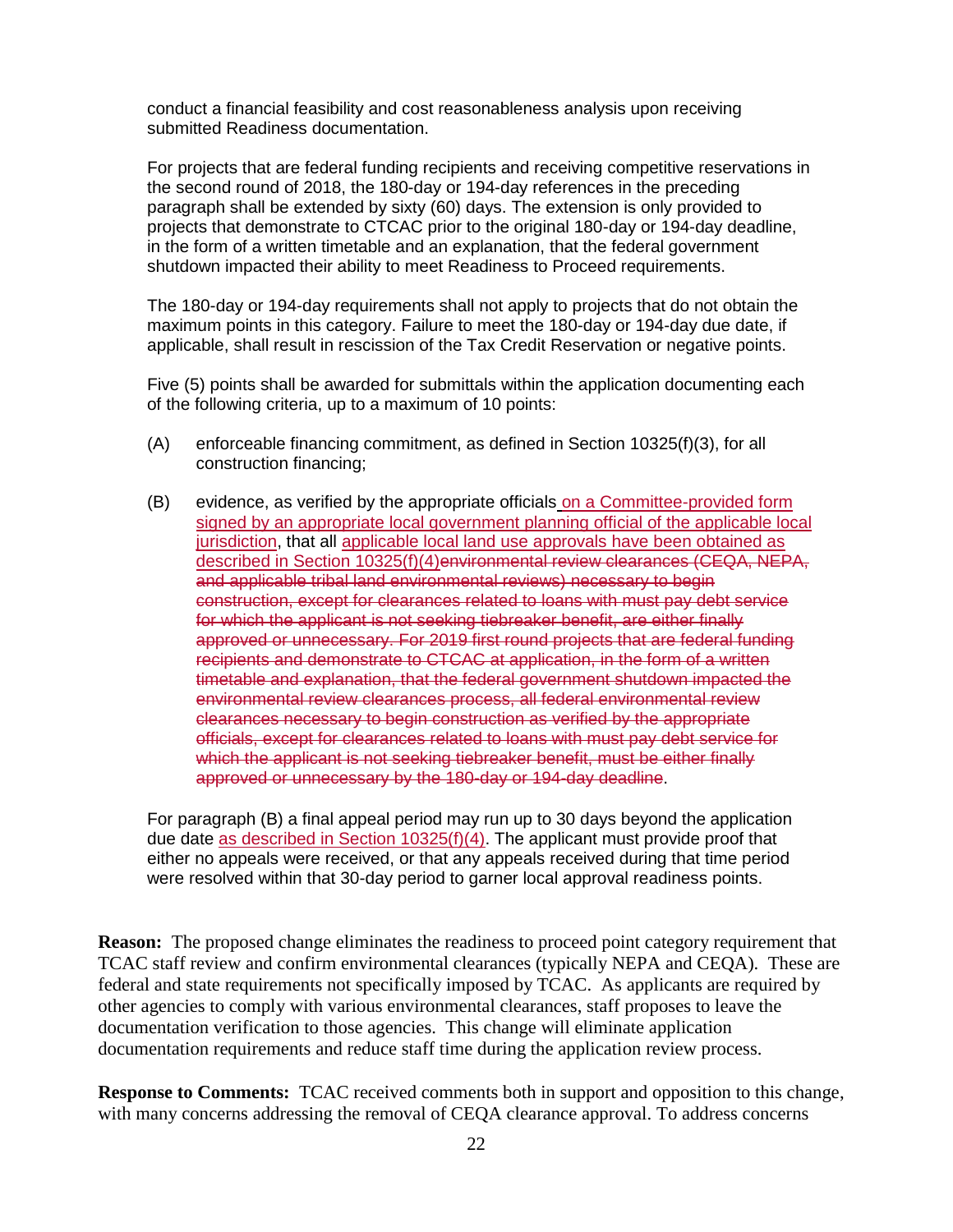conduct a financial feasibility and cost reasonableness analysis upon receiving submitted Readiness documentation.

For projects that are federal funding recipients and receiving competitive reservations in the second round of 2018, the 180-day or 194-day references in the preceding paragraph shall be extended by sixty (60) days. The extension is only provided to projects that demonstrate to CTCAC prior to the original 180-day or 194-day deadline, in the form of a written timetable and an explanation, that the federal government shutdown impacted their ability to meet Readiness to Proceed requirements.

The 180-day or 194-day requirements shall not apply to projects that do not obtain the maximum points in this category. Failure to meet the 180-day or 194-day due date, if applicable, shall result in rescission of the Tax Credit Reservation or negative points.

Five (5) points shall be awarded for submittals within the application documenting each of the following criteria, up to a maximum of 10 points:

(A) enforceable financing commitment, as defined in Section 10325(f)(3), for all construction financing;

(B) evidence, as verified by the appropriate officials <u>on a Committee-provided form signed by an appropriate local government planning official of the applicable local jurisdiction</u>, that all <u>applicable local land use approvals have been obtained as described in Section 10325(f)(4)</u>~~environmental review clearances (CEQA, NEPA, and applicable tribal land environmental reviews) necessary to begin construction, except for clearances related to loans with must pay debt service for which the applicant is not seeking tiebreaker benefit, are either finally approved or unnecessary. For 2019 first round projects that are federal funding recipients and demonstrate to CTCAC at application, in the form of a written timetable and explanation, that the federal government shutdown impacted the environmental review clearances process, all federal environmental review clearances necessary to begin construction as verified by the appropriate officials, except for clearances related to loans with must pay debt service for which the applicant is not seeking tiebreaker benefit, must be either finally approved or unnecessary by the 180-day or 194-day deadline~~.

For paragraph (B) a final appeal period may run up to 30 days beyond the application due date <u>as described in Section 10325(f)(4)</u>. The applicant must provide proof that either no appeals were received, or that any appeals received during that time period were resolved within that 30-day period to garner local approval readiness points.

**Reason:** The proposed change eliminates the readiness to proceed point category requirement that TCAC staff review and confirm environmental clearances (typically NEPA and CEQA). These are federal and state requirements not specifically imposed by TCAC. As applicants are required by other agencies to comply with various environmental clearances, staff proposes to leave the documentation verification to those agencies. This change will eliminate application documentation requirements and reduce staff time during the application review process.

**Response to Comments:** TCAC received comments both in support and opposition to this change, with many concerns addressing the removal of CEQA clearance approval. To address concerns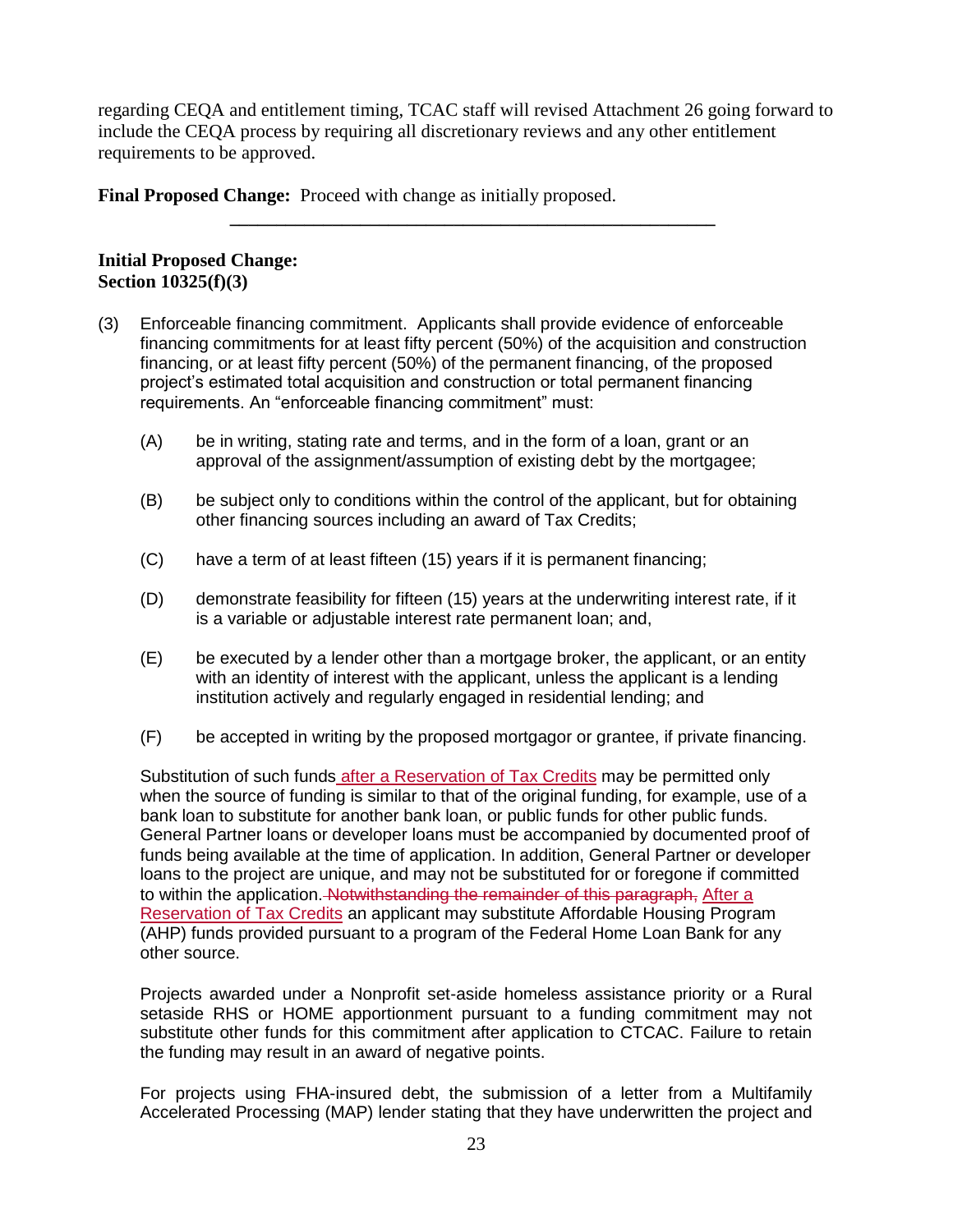regarding CEQA and entitlement timing, TCAC staff will revised Attachment 26 going forward to include the CEQA process by requiring all discretionary reviews and any other entitlement requirements to be approved.

**Final Proposed Change:** Proceed with change as initially proposed.

---

**Initial Proposed Change:**
**Section 10325(f)(3)**

(3) Enforceable financing commitment. Applicants shall provide evidence of enforceable financing commitments for at least fifty percent (50%) of the acquisition and construction financing, or at least fifty percent (50%) of the permanent financing, of the proposed project's estimated total acquisition and construction or total permanent financing requirements. An "enforceable financing commitment" must:

(A) be in writing, stating rate and terms, and in the form of a loan, grant or an approval of the assignment/assumption of existing debt by the mortgagee;

(B) be subject only to conditions within the control of the applicant, but for obtaining other financing sources including an award of Tax Credits;

(C) have a term of at least fifteen (15) years if it is permanent financing;

(D) demonstrate feasibility for fifteen (15) years at the underwriting interest rate, if it is a variable or adjustable interest rate permanent loan; and,

(E) be executed by a lender other than a mortgage broker, the applicant, or an entity with an identity of interest with the applicant, unless the applicant is a lending institution actively and regularly engaged in residential lending; and

(F) be accepted in writing by the proposed mortgagor or grantee, if private financing.

Substitution of such funds after a Reservation of Tax Credits may be permitted only when the source of funding is similar to that of the original funding, for example, use of a bank loan to substitute for another bank loan, or public funds for other public funds. General Partner loans or developer loans must be accompanied by documented proof of funds being available at the time of application. In addition, General Partner or developer loans to the project are unique, and may not be substituted for or foregone if committed to within the application. ~~Notwithstanding the remainder of this paragraph,~~ After a Reservation of Tax Credits an applicant may substitute Affordable Housing Program (AHP) funds provided pursuant to a program of the Federal Home Loan Bank for any other source.

Projects awarded under a Nonprofit set-aside homeless assistance priority or a Rural setaside RHS or HOME apportionment pursuant to a funding commitment may not substitute other funds for this commitment after application to CTCAC. Failure to retain the funding may result in an award of negative points.

For projects using FHA-insured debt, the submission of a letter from a Multifamily Accelerated Processing (MAP) lender stating that they have underwritten the project and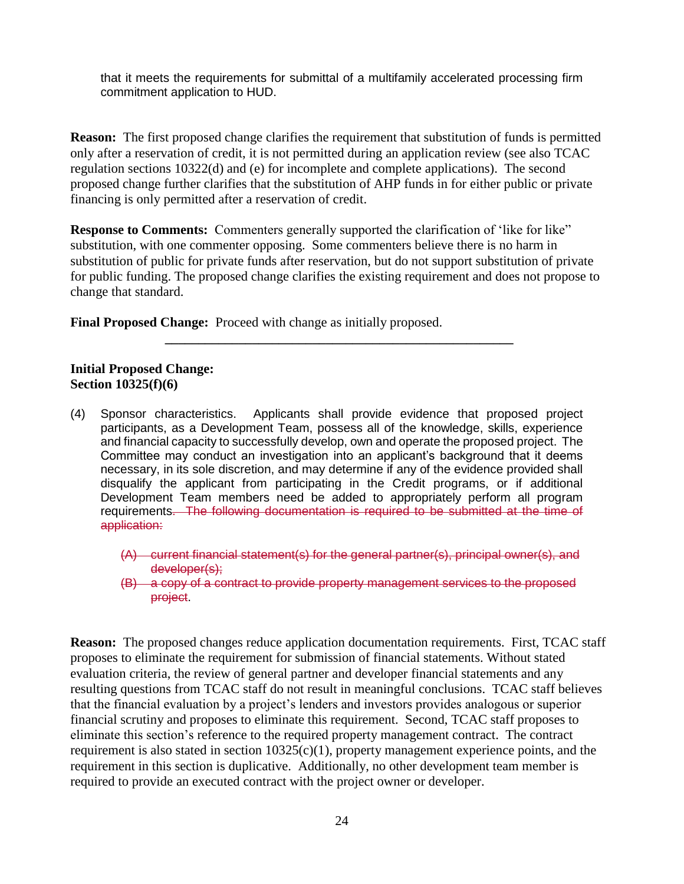that it meets the requirements for submittal of a multifamily accelerated processing firm commitment application to HUD.

**Reason:** The first proposed change clarifies the requirement that substitution of funds is permitted only after a reservation of credit, it is not permitted during an application review (see also TCAC regulation sections 10322(d) and (e) for incomplete and complete applications). The second proposed change further clarifies that the substitution of AHP funds in for either public or private financing is only permitted after a reservation of credit.

**Response to Comments:** Commenters generally supported the clarification of 'like for like" substitution, with one commenter opposing. Some commenters believe there is no harm in substitution of public for private funds after reservation, but do not support substitution of private for public funding. The proposed change clarifies the existing requirement and does not propose to change that standard.

**Final Proposed Change:** Proceed with change as initially proposed.

---

**Initial Proposed Change:**
**Section 10325(f)(6)**

(4) Sponsor characteristics. Applicants shall provide evidence that proposed project participants, as a Development Team, possess all of the knowledge, skills, experience and financial capacity to successfully develop, own and operate the proposed project. The Committee may conduct an investigation into an applicant's background that it deems necessary, in its sole discretion, and may determine if any of the evidence provided shall disqualify the applicant from participating in the Credit programs, or if additional Development Team members need be added to appropriately perform all program requirements~~. The following documentation is required to be submitted at the time of application:~~

~~(A) current financial statement(s) for the general partner(s), principal owner(s), and developer(s);~~
~~(B) a copy of a contract to provide property management services to the proposed project~~.

**Reason:** The proposed changes reduce application documentation requirements. First, TCAC staff proposes to eliminate the requirement for submission of financial statements. Without stated evaluation criteria, the review of general partner and developer financial statements and any resulting questions from TCAC staff do not result in meaningful conclusions. TCAC staff believes that the financial evaluation by a project's lenders and investors provides analogous or superior financial scrutiny and proposes to eliminate this requirement. Second, TCAC staff proposes to eliminate this section's reference to the required property management contract. The contract requirement is also stated in section 10325(c)(1), property management experience points, and the requirement in this section is duplicative. Additionally, no other development team member is required to provide an executed contract with the project owner or developer.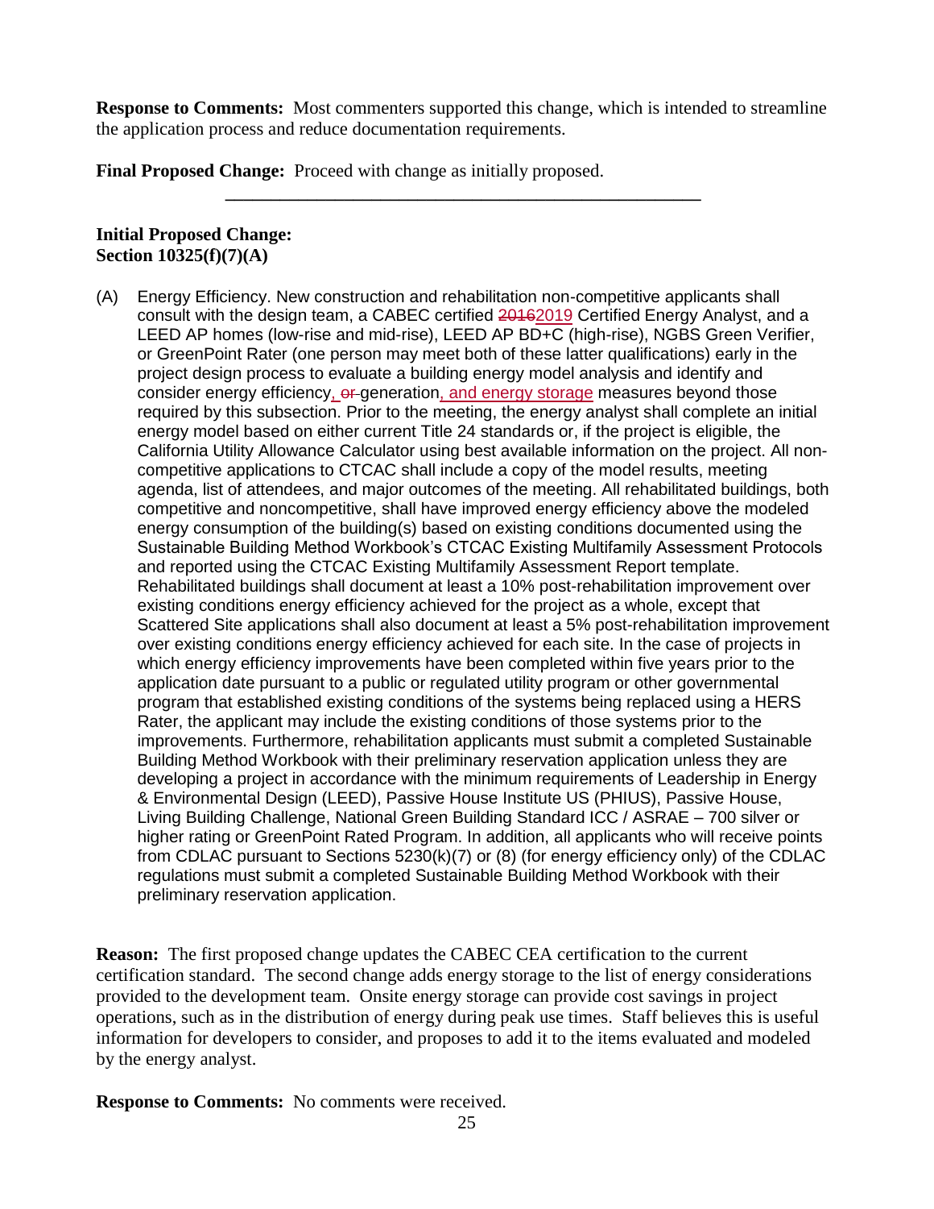**Response to Comments:** Most commenters supported this change, which is intended to streamline the application process and reduce documentation requirements.

**Final Proposed Change:** Proceed with change as initially proposed.

---

**Initial Proposed Change:**
**Section 10325(f)(7)(A)**

(A) Energy Efficiency. New construction and rehabilitation non-competitive applicants shall consult with the design team, a CABEC certified ~~2016~~<u>2019</u> Certified Energy Analyst, and a LEED AP homes (low-rise and mid-rise), LEED AP BD+C (high-rise), NGBS Green Verifier, or GreenPoint Rater (one person may meet both of these latter qualifications) early in the project design process to evaluate a building energy model analysis and identify and consider energy efficiency<u>,</u> ~~or~~ generation<u>, and energy storage</u> measures beyond those required by this subsection. Prior to the meeting, the energy analyst shall complete an initial energy model based on either current Title 24 standards or, if the project is eligible, the California Utility Allowance Calculator using best available information on the project. All non-competitive applications to CTCAC shall include a copy of the model results, meeting agenda, list of attendees, and major outcomes of the meeting. All rehabilitated buildings, both competitive and noncompetitive, shall have improved energy efficiency above the modeled energy consumption of the building(s) based on existing conditions documented using the Sustainable Building Method Workbook's CTCAC Existing Multifamily Assessment Protocols and reported using the CTCAC Existing Multifamily Assessment Report template. Rehabilitated buildings shall document at least a 10% post-rehabilitation improvement over existing conditions energy efficiency achieved for the project as a whole, except that Scattered Site applications shall also document at least a 5% post-rehabilitation improvement over existing conditions energy efficiency achieved for each site. In the case of projects in which energy efficiency improvements have been completed within five years prior to the application date pursuant to a public or regulated utility program or other governmental program that established existing conditions of the systems being replaced using a HERS Rater, the applicant may include the existing conditions of those systems prior to the improvements. Furthermore, rehabilitation applicants must submit a completed Sustainable Building Method Workbook with their preliminary reservation application unless they are developing a project in accordance with the minimum requirements of Leadership in Energy & Environmental Design (LEED), Passive House Institute US (PHIUS), Passive House, Living Building Challenge, National Green Building Standard ICC / ASRAE – 700 silver or higher rating or GreenPoint Rated Program. In addition, all applicants who will receive points from CDLAC pursuant to Sections 5230(k)(7) or (8) (for energy efficiency only) of the CDLAC regulations must submit a completed Sustainable Building Method Workbook with their preliminary reservation application.

**Reason:** The first proposed change updates the CABEC CEA certification to the current certification standard. The second change adds energy storage to the list of energy considerations provided to the development team. Onsite energy storage can provide cost savings in project operations, such as in the distribution of energy during peak use times. Staff believes this is useful information for developers to consider, and proposes to add it to the items evaluated and modeled by the energy analyst.

**Response to Comments:** No comments were received.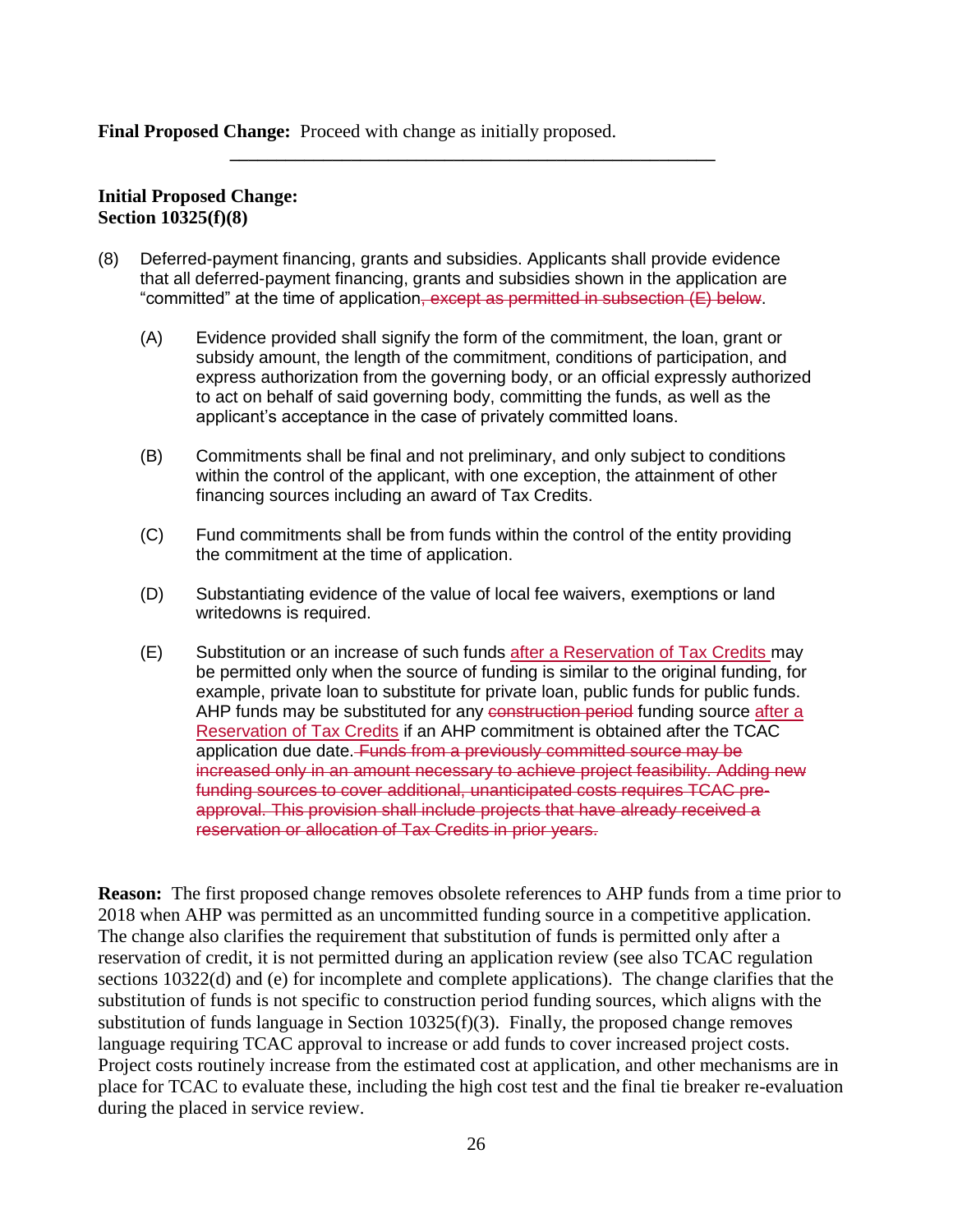**Final Proposed Change:** Proceed with change as initially proposed.

---

**Initial Proposed Change:**
**Section 10325(f)(8)**

(8) Deferred-payment financing, grants and subsidies. Applicants shall provide evidence that all deferred-payment financing, grants and subsidies shown in the application are "committed" at the time of application~~, except as permitted in subsection (E) below~~.

(A) Evidence provided shall signify the form of the commitment, the loan, grant or subsidy amount, the length of the commitment, conditions of participation, and express authorization from the governing body, or an official expressly authorized to act on behalf of said governing body, committing the funds, as well as the applicant's acceptance in the case of privately committed loans.

(B) Commitments shall be final and not preliminary, and only subject to conditions within the control of the applicant, with one exception, the attainment of other financing sources including an award of Tax Credits.

(C) Fund commitments shall be from funds within the control of the entity providing the commitment at the time of application.

(D) Substantiating evidence of the value of local fee waivers, exemptions or land writedowns is required.

(E) Substitution or an increase of such funds <u>after a Reservation of Tax Credits</u> may be permitted only when the source of funding is similar to the original funding, for example, private loan to substitute for private loan, public funds for public funds. AHP funds may be substituted for any ~~construction period~~ funding source <u>after a Reservation of Tax Credits</u> if an AHP commitment is obtained after the TCAC application due date. ~~Funds from a previously committed source may be increased only in an amount necessary to achieve project feasibility. Adding new funding sources to cover additional, unanticipated costs requires TCAC pre-approval. This provision shall include projects that have already received a reservation or allocation of Tax Credits in prior years.~~

**Reason:** The first proposed change removes obsolete references to AHP funds from a time prior to 2018 when AHP was permitted as an uncommitted funding source in a competitive application. The change also clarifies the requirement that substitution of funds is permitted only after a reservation of credit, it is not permitted during an application review (see also TCAC regulation sections 10322(d) and (e) for incomplete and complete applications). The change clarifies that the substitution of funds is not specific to construction period funding sources, which aligns with the substitution of funds language in Section 10325(f)(3). Finally, the proposed change removes language requiring TCAC approval to increase or add funds to cover increased project costs. Project costs routinely increase from the estimated cost at application, and other mechanisms are in place for TCAC to evaluate these, including the high cost test and the final tie breaker re-evaluation during the placed in service review.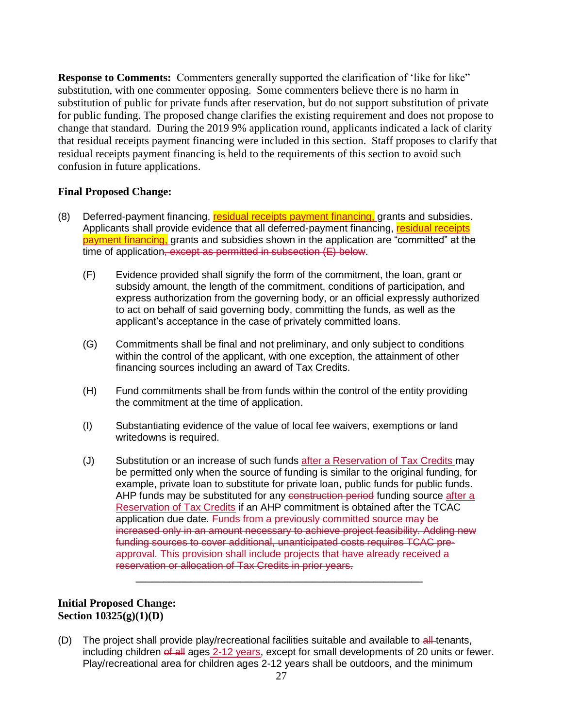**Response to Comments:** Commenters generally supported the clarification of 'like for like" substitution, with one commenter opposing. Some commenters believe there is no harm in substitution of public for private funds after reservation, but do not support substitution of private for public funding. The proposed change clarifies the existing requirement and does not propose to change that standard. During the 2019 9% application round, applicants indicated a lack of clarity that residual receipts payment financing were included in this section. Staff proposes to clarify that residual receipts payment financing is held to the requirements of this section to avoid such confusion in future applications.

**Final Proposed Change:**

(8) Deferred-payment financing, residual receipts payment financing, grants and subsidies. Applicants shall provide evidence that all deferred-payment financing, residual receipts payment financing, grants and subsidies shown in the application are "committed" at the time of application~~, except as permitted in subsection (E) below~~.

(F) Evidence provided shall signify the form of the commitment, the loan, grant or subsidy amount, the length of the commitment, conditions of participation, and express authorization from the governing body, or an official expressly authorized to act on behalf of said governing body, committing the funds, as well as the applicant's acceptance in the case of privately committed loans.

(G) Commitments shall be final and not preliminary, and only subject to conditions within the control of the applicant, with one exception, the attainment of other financing sources including an award of Tax Credits.

(H) Fund commitments shall be from funds within the control of the entity providing the commitment at the time of application.

(I) Substantiating evidence of the value of local fee waivers, exemptions or land writedowns is required.

(J) Substitution or an increase of such funds after a Reservation of Tax Credits may be permitted only when the source of funding is similar to the original funding, for example, private loan to substitute for private loan, public funds for public funds. AHP funds may be substituted for any ~~construction period~~ funding source after a Reservation of Tax Credits if an AHP commitment is obtained after the TCAC application due date. ~~Funds from a previously committed source may be increased only in an amount necessary to achieve project feasibility. Adding new funding sources to cover additional, unanticipated costs requires TCAC pre-approval. This provision shall include projects that have already received a reservation or allocation of Tax Credits in prior years.~~

---

**Initial Proposed Change:**
**Section 10325(g)(1)(D)**

(D) The project shall provide play/recreational facilities suitable and available to ~~all~~ tenants, including children ~~of all~~ ages 2-12 years, except for small developments of 20 units or fewer. Play/recreational area for children ages 2-12 years shall be outdoors, and the minimum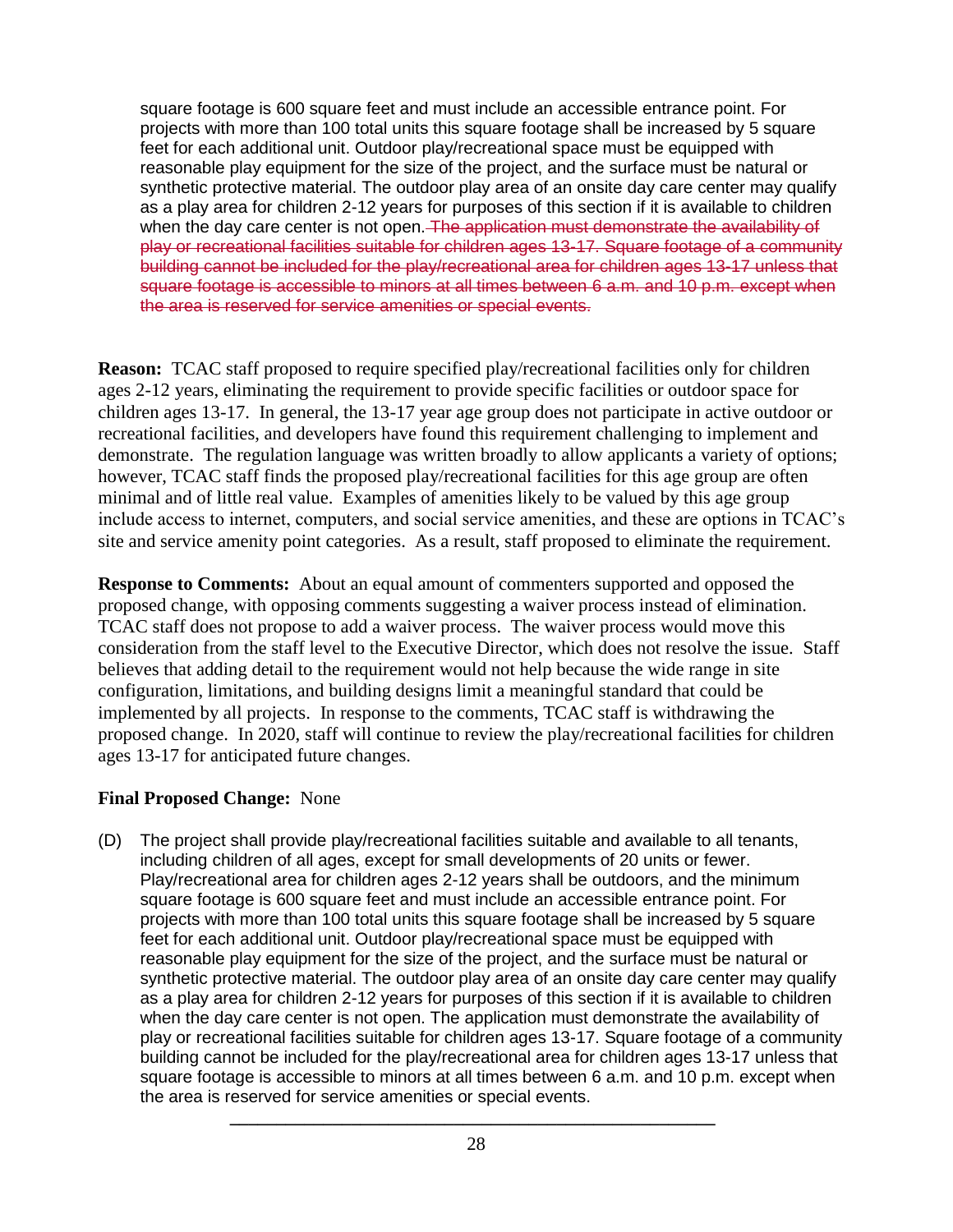square footage is 600 square feet and must include an accessible entrance point. For projects with more than 100 total units this square footage shall be increased by 5 square feet for each additional unit. Outdoor play/recreational space must be equipped with reasonable play equipment for the size of the project, and the surface must be natural or synthetic protective material. The outdoor play area of an onsite day care center may qualify as a play area for children 2-12 years for purposes of this section if it is available to children when the day care center is not open. ~~The application must demonstrate the availability of play or recreational facilities suitable for children ages 13-17. Square footage of a community building cannot be included for the play/recreational area for children ages 13-17 unless that square footage is accessible to minors at all times between 6 a.m. and 10 p.m. except when the area is reserved for service amenities or special events.~~

**Reason:** TCAC staff proposed to require specified play/recreational facilities only for children ages 2-12 years, eliminating the requirement to provide specific facilities or outdoor space for children ages 13-17. In general, the 13-17 year age group does not participate in active outdoor or recreational facilities, and developers have found this requirement challenging to implement and demonstrate. The regulation language was written broadly to allow applicants a variety of options; however, TCAC staff finds the proposed play/recreational facilities for this age group are often minimal and of little real value. Examples of amenities likely to be valued by this age group include access to internet, computers, and social service amenities, and these are options in TCAC's site and service amenity point categories. As a result, staff proposed to eliminate the requirement.

**Response to Comments:** About an equal amount of commenters supported and opposed the proposed change, with opposing comments suggesting a waiver process instead of elimination. TCAC staff does not propose to add a waiver process. The waiver process would move this consideration from the staff level to the Executive Director, which does not resolve the issue. Staff believes that adding detail to the requirement would not help because the wide range in site configuration, limitations, and building designs limit a meaningful standard that could be implemented by all projects. In response to the comments, TCAC staff is withdrawing the proposed change. In 2020, staff will continue to review the play/recreational facilities for children ages 13-17 for anticipated future changes.

**Final Proposed Change:** None

(D) The project shall provide play/recreational facilities suitable and available to all tenants, including children of all ages, except for small developments of 20 units or fewer. Play/recreational area for children ages 2-12 years shall be outdoors, and the minimum square footage is 600 square feet and must include an accessible entrance point. For projects with more than 100 total units this square footage shall be increased by 5 square feet for each additional unit. Outdoor play/recreational space must be equipped with reasonable play equipment for the size of the project, and the surface must be natural or synthetic protective material. The outdoor play area of an onsite day care center may qualify as a play area for children 2-12 years for purposes of this section if it is available to children when the day care center is not open. The application must demonstrate the availability of play or recreational facilities suitable for children ages 13-17. Square footage of a community building cannot be included for the play/recreational area for children ages 13-17 unless that square footage is accessible to minors at all times between 6 a.m. and 10 p.m. except when the area is reserved for service amenities or special events.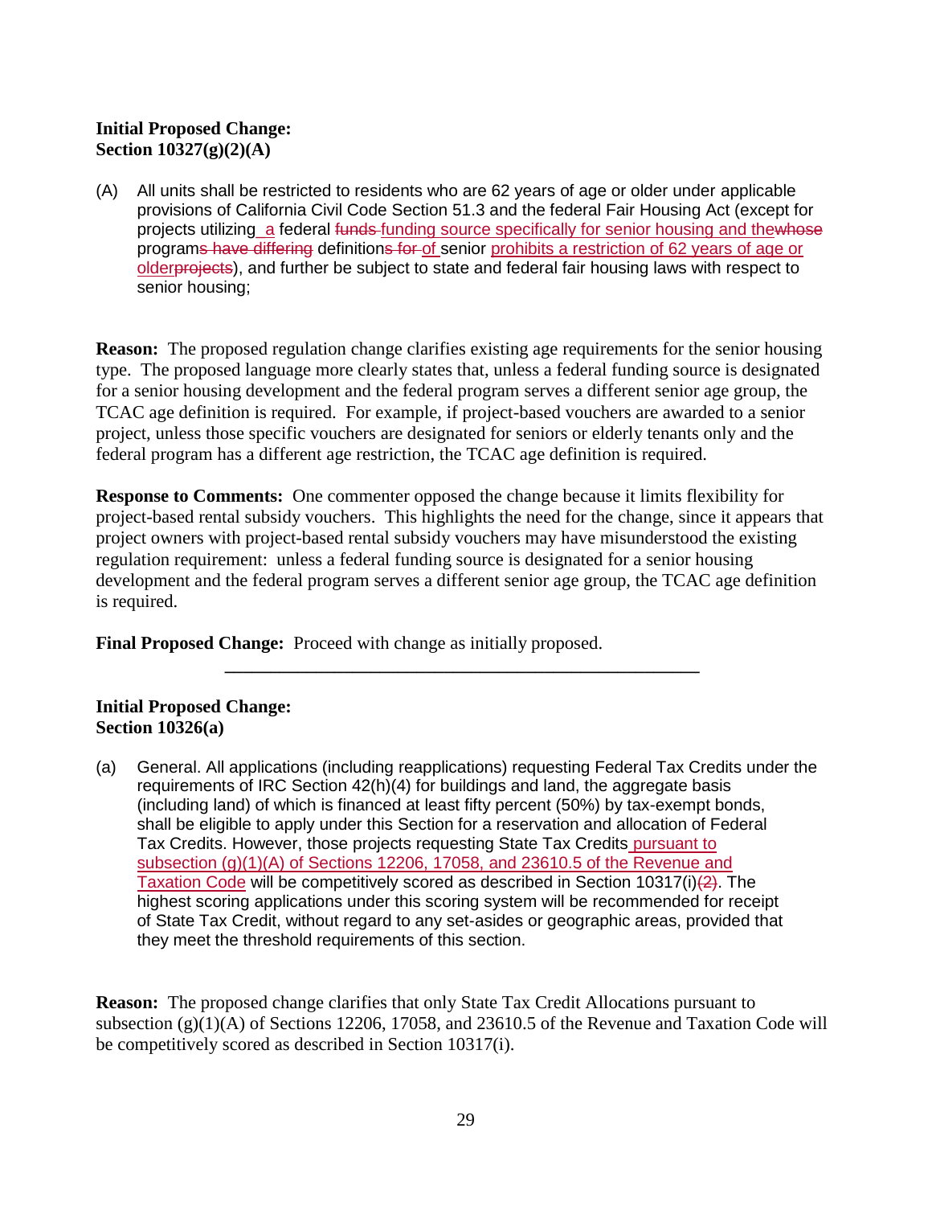**Initial Proposed Change:**
**Section 10327(g)(2)(A)**

(A) All units shall be restricted to residents who are 62 years of age or older under applicable provisions of California Civil Code Section 51.3 and the federal Fair Housing Act (except for projects utilizing<u> a</u> federal ~~funds~~ <u>funding source specifically for senior housing and the</u>~~whose~~ program~~s have differing~~ definition~~s for~~ <u>of</u> senior <u>prohibits a restriction of 62 years of age or older</u>~~projects~~), and further be subject to state and federal fair housing laws with respect to senior housing;

**Reason:** The proposed regulation change clarifies existing age requirements for the senior housing type. The proposed language more clearly states that, unless a federal funding source is designated for a senior housing development and the federal program serves a different senior age group, the TCAC age definition is required. For example, if project-based vouchers are awarded to a senior project, unless those specific vouchers are designated for seniors or elderly tenants only and the federal program has a different age restriction, the TCAC age definition is required.

**Response to Comments:** One commenter opposed the change because it limits flexibility for project-based rental subsidy vouchers. This highlights the need for the change, since it appears that project owners with project-based rental subsidy vouchers may have misunderstood the existing regulation requirement: unless a federal funding source is designated for a senior housing development and the federal program serves a different senior age group, the TCAC age definition is required.

**Final Proposed Change:** Proceed with change as initially proposed.

---

**Initial Proposed Change:**
**Section 10326(a)**

(a) General. All applications (including reapplications) requesting Federal Tax Credits under the requirements of IRC Section 42(h)(4) for buildings and land, the aggregate basis (including land) of which is financed at least fifty percent (50%) by tax-exempt bonds, shall be eligible to apply under this Section for a reservation and allocation of Federal Tax Credits. However, those projects requesting State Tax Credits<u> pursuant to subsection (g)(1)(A) of Sections 12206, 17058, and 23610.5 of the Revenue and Taxation Code</u> will be competitively scored as described in Section 10317(i)~~(2)~~. The highest scoring applications under this scoring system will be recommended for receipt of State Tax Credit, without regard to any set-asides or geographic areas, provided that they meet the threshold requirements of this section.

**Reason:** The proposed change clarifies that only State Tax Credit Allocations pursuant to subsection (g)(1)(A) of Sections 12206, 17058, and 23610.5 of the Revenue and Taxation Code will be competitively scored as described in Section 10317(i).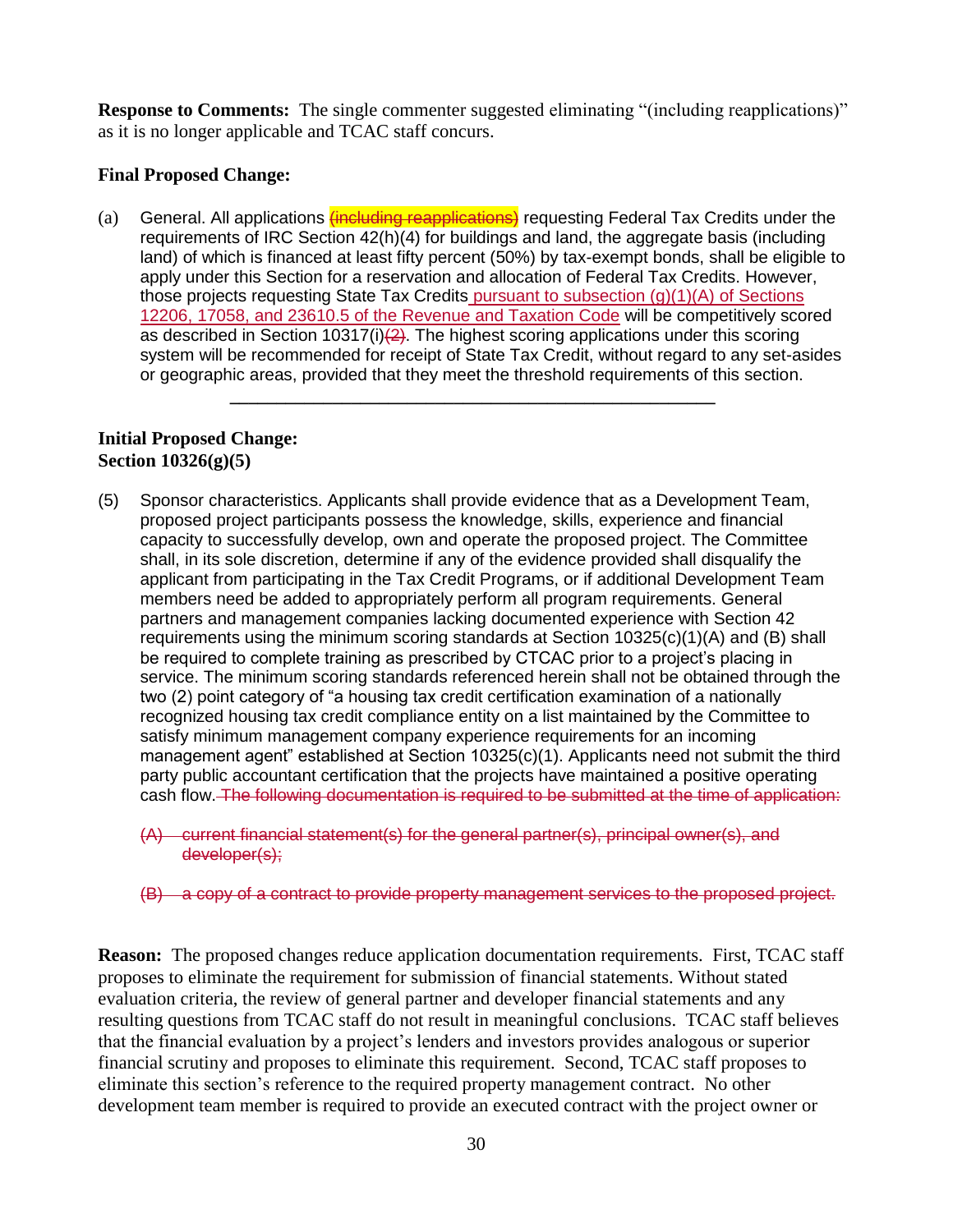**Response to Comments:** The single commenter suggested eliminating "(including reapplications)" as it is no longer applicable and TCAC staff concurs.

**Final Proposed Change:**

(a) General. All applications ~~(including reapplications)~~ requesting Federal Tax Credits under the requirements of IRC Section 42(h)(4) for buildings and land, the aggregate basis (including land) of which is financed at least fifty percent (50%) by tax-exempt bonds, shall be eligible to apply under this Section for a reservation and allocation of Federal Tax Credits. However, those projects requesting State Tax Credits <u>pursuant to subsection (g)(1)(A) of Sections 12206, 17058, and 23610.5 of the Revenue and Taxation Code</u> will be competitively scored as described in Section 10317(i)~~(2)~~. The highest scoring applications under this scoring system will be recommended for receipt of State Tax Credit, without regard to any set-asides or geographic areas, provided that they meet the threshold requirements of this section.

---

**Initial Proposed Change:**
**Section 10326(g)(5)**

(5) Sponsor characteristics. Applicants shall provide evidence that as a Development Team, proposed project participants possess the knowledge, skills, experience and financial capacity to successfully develop, own and operate the proposed project. The Committee shall, in its sole discretion, determine if any of the evidence provided shall disqualify the applicant from participating in the Tax Credit Programs, or if additional Development Team members need be added to appropriately perform all program requirements. General partners and management companies lacking documented experience with Section 42 requirements using the minimum scoring standards at Section 10325(c)(1)(A) and (B) shall be required to complete training as prescribed by CTCAC prior to a project's placing in service. The minimum scoring standards referenced herein shall not be obtained through the two (2) point category of "a housing tax credit certification examination of a nationally recognized housing tax credit compliance entity on a list maintained by the Committee to satisfy minimum management company experience requirements for an incoming management agent" established at Section 10325(c)(1). Applicants need not submit the third party public accountant certification that the projects have maintained a positive operating cash flow. ~~The following documentation is required to be submitted at the time of application:~~

~~(A) current financial statement(s) for the general partner(s), principal owner(s), and developer(s);~~

~~(B) a copy of a contract to provide property management services to the proposed project.~~

**Reason:** The proposed changes reduce application documentation requirements. First, TCAC staff proposes to eliminate the requirement for submission of financial statements. Without stated evaluation criteria, the review of general partner and developer financial statements and any resulting questions from TCAC staff do not result in meaningful conclusions. TCAC staff believes that the financial evaluation by a project's lenders and investors provides analogous or superior financial scrutiny and proposes to eliminate this requirement. Second, TCAC staff proposes to eliminate this section's reference to the required property management contract. No other development team member is required to provide an executed contract with the project owner or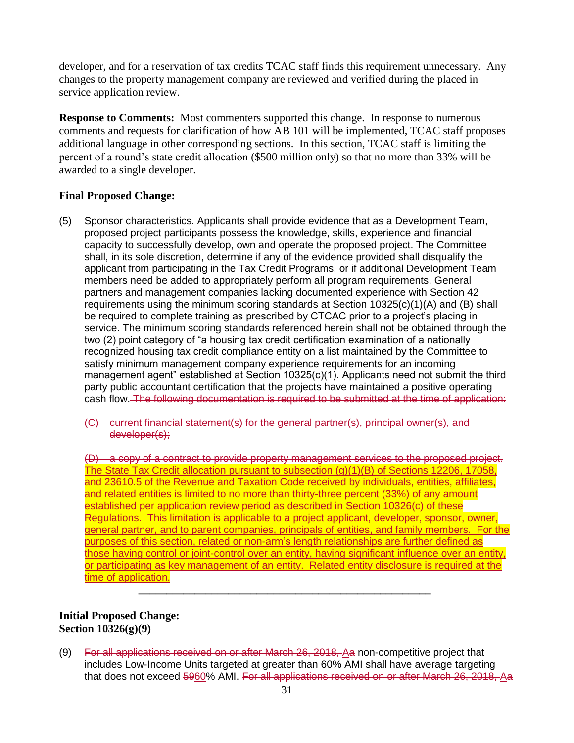developer, and for a reservation of tax credits TCAC staff finds this requirement unnecessary. Any changes to the property management company are reviewed and verified during the placed in service application review.

**Response to Comments:** Most commenters supported this change. In response to numerous comments and requests for clarification of how AB 101 will be implemented, TCAC staff proposes additional language in other corresponding sections. In this section, TCAC staff is limiting the percent of a round's state credit allocation ($500 million only) so that no more than 33% will be awarded to a single developer.

**Final Proposed Change:**

(5) Sponsor characteristics. Applicants shall provide evidence that as a Development Team, proposed project participants possess the knowledge, skills, experience and financial capacity to successfully develop, own and operate the proposed project. The Committee shall, in its sole discretion, determine if any of the evidence provided shall disqualify the applicant from participating in the Tax Credit Programs, or if additional Development Team members need be added to appropriately perform all program requirements. General partners and management companies lacking documented experience with Section 42 requirements using the minimum scoring standards at Section 10325(c)(1)(A) and (B) shall be required to complete training as prescribed by CTCAC prior to a project's placing in service. The minimum scoring standards referenced herein shall not be obtained through the two (2) point category of "a housing tax credit certification examination of a nationally recognized housing tax credit compliance entity on a list maintained by the Committee to satisfy minimum management company experience requirements for an incoming management agent" established at Section 10325(c)(1). Applicants need not submit the third party public accountant certification that the projects have maintained a positive operating cash flow. ~~The following documentation is required to be submitted at the time of application:~~

~~(C) current financial statement(s) for the general partner(s), principal owner(s), and developer(s);~~

~~(D) a copy of a contract to provide property management services to the proposed project.~~ The State Tax Credit allocation pursuant to subsection (g)(1)(B) of Sections 12206, 17058, and 23610.5 of the Revenue and Taxation Code received by individuals, entities, affiliates, and related entities is limited to no more than thirty-three percent (33%) of any amount established per application review period as described in Section 10326(c) of these Regulations. This limitation is applicable to a project applicant, developer, sponsor, owner, general partner, and to parent companies, principals of entities, and family members. For the purposes of this section, related or non-arm's length relationships are further defined as those having control or joint-control over an entity, having significant influence over an entity, or participating as key management of an entity. Related entity disclosure is required at the time of application.

---

**Initial Proposed Change:**
**Section 10326(g)(9)**

(9) ~~For all applications received on or after March 26, 2018, A~~a non-competitive project that includes Low-Income Units targeted at greater than 60% AMI shall have average targeting that does not exceed ~~59~~60% AMI. ~~For all applications received on or after March 26, 2018, A~~a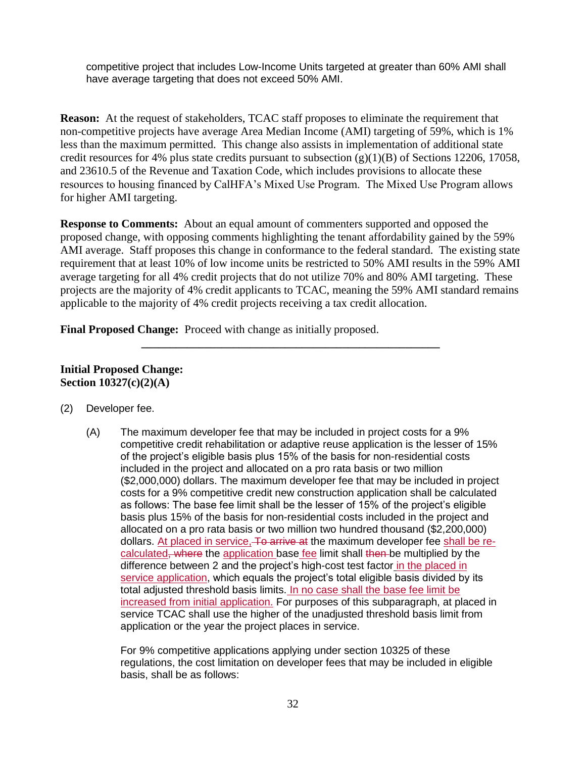competitive project that includes Low-Income Units targeted at greater than 60% AMI shall have average targeting that does not exceed 50% AMI.

**Reason:** At the request of stakeholders, TCAC staff proposes to eliminate the requirement that non-competitive projects have average Area Median Income (AMI) targeting of 59%, which is 1% less than the maximum permitted. This change also assists in implementation of additional state credit resources for 4% plus state credits pursuant to subsection (g)(1)(B) of Sections 12206, 17058, and 23610.5 of the Revenue and Taxation Code, which includes provisions to allocate these resources to housing financed by CalHFA's Mixed Use Program. The Mixed Use Program allows for higher AMI targeting.

**Response to Comments:** About an equal amount of commenters supported and opposed the proposed change, with opposing comments highlighting the tenant affordability gained by the 59% AMI average. Staff proposes this change in conformance to the federal standard. The existing state requirement that at least 10% of low income units be restricted to 50% AMI results in the 59% AMI average targeting for all 4% credit projects that do not utilize 70% and 80% AMI targeting. These projects are the majority of 4% credit applicants to TCAC, meaning the 59% AMI standard remains applicable to the majority of 4% credit projects receiving a tax credit allocation.

**Final Proposed Change:** Proceed with change as initially proposed.

---

**Initial Proposed Change:**
**Section 10327(c)(2)(A)**

(2) Developer fee.

(A) The maximum developer fee that may be included in project costs for a 9% competitive credit rehabilitation or adaptive reuse application is the lesser of 15% of the project's eligible basis plus 15% of the basis for non-residential costs included in the project and allocated on a pro rata basis or two million ($2,000,000) dollars. The maximum developer fee that may be included in project costs for a 9% competitive credit new construction application shall be calculated as follows: The base fee limit shall be the lesser of 15% of the project's eligible basis plus 15% of the basis for non-residential costs included in the project and allocated on a pro rata basis or two million two hundred thousand ($2,200,000) dollars. <u>At placed in service,</u> ~~To arrive at~~ the maximum developer fee <u>shall be re-calculated</u>~~, where~~ the <u>application</u> base <u>fee</u> limit shall ~~then~~ be multiplied by the difference between 2 and the project's high-cost test factor <u>in the placed in service application</u>, which equals the project's total eligible basis divided by its total adjusted threshold basis limits. <u>In no case shall the base fee limit be increased from initial application.</u> For purposes of this subparagraph, at placed in service TCAC shall use the higher of the unadjusted threshold basis limit from application or the year the project places in service.

For 9% competitive applications applying under section 10325 of these regulations, the cost limitation on developer fees that may be included in eligible basis, shall be as follows: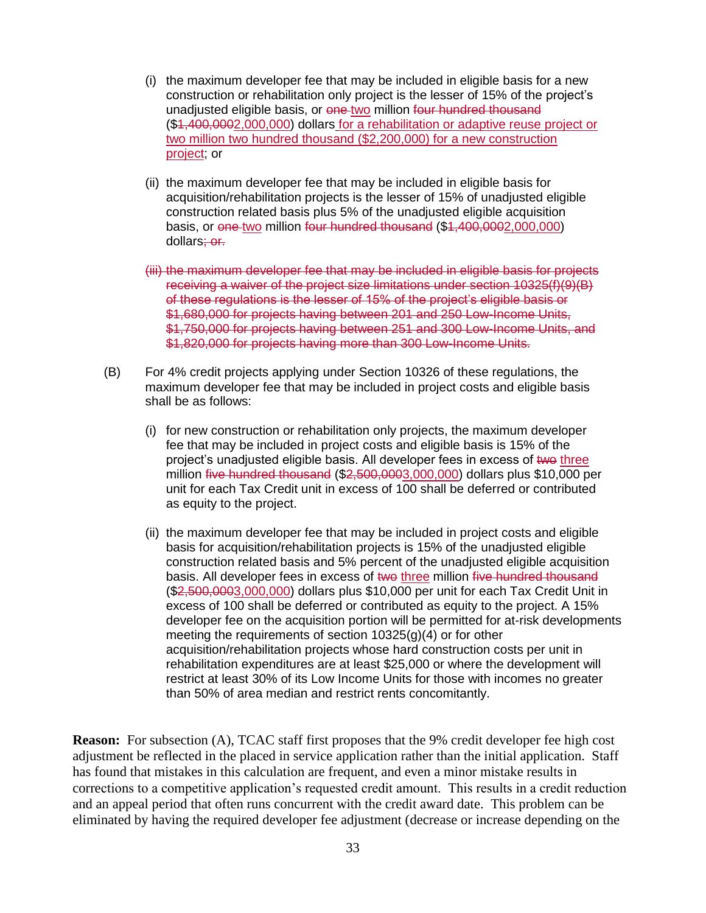(i) the maximum developer fee that may be included in eligible basis for a new construction or rehabilitation only project is the lesser of 15% of the project's unadjusted eligible basis, or ~~one~~ <u>two</u> million ~~four hundred thousand~~ ($~~1,400,000~~<u>2,000,000</u>) dollars<u> for a rehabilitation or adaptive reuse project or two million two hundred thousand ($2,200,000) for a new construction project</u>; or

(ii) the maximum developer fee that may be included in eligible basis for acquisition/rehabilitation projects is the lesser of 15% of unadjusted eligible construction related basis plus 5% of the unadjusted eligible acquisition basis, or ~~one~~ <u>two</u> million ~~four hundred thousand~~ ($~~1,400,000~~<u>2,000,000</u>) dollars~~; or.~~

~~(iii) the maximum developer fee that may be included in eligible basis for projects receiving a waiver of the project size limitations under section 10325(f)(9)(B) of these regulations is the lesser of 15% of the project's eligible basis or $1,680,000 for projects having between 201 and 250 Low-Income Units, $1,750,000 for projects having between 251 and 300 Low-Income Units, and $1,820,000 for projects having more than 300 Low-Income Units.~~

(B) For 4% credit projects applying under Section 10326 of these regulations, the maximum developer fee that may be included in project costs and eligible basis shall be as follows:

(i) for new construction or rehabilitation only projects, the maximum developer fee that may be included in project costs and eligible basis is 15% of the project's unadjusted eligible basis. All developer fees in excess of ~~two~~ <u>three</u> million ~~five hundred thousand~~ ($~~2,500,000~~<u>3,000,000</u>) dollars plus $10,000 per unit for each Tax Credit unit in excess of 100 shall be deferred or contributed as equity to the project.

(ii) the maximum developer fee that may be included in project costs and eligible basis for acquisition/rehabilitation projects is 15% of the unadjusted eligible construction related basis and 5% percent of the unadjusted eligible acquisition basis. All developer fees in excess of ~~two~~ <u>three</u> million ~~five hundred thousand~~ ($~~2,500,000~~<u>3,000,000</u>) dollars plus $10,000 per unit for each Tax Credit Unit in excess of 100 shall be deferred or contributed as equity to the project. A 15% developer fee on the acquisition portion will be permitted for at-risk developments meeting the requirements of section 10325(g)(4) or for other acquisition/rehabilitation projects whose hard construction costs per unit in rehabilitation expenditures are at least $25,000 or where the development will restrict at least 30% of its Low Income Units for those with incomes no greater than 50% of area median and restrict rents concomitantly.

**Reason:** For subsection (A), TCAC staff first proposes that the 9% credit developer fee high cost adjustment be reflected in the placed in service application rather than the initial application. Staff has found that mistakes in this calculation are frequent, and even a minor mistake results in corrections to a competitive application's requested credit amount. This results in a credit reduction and an appeal period that often runs concurrent with the credit award date. This problem can be eliminated by having the required developer fee adjustment (decrease or increase depending on the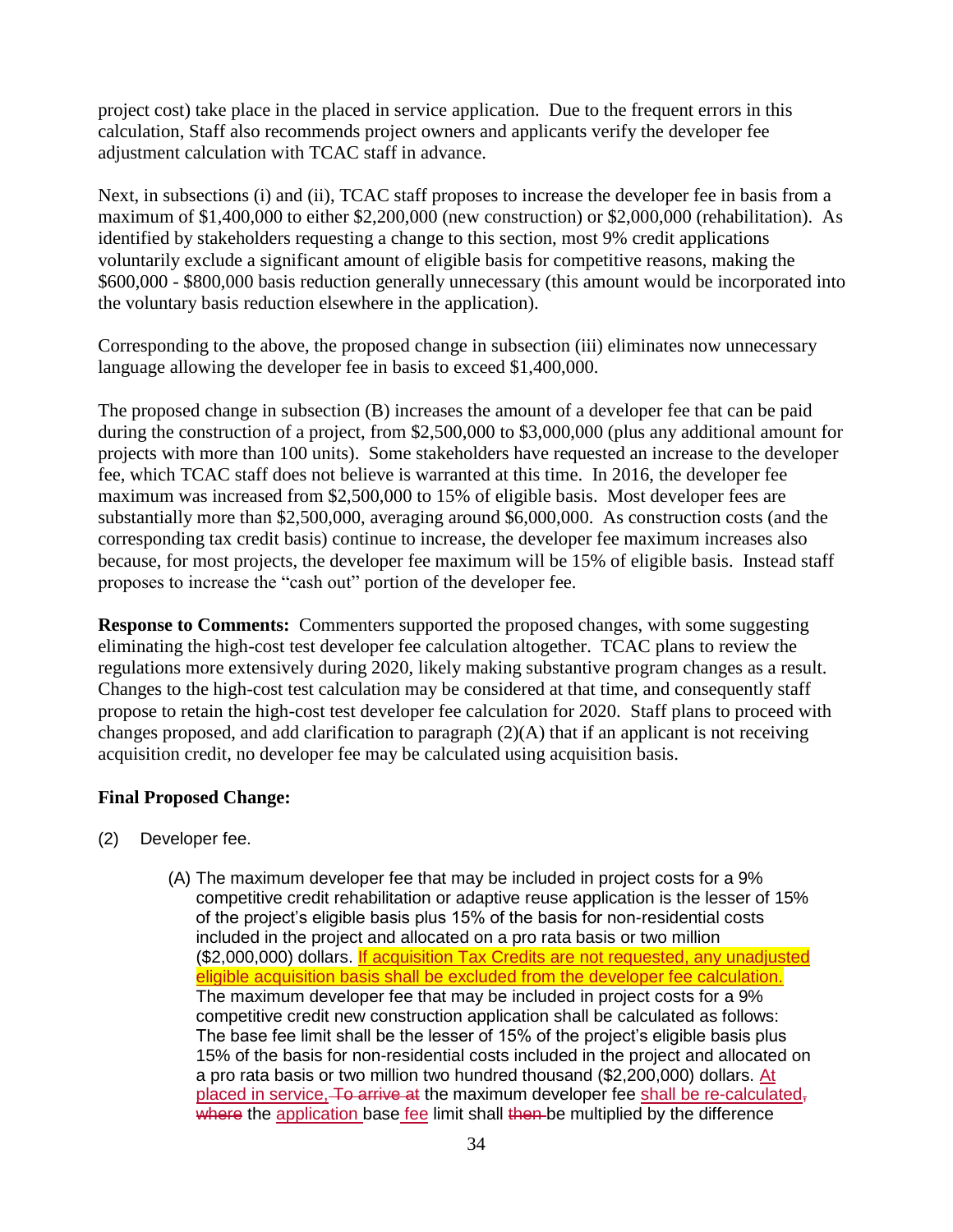project cost) take place in the placed in service application. Due to the frequent errors in this calculation, Staff also recommends project owners and applicants verify the developer fee adjustment calculation with TCAC staff in advance.

Next, in subsections (i) and (ii), TCAC staff proposes to increase the developer fee in basis from a maximum of $1,400,000 to either $2,200,000 (new construction) or $2,000,000 (rehabilitation). As identified by stakeholders requesting a change to this section, most 9% credit applications voluntarily exclude a significant amount of eligible basis for competitive reasons, making the $600,000 - $800,000 basis reduction generally unnecessary (this amount would be incorporated into the voluntary basis reduction elsewhere in the application).

Corresponding to the above, the proposed change in subsection (iii) eliminates now unnecessary language allowing the developer fee in basis to exceed $1,400,000.

The proposed change in subsection (B) increases the amount of a developer fee that can be paid during the construction of a project, from $2,500,000 to $3,000,000 (plus any additional amount for projects with more than 100 units). Some stakeholders have requested an increase to the developer fee, which TCAC staff does not believe is warranted at this time. In 2016, the developer fee maximum was increased from $2,500,000 to 15% of eligible basis. Most developer fees are substantially more than $2,500,000, averaging around $6,000,000. As construction costs (and the corresponding tax credit basis) continue to increase, the developer fee maximum increases also because, for most projects, the developer fee maximum will be 15% of eligible basis. Instead staff proposes to increase the "cash out" portion of the developer fee.

**Response to Comments:** Commenters supported the proposed changes, with some suggesting eliminating the high-cost test developer fee calculation altogether. TCAC plans to review the regulations more extensively during 2020, likely making substantive program changes as a result. Changes to the high-cost test calculation may be considered at that time, and consequently staff propose to retain the high-cost test developer fee calculation for 2020. Staff plans to proceed with changes proposed, and add clarification to paragraph (2)(A) that if an applicant is not receiving acquisition credit, no developer fee may be calculated using acquisition basis.

**Final Proposed Change:**

(2) Developer fee.

(A) The maximum developer fee that may be included in project costs for a 9% competitive credit rehabilitation or adaptive reuse application is the lesser of 15% of the project's eligible basis plus 15% of the basis for non-residential costs included in the project and allocated on a pro rata basis or two million ($2,000,000) dollars. If acquisition Tax Credits are not requested, any unadjusted eligible acquisition basis shall be excluded from the developer fee calculation. The maximum developer fee that may be included in project costs for a 9% competitive credit new construction application shall be calculated as follows: The base fee limit shall be the lesser of 15% of the project's eligible basis plus 15% of the basis for non-residential costs included in the project and allocated on a pro rata basis or two million two hundred thousand ($2,200,000) dollars. At placed in service, ~~To arrive at~~ the maximum developer fee shall be re-calculated~~,~~ ~~where~~ the application base fee limit shall ~~then~~ be multiplied by the difference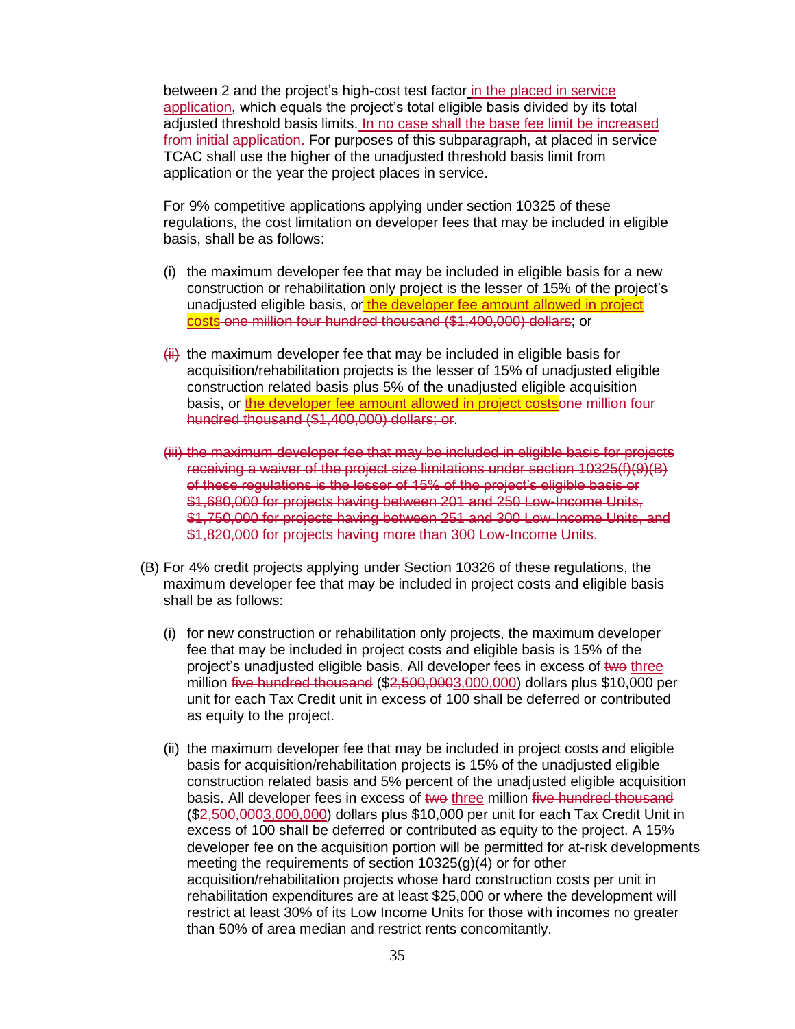between 2 and the project's high-cost test factor in the placed in service application, which equals the project's total eligible basis divided by its total adjusted threshold basis limits. In no case shall the base fee limit be increased from initial application. For purposes of this subparagraph, at placed in service TCAC shall use the higher of the unadjusted threshold basis limit from application or the year the project places in service.

For 9% competitive applications applying under section 10325 of these regulations, the cost limitation on developer fees that may be included in eligible basis, shall be as follows:

(i) the maximum developer fee that may be included in eligible basis for a new construction or rehabilitation only project is the lesser of 15% of the project's unadjusted eligible basis, or the developer fee amount allowed in project costs ~~one million four hundred thousand ($1,400,000) dollars~~; or

~~(ii)~~ the maximum developer fee that may be included in eligible basis for acquisition/rehabilitation projects is the lesser of 15% of unadjusted eligible construction related basis plus 5% of the unadjusted eligible acquisition basis, or the developer fee amount allowed in project costs~~one million four hundred thousand ($1,400,000) dollars; or~~.

~~(iii) the maximum developer fee that may be included in eligible basis for projects receiving a waiver of the project size limitations under section 10325(f)(9)(B) of these regulations is the lesser of 15% of the project's eligible basis or $1,680,000 for projects having between 201 and 250 Low-Income Units, $1,750,000 for projects having between 251 and 300 Low-Income Units, and $1,820,000 for projects having more than 300 Low-Income Units.~~

(B) For 4% credit projects applying under Section 10326 of these regulations, the maximum developer fee that may be included in project costs and eligible basis shall be as follows:

(i) for new construction or rehabilitation only projects, the maximum developer fee that may be included in project costs and eligible basis is 15% of the project's unadjusted eligible basis. All developer fees in excess of ~~two~~ three million ~~five hundred thousand~~ ($~~2,500,000~~3,000,000) dollars plus $10,000 per unit for each Tax Credit unit in excess of 100 shall be deferred or contributed as equity to the project.

(ii) the maximum developer fee that may be included in project costs and eligible basis for acquisition/rehabilitation projects is 15% of the unadjusted eligible construction related basis and 5% percent of the unadjusted eligible acquisition basis. All developer fees in excess of ~~two~~ three million ~~five hundred thousand~~ ($~~2,500,000~~3,000,000) dollars plus $10,000 per unit for each Tax Credit Unit in excess of 100 shall be deferred or contributed as equity to the project. A 15% developer fee on the acquisition portion will be permitted for at-risk developments meeting the requirements of section 10325(g)(4) or for other acquisition/rehabilitation projects whose hard construction costs per unit in rehabilitation expenditures are at least $25,000 or where the development will restrict at least 30% of its Low Income Units for those with incomes no greater than 50% of area median and restrict rents concomitantly.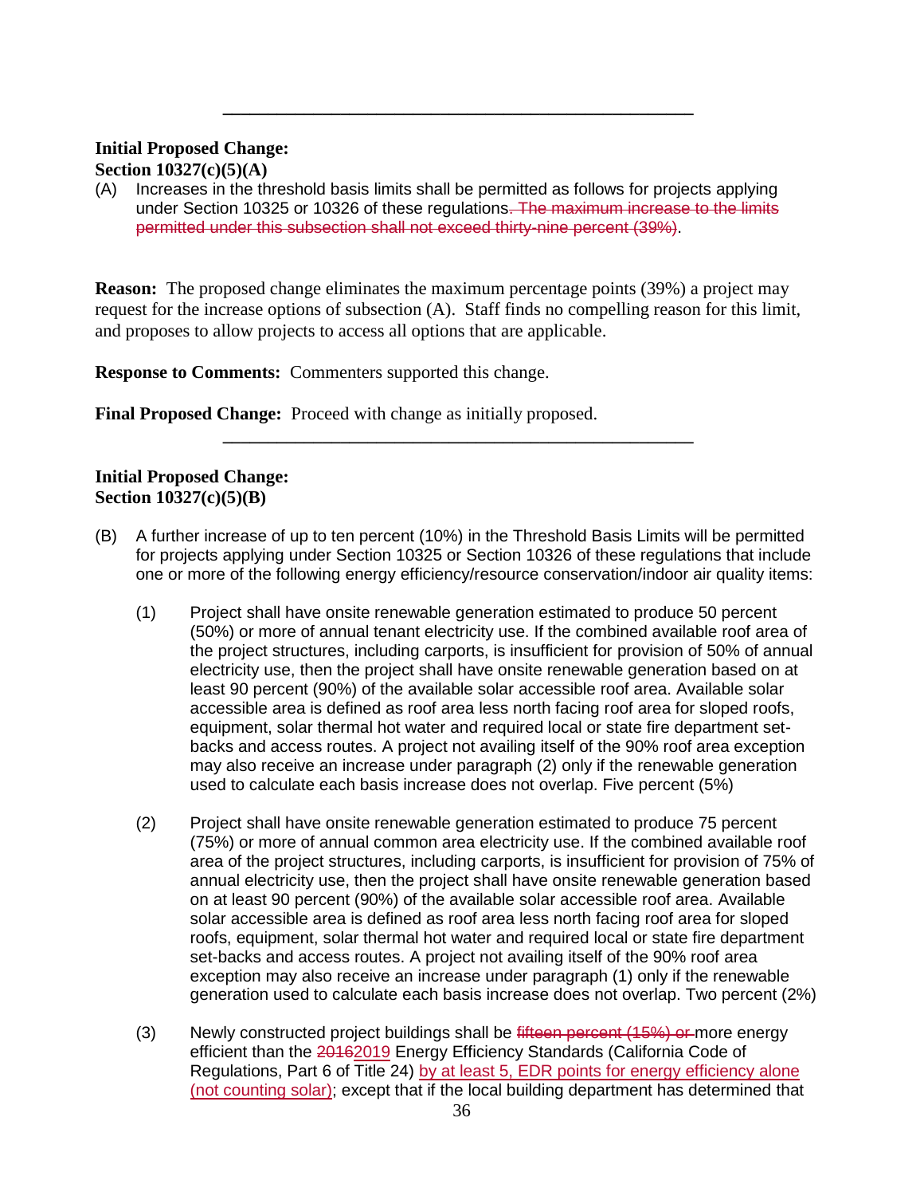---

**Initial Proposed Change:**
**Section 10327(c)(5)(A)**

(A) Increases in the threshold basis limits shall be permitted as follows for projects applying under Section 10325 or 10326 of these regulations~~. The maximum increase to the limits permitted under this subsection shall not exceed thirty-nine percent (39%)~~.

**Reason:** The proposed change eliminates the maximum percentage points (39%) a project may request for the increase options of subsection (A). Staff finds no compelling reason for this limit, and proposes to allow projects to access all options that are applicable.

**Response to Comments:** Commenters supported this change.

**Final Proposed Change:** Proceed with change as initially proposed.

---

**Initial Proposed Change:**
**Section 10327(c)(5)(B)**

(B) A further increase of up to ten percent (10%) in the Threshold Basis Limits will be permitted for projects applying under Section 10325 or Section 10326 of these regulations that include one or more of the following energy efficiency/resource conservation/indoor air quality items:

(1) Project shall have onsite renewable generation estimated to produce 50 percent (50%) or more of annual tenant electricity use. If the combined available roof area of the project structures, including carports, is insufficient for provision of 50% of annual electricity use, then the project shall have onsite renewable generation based on at least 90 percent (90%) of the available solar accessible roof area. Available solar accessible area is defined as roof area less north facing roof area for sloped roofs, equipment, solar thermal hot water and required local or state fire department set-backs and access routes. A project not availing itself of the 90% roof area exception may also receive an increase under paragraph (2) only if the renewable generation used to calculate each basis increase does not overlap. Five percent (5%)

(2) Project shall have onsite renewable generation estimated to produce 75 percent (75%) or more of annual common area electricity use. If the combined available roof area of the project structures, including carports, is insufficient for provision of 75% of annual electricity use, then the project shall have onsite renewable generation based on at least 90 percent (90%) of the available solar accessible roof area. Available solar accessible area is defined as roof area less north facing roof area for sloped roofs, equipment, solar thermal hot water and required local or state fire department set-backs and access routes. A project not availing itself of the 90% roof area exception may also receive an increase under paragraph (1) only if the renewable generation used to calculate each basis increase does not overlap. Two percent (2%)

(3) Newly constructed project buildings shall be ~~fifteen percent (15%) or~~ more energy efficient than the ~~2016~~<u>2019</u> Energy Efficiency Standards (California Code of Regulations, Part 6 of Title 24) <u>by at least 5, EDR points for energy efficiency alone (not counting solar)</u>; except that if the local building department has determined that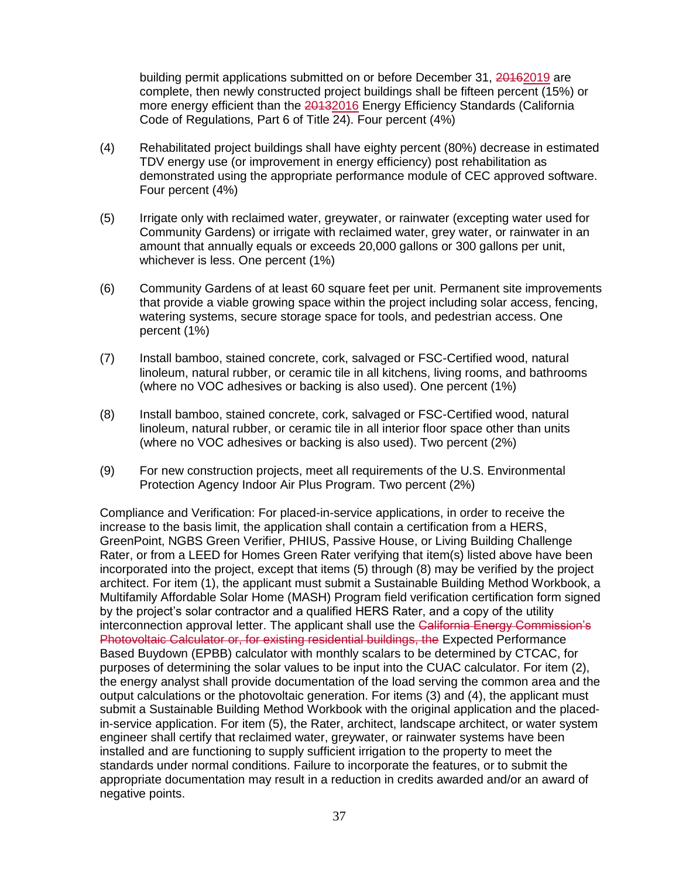building permit applications submitted on or before December 31, ~~2016~~2019 are complete, then newly constructed project buildings shall be fifteen percent (15%) or more energy efficient than the ~~2013~~2016 Energy Efficiency Standards (California Code of Regulations, Part 6 of Title 24). Four percent (4%)

(4) Rehabilitated project buildings shall have eighty percent (80%) decrease in estimated TDV energy use (or improvement in energy efficiency) post rehabilitation as demonstrated using the appropriate performance module of CEC approved software. Four percent (4%)

(5) Irrigate only with reclaimed water, greywater, or rainwater (excepting water used for Community Gardens) or irrigate with reclaimed water, grey water, or rainwater in an amount that annually equals or exceeds 20,000 gallons or 300 gallons per unit, whichever is less. One percent (1%)

(6) Community Gardens of at least 60 square feet per unit. Permanent site improvements that provide a viable growing space within the project including solar access, fencing, watering systems, secure storage space for tools, and pedestrian access. One percent (1%)

(7) Install bamboo, stained concrete, cork, salvaged or FSC-Certified wood, natural linoleum, natural rubber, or ceramic tile in all kitchens, living rooms, and bathrooms (where no VOC adhesives or backing is also used). One percent (1%)

(8) Install bamboo, stained concrete, cork, salvaged or FSC-Certified wood, natural linoleum, natural rubber, or ceramic tile in all interior floor space other than units (where no VOC adhesives or backing is also used). Two percent (2%)

(9) For new construction projects, meet all requirements of the U.S. Environmental Protection Agency Indoor Air Plus Program. Two percent (2%)

Compliance and Verification: For placed-in-service applications, in order to receive the increase to the basis limit, the application shall contain a certification from a HERS, GreenPoint, NGBS Green Verifier, PHIUS, Passive House, or Living Building Challenge Rater, or from a LEED for Homes Green Rater verifying that item(s) listed above have been incorporated into the project, except that items (5) through (8) may be verified by the project architect. For item (1), the applicant must submit a Sustainable Building Method Workbook, a Multifamily Affordable Solar Home (MASH) Program field verification certification form signed by the project's solar contractor and a qualified HERS Rater, and a copy of the utility interconnection approval letter. The applicant shall use the ~~California Energy Commission's Photovoltaic Calculator or, for existing residential buildings, the~~ Expected Performance Based Buydown (EPBB) calculator with monthly scalars to be determined by CTCAC, for purposes of determining the solar values to be input into the CUAC calculator. For item (2), the energy analyst shall provide documentation of the load serving the common area and the output calculations or the photovoltaic generation. For items (3) and (4), the applicant must submit a Sustainable Building Method Workbook with the original application and the placed-in-service application. For item (5), the Rater, architect, landscape architect, or water system engineer shall certify that reclaimed water, greywater, or rainwater systems have been installed and are functioning to supply sufficient irrigation to the property to meet the standards under normal conditions. Failure to incorporate the features, or to submit the appropriate documentation may result in a reduction in credits awarded and/or an award of negative points.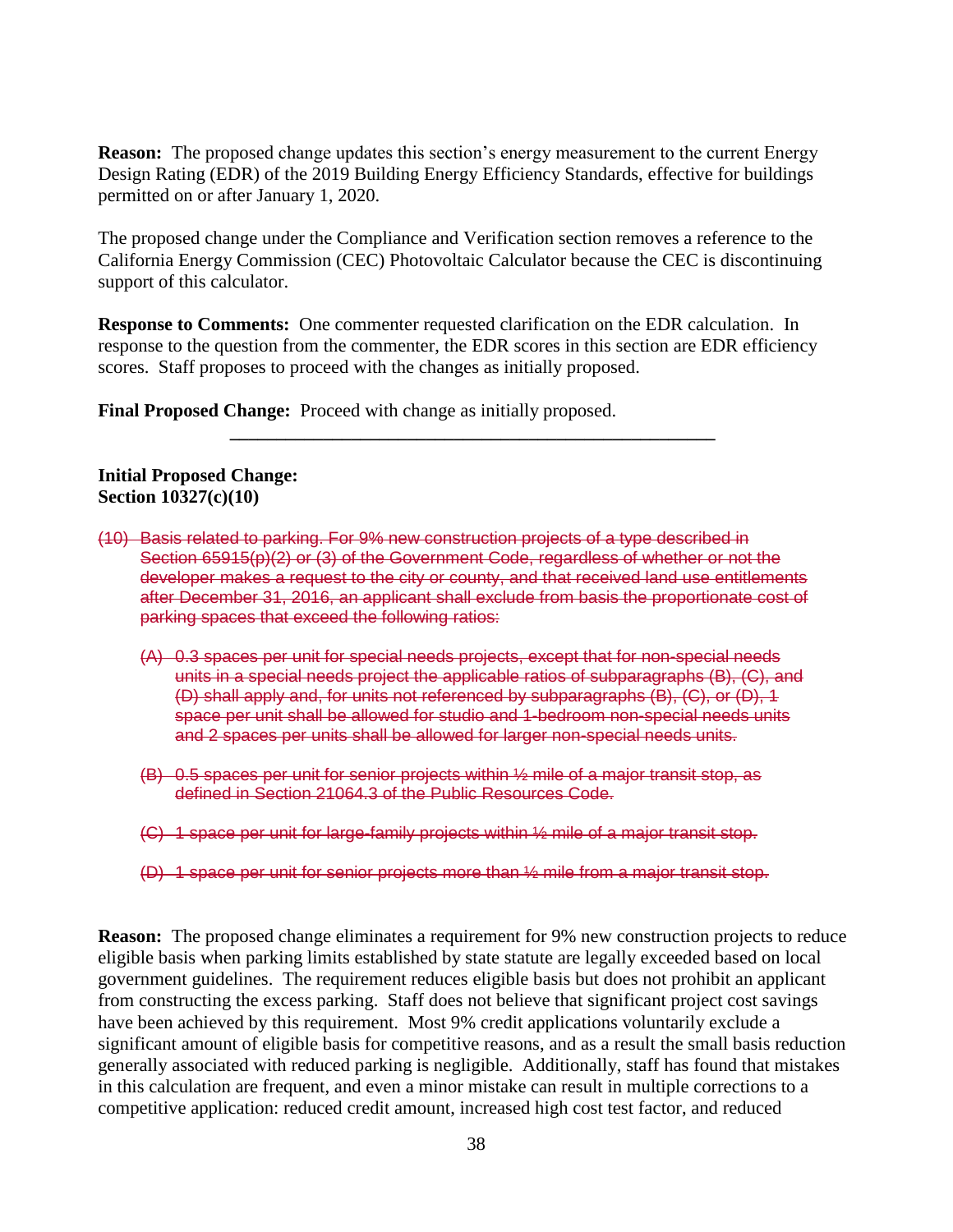**Reason:** The proposed change updates this section's energy measurement to the current Energy Design Rating (EDR) of the 2019 Building Energy Efficiency Standards, effective for buildings permitted on or after January 1, 2020.

The proposed change under the Compliance and Verification section removes a reference to the California Energy Commission (CEC) Photovoltaic Calculator because the CEC is discontinuing support of this calculator.

**Response to Comments:** One commenter requested clarification on the EDR calculation. In response to the question from the commenter, the EDR scores in this section are EDR efficiency scores. Staff proposes to proceed with the changes as initially proposed.

**Final Proposed Change:** Proceed with change as initially proposed.

---

**Initial Proposed Change:**
**Section 10327(c)(10)**

~~(10) Basis related to parking. For 9% new construction projects of a type described in Section 65915(p)(2) or (3) of the Government Code, regardless of whether or not the developer makes a request to the city or county, and that received land use entitlements after December 31, 2016, an applicant shall exclude from basis the proportionate cost of parking spaces that exceed the following ratios:~~

~~(A) 0.3 spaces per unit for special needs projects, except that for non-special needs units in a special needs project the applicable ratios of subparagraphs (B), (C), and (D) shall apply and, for units not referenced by subparagraphs (B), (C), or (D), 1 space per unit shall be allowed for studio and 1-bedroom non-special needs units and 2 spaces per units shall be allowed for larger non-special needs units.~~

~~(B) 0.5 spaces per unit for senior projects within ½ mile of a major transit stop, as defined in Section 21064.3 of the Public Resources Code.~~

~~(C) 1 space per unit for large-family projects within ½ mile of a major transit stop.~~

~~(D) 1 space per unit for senior projects more than ½ mile from a major transit stop.~~

**Reason:** The proposed change eliminates a requirement for 9% new construction projects to reduce eligible basis when parking limits established by state statute are legally exceeded based on local government guidelines. The requirement reduces eligible basis but does not prohibit an applicant from constructing the excess parking. Staff does not believe that significant project cost savings have been achieved by this requirement. Most 9% credit applications voluntarily exclude a significant amount of eligible basis for competitive reasons, and as a result the small basis reduction generally associated with reduced parking is negligible. Additionally, staff has found that mistakes in this calculation are frequent, and even a minor mistake can result in multiple corrections to a competitive application: reduced credit amount, increased high cost test factor, and reduced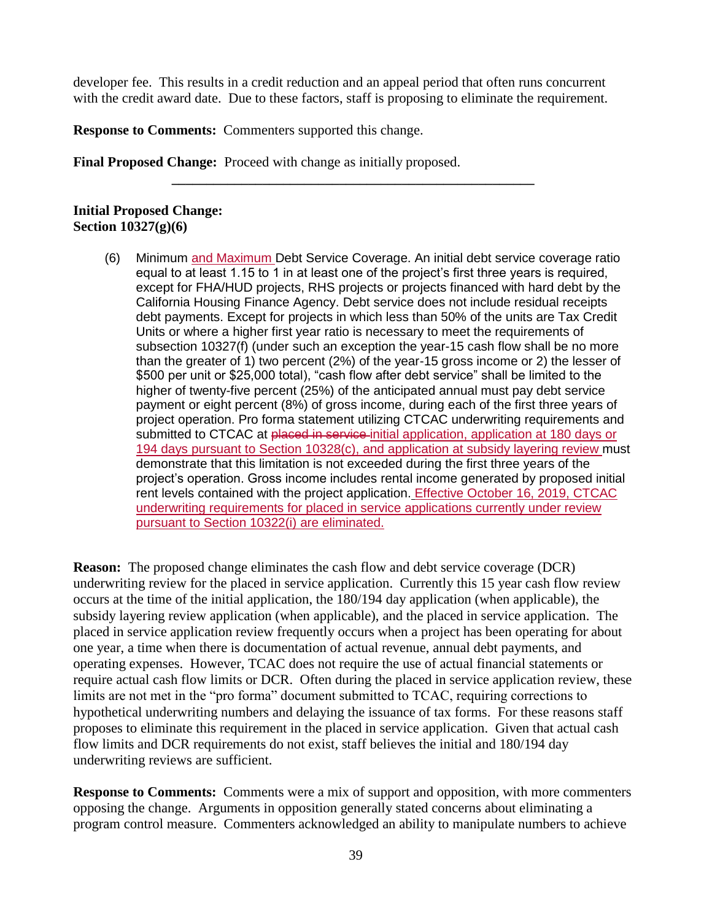developer fee. This results in a credit reduction and an appeal period that often runs concurrent with the credit award date. Due to these factors, staff is proposing to eliminate the requirement.

**Response to Comments:** Commenters supported this change.

**Final Proposed Change:** Proceed with change as initially proposed.

---

**Initial Proposed Change:**
**Section 10327(g)(6)**

(6) Minimum and Maximum Debt Service Coverage. An initial debt service coverage ratio equal to at least 1.15 to 1 in at least one of the project's first three years is required, except for FHA/HUD projects, RHS projects or projects financed with hard debt by the California Housing Finance Agency. Debt service does not include residual receipts debt payments. Except for projects in which less than 50% of the units are Tax Credit Units or where a higher first year ratio is necessary to meet the requirements of subsection 10327(f) (under such an exception the year-15 cash flow shall be no more than the greater of 1) two percent (2%) of the year-15 gross income or 2) the lesser of \$500 per unit or \$25,000 total), "cash flow after debt service" shall be limited to the higher of twenty-five percent (25%) of the anticipated annual must pay debt service payment or eight percent (8%) of gross income, during each of the first three years of project operation. Pro forma statement utilizing CTCAC underwriting requirements and submitted to CTCAC at ~~placed in service~~ initial application, application at 180 days or 194 days pursuant to Section 10328(c), and application at subsidy layering review must demonstrate that this limitation is not exceeded during the first three years of the project's operation. Gross income includes rental income generated by proposed initial rent levels contained with the project application. Effective October 16, 2019, CTCAC underwriting requirements for placed in service applications currently under review pursuant to Section 10322(i) are eliminated.

**Reason:** The proposed change eliminates the cash flow and debt service coverage (DCR) underwriting review for the placed in service application. Currently this 15 year cash flow review occurs at the time of the initial application, the 180/194 day application (when applicable), the subsidy layering review application (when applicable), and the placed in service application. The placed in service application review frequently occurs when a project has been operating for about one year, a time when there is documentation of actual revenue, annual debt payments, and operating expenses. However, TCAC does not require the use of actual financial statements or require actual cash flow limits or DCR. Often during the placed in service application review, these limits are not met in the "pro forma" document submitted to TCAC, requiring corrections to hypothetical underwriting numbers and delaying the issuance of tax forms. For these reasons staff proposes to eliminate this requirement in the placed in service application. Given that actual cash flow limits and DCR requirements do not exist, staff believes the initial and 180/194 day underwriting reviews are sufficient.

**Response to Comments:** Comments were a mix of support and opposition, with more commenters opposing the change. Arguments in opposition generally stated concerns about eliminating a program control measure. Commenters acknowledged an ability to manipulate numbers to achieve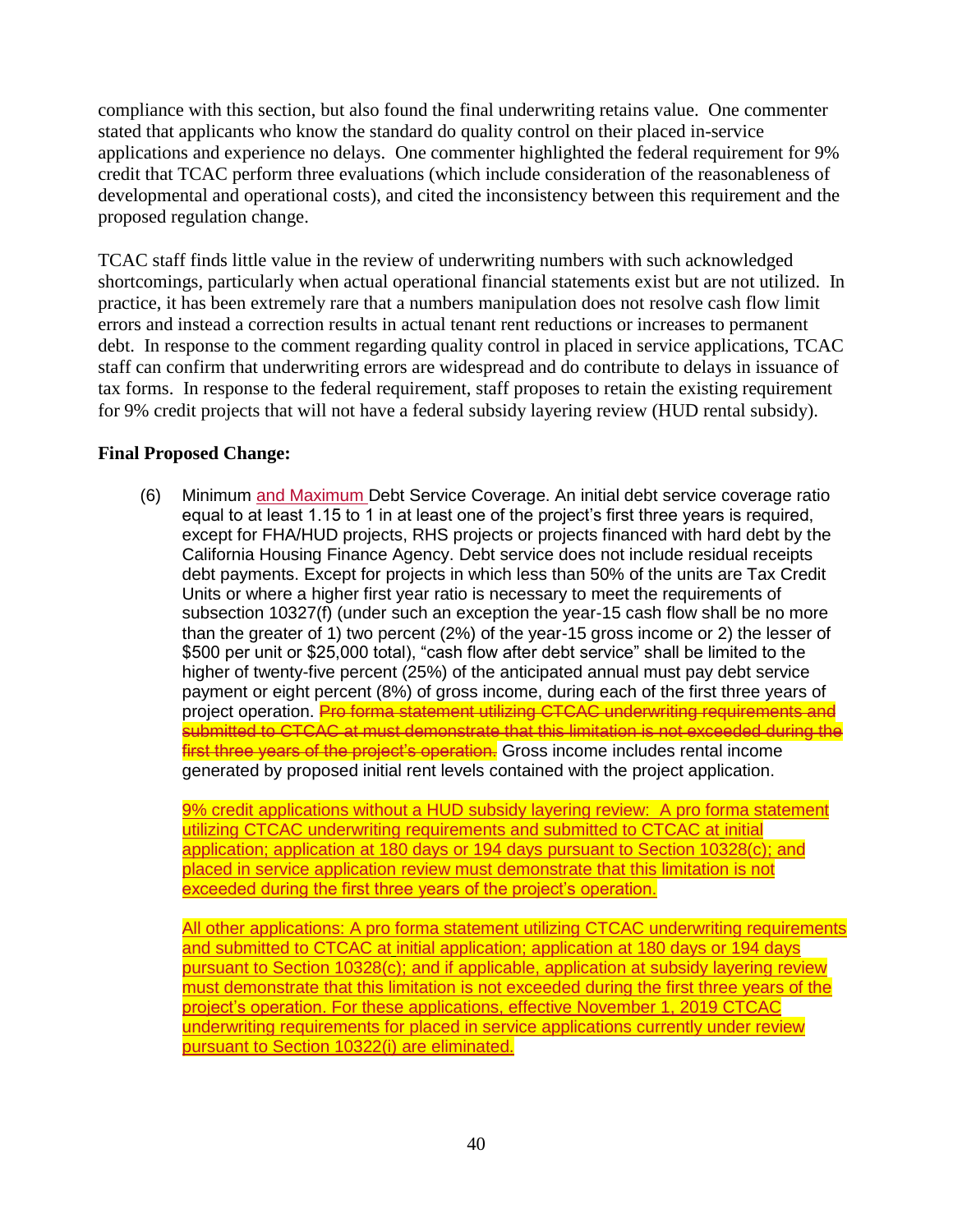compliance with this section, but also found the final underwriting retains value. One commenter stated that applicants who know the standard do quality control on their placed in-service applications and experience no delays. One commenter highlighted the federal requirement for 9% credit that TCAC perform three evaluations (which include consideration of the reasonableness of developmental and operational costs), and cited the inconsistency between this requirement and the proposed regulation change.

TCAC staff finds little value in the review of underwriting numbers with such acknowledged shortcomings, particularly when actual operational financial statements exist but are not utilized. In practice, it has been extremely rare that a numbers manipulation does not resolve cash flow limit errors and instead a correction results in actual tenant rent reductions or increases to permanent debt. In response to the comment regarding quality control in placed in service applications, TCAC staff can confirm that underwriting errors are widespread and do contribute to delays in issuance of tax forms. In response to the federal requirement, staff proposes to retain the existing requirement for 9% credit projects that will not have a federal subsidy layering review (HUD rental subsidy).

**Final Proposed Change:**

(6) Minimum and Maximum Debt Service Coverage. An initial debt service coverage ratio equal to at least 1.15 to 1 in at least one of the project's first three years is required, except for FHA/HUD projects, RHS projects or projects financed with hard debt by the California Housing Finance Agency. Debt service does not include residual receipts debt payments. Except for projects in which less than 50% of the units are Tax Credit Units or where a higher first year ratio is necessary to meet the requirements of subsection 10327(f) (under such an exception the year-15 cash flow shall be no more than the greater of 1) two percent (2%) of the year-15 gross income or 2) the lesser of $500 per unit or $25,000 total), "cash flow after debt service" shall be limited to the higher of twenty-five percent (25%) of the anticipated annual must pay debt service payment or eight percent (8%) of gross income, during each of the first three years of project operation. ~~Pro forma statement utilizing CTCAC underwriting requirements and submitted to CTCAC at must demonstrate that this limitation is not exceeded during the first three years of the project's operation.~~ Gross income includes rental income generated by proposed initial rent levels contained with the project application.

9% credit applications without a HUD subsidy layering review: A pro forma statement utilizing CTCAC underwriting requirements and submitted to CTCAC at initial application; application at 180 days or 194 days pursuant to Section 10328(c); and placed in service application review must demonstrate that this limitation is not exceeded during the first three years of the project's operation.

All other applications: A pro forma statement utilizing CTCAC underwriting requirements and submitted to CTCAC at initial application; application at 180 days or 194 days pursuant to Section 10328(c); and if applicable, application at subsidy layering review must demonstrate that this limitation is not exceeded during the first three years of the project's operation. For these applications, effective November 1, 2019 CTCAC underwriting requirements for placed in service applications currently under review pursuant to Section 10322(i) are eliminated.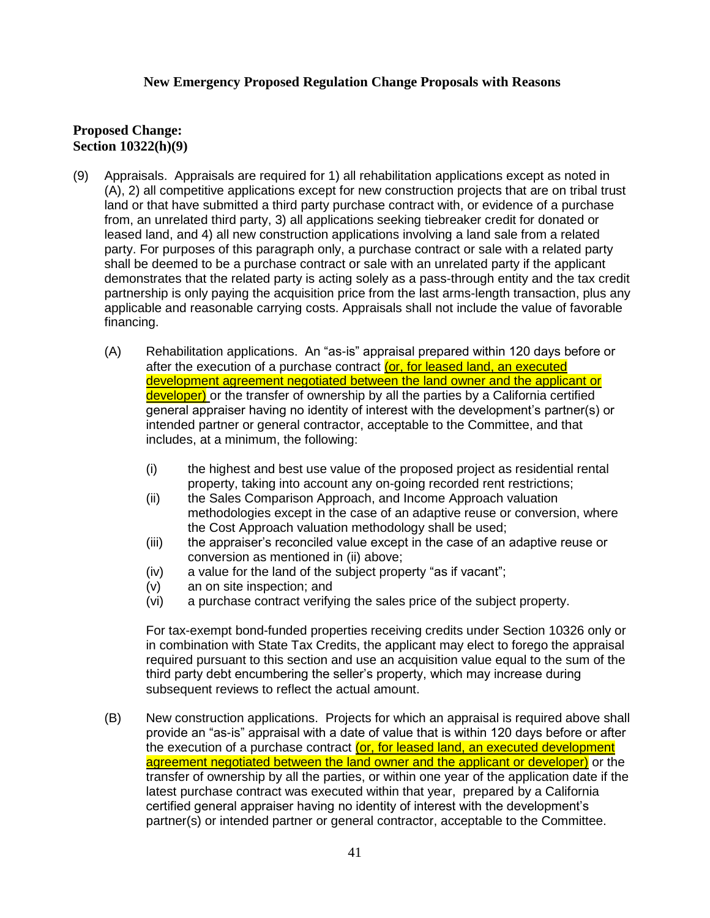## New Emergency Proposed Regulation Change Proposals with Reasons

**Proposed Change:**
**Section 10322(h)(9)**

(9) Appraisals. Appraisals are required for 1) all rehabilitation applications except as noted in (A), 2) all competitive applications except for new construction projects that are on tribal trust land or that have submitted a third party purchase contract with, or evidence of a purchase from, an unrelated third party, 3) all applications seeking tiebreaker credit for donated or leased land, and 4) all new construction applications involving a land sale from a related party. For purposes of this paragraph only, a purchase contract or sale with a related party shall be deemed to be a purchase contract or sale with an unrelated party if the applicant demonstrates that the related party is acting solely as a pass-through entity and the tax credit partnership is only paying the acquisition price from the last arms-length transaction, plus any applicable and reasonable carrying costs. Appraisals shall not include the value of favorable financing.

(A) Rehabilitation applications. An "as-is" appraisal prepared within 120 days before or after the execution of a purchase contract <u>(or, for leased land, an executed development agreement negotiated between the land owner and the applicant or developer)</u> or the transfer of ownership by all the parties by a California certified general appraiser having no identity of interest with the development's partner(s) or intended partner or general contractor, acceptable to the Committee, and that includes, at a minimum, the following:

(i) the highest and best use value of the proposed project as residential rental property, taking into account any on-going recorded rent restrictions;
(ii) the Sales Comparison Approach, and Income Approach valuation methodologies except in the case of an adaptive reuse or conversion, where the Cost Approach valuation methodology shall be used;
(iii) the appraiser's reconciled value except in the case of an adaptive reuse or conversion as mentioned in (ii) above;
(iv) a value for the land of the subject property "as if vacant";
(v) an on site inspection; and
(vi) a purchase contract verifying the sales price of the subject property.

For tax-exempt bond-funded properties receiving credits under Section 10326 only or in combination with State Tax Credits, the applicant may elect to forego the appraisal required pursuant to this section and use an acquisition value equal to the sum of the third party debt encumbering the seller's property, which may increase during subsequent reviews to reflect the actual amount.

(B) New construction applications. Projects for which an appraisal is required above shall provide an "as-is" appraisal with a date of value that is within 120 days before or after the execution of a purchase contract <u>(or, for leased land, an executed development agreement negotiated between the land owner and the applicant or developer)</u> or the transfer of ownership by all the parties, or within one year of the application date if the latest purchase contract was executed within that year, prepared by a California certified general appraiser having no identity of interest with the development's partner(s) or intended partner or general contractor, acceptable to the Committee.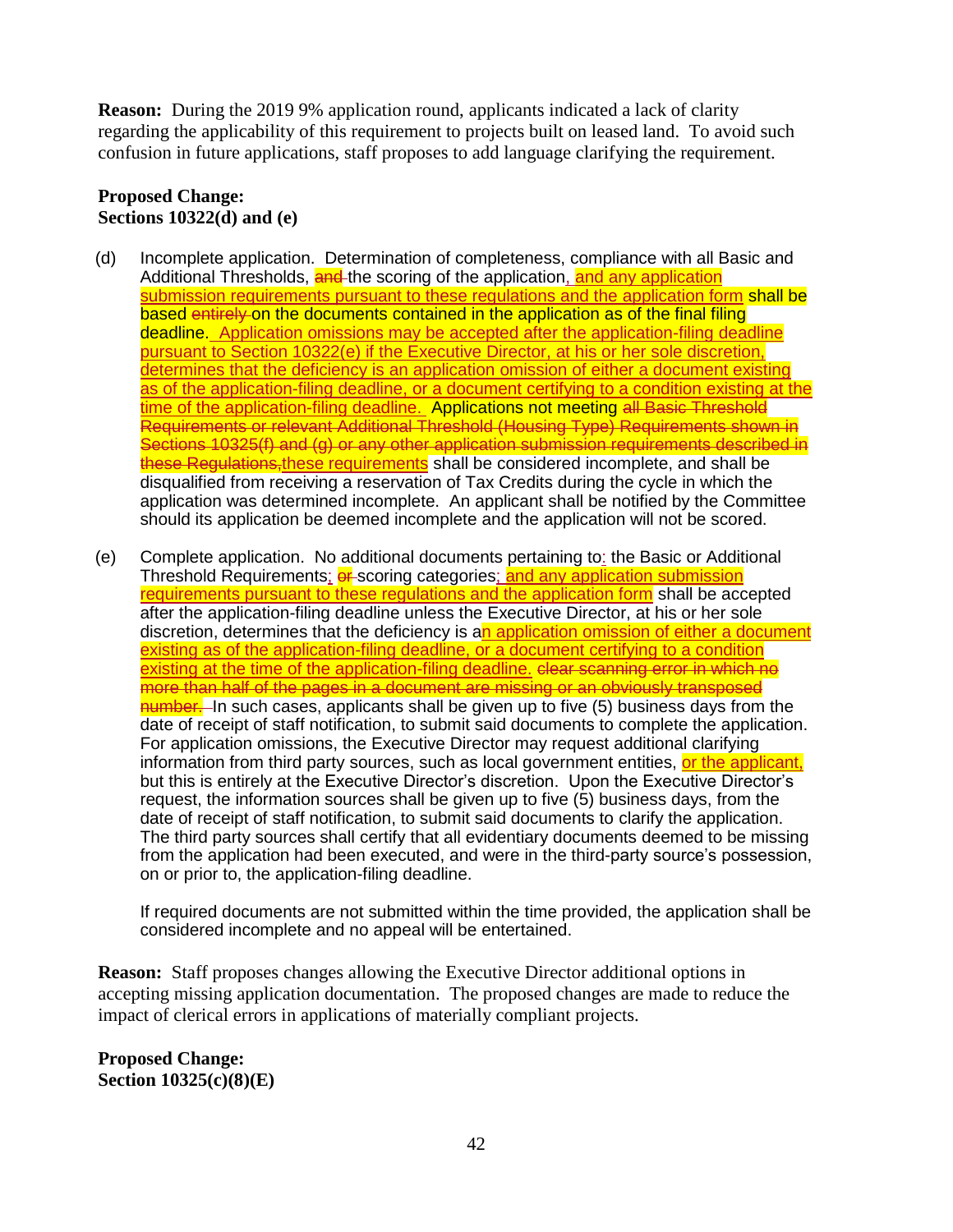**Reason:** During the 2019 9% application round, applicants indicated a lack of clarity regarding the applicability of this requirement to projects built on leased land. To avoid such confusion in future applications, staff proposes to add language clarifying the requirement.

**Proposed Change:**
**Sections 10322(d) and (e)**

(d) Incomplete application. Determination of completeness, compliance with all Basic and Additional Thresholds, ~~and~~ the scoring of the application, and any application submission requirements pursuant to these regulations and the application form shall be based ~~entirely~~ on the documents contained in the application as of the final filing deadline. Application omissions may be accepted after the application-filing deadline pursuant to Section 10322(e) if the Executive Director, at his or her sole discretion, determines that the deficiency is an application omission of either a document existing as of the application-filing deadline, or a document certifying to a condition existing at the time of the application-filing deadline. Applications not meeting ~~all Basic Threshold Requirements or relevant Additional Threshold (Housing Type) Requirements shown in Sections 10325(f) and (g) or any other application submission requirements described in these Regulations,~~ these requirements shall be considered incomplete, and shall be disqualified from receiving a reservation of Tax Credits during the cycle in which the application was determined incomplete. An applicant shall be notified by the Committee should its application be deemed incomplete and the application will not be scored.

(e) Complete application. No additional documents pertaining to: the Basic or Additional Threshold Requirements; ~~or~~ scoring categories; and any application submission requirements pursuant to these regulations and the application form shall be accepted after the application-filing deadline unless the Executive Director, at his or her sole discretion, determines that the deficiency is an application omission of either a document existing as of the application-filing deadline, or a document certifying to a condition existing at the time of the application-filing deadline. ~~clear scanning error in which no more than half of the pages in a document are missing or an obviously transposed number.~~ In such cases, applicants shall be given up to five (5) business days from the date of receipt of staff notification, to submit said documents to complete the application. For application omissions, the Executive Director may request additional clarifying information from third party sources, such as local government entities, or the applicant, but this is entirely at the Executive Director's discretion. Upon the Executive Director's request, the information sources shall be given up to five (5) business days, from the date of receipt of staff notification, to submit said documents to clarify the application. The third party sources shall certify that all evidentiary documents deemed to be missing from the application had been executed, and were in the third-party source's possession, on or prior to, the application-filing deadline.

If required documents are not submitted within the time provided, the application shall be considered incomplete and no appeal will be entertained.

**Reason:** Staff proposes changes allowing the Executive Director additional options in accepting missing application documentation. The proposed changes are made to reduce the impact of clerical errors in applications of materially compliant projects.

**Proposed Change:**
**Section 10325(c)(8)(E)**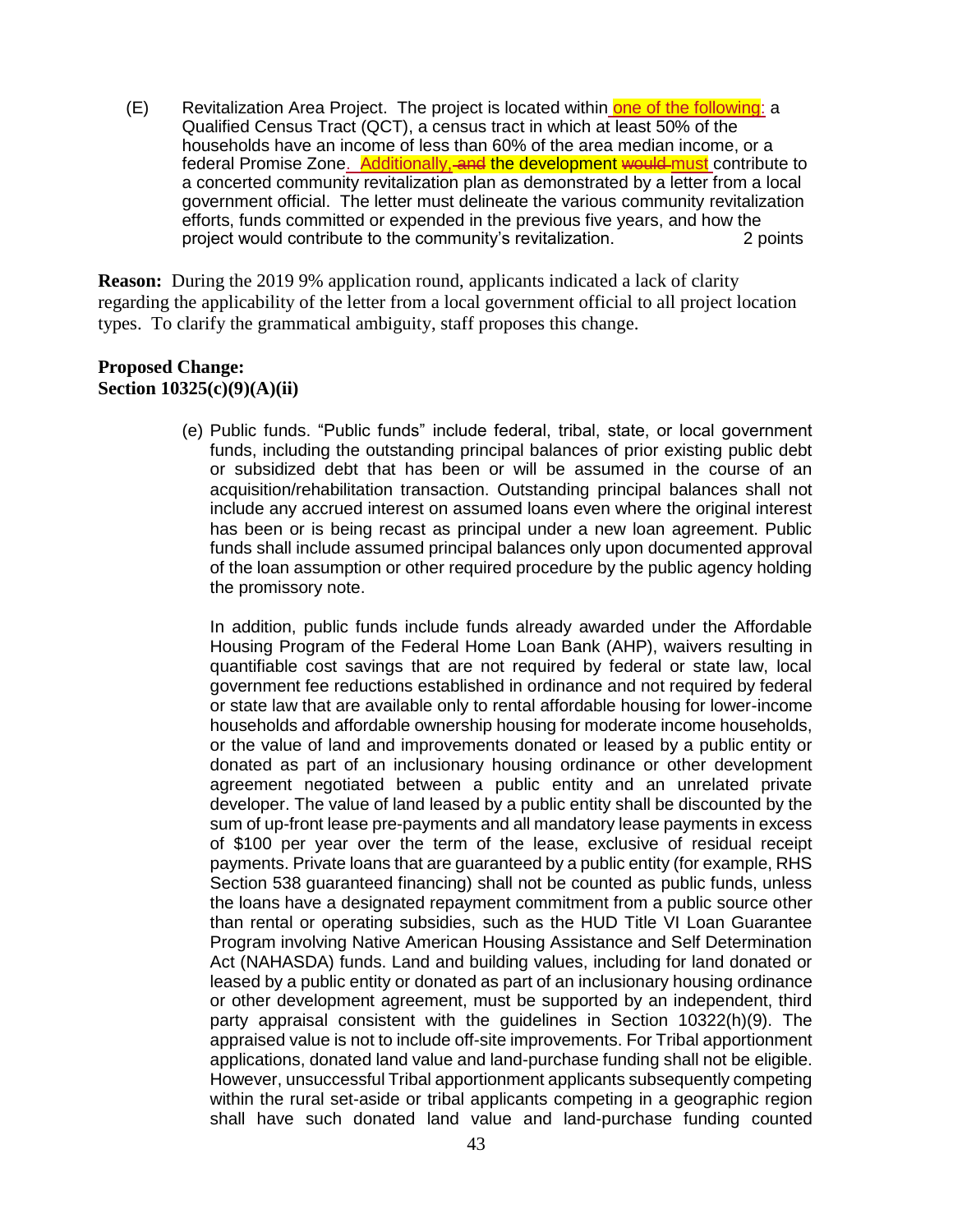(E) Revitalization Area Project. The project is located within one of the following: a Qualified Census Tract (QCT), a census tract in which at least 50% of the households have an income of less than 60% of the area median income, or a federal Promise Zone. Additionally, ~~and~~ the development ~~would~~ must contribute to a concerted community revitalization plan as demonstrated by a letter from a local government official. The letter must delineate the various community revitalization efforts, funds committed or expended in the previous five years, and how the project would contribute to the community's revitalization. 2 points

**Reason:** During the 2019 9% application round, applicants indicated a lack of clarity regarding the applicability of the letter from a local government official to all project location types. To clarify the grammatical ambiguity, staff proposes this change.

**Proposed Change:**
**Section 10325(c)(9)(A)(ii)**

(e) Public funds. "Public funds" include federal, tribal, state, or local government funds, including the outstanding principal balances of prior existing public debt or subsidized debt that has been or will be assumed in the course of an acquisition/rehabilitation transaction. Outstanding principal balances shall not include any accrued interest on assumed loans even where the original interest has been or is being recast as principal under a new loan agreement. Public funds shall include assumed principal balances only upon documented approval of the loan assumption or other required procedure by the public agency holding the promissory note.

In addition, public funds include funds already awarded under the Affordable Housing Program of the Federal Home Loan Bank (AHP), waivers resulting in quantifiable cost savings that are not required by federal or state law, local government fee reductions established in ordinance and not required by federal or state law that are available only to rental affordable housing for lower-income households and affordable ownership housing for moderate income households, or the value of land and improvements donated or leased by a public entity or donated as part of an inclusionary housing ordinance or other development agreement negotiated between a public entity and an unrelated private developer. The value of land leased by a public entity shall be discounted by the sum of up-front lease pre-payments and all mandatory lease payments in excess of $100 per year over the term of the lease, exclusive of residual receipt payments. Private loans that are guaranteed by a public entity (for example, RHS Section 538 guaranteed financing) shall not be counted as public funds, unless the loans have a designated repayment commitment from a public source other than rental or operating subsidies, such as the HUD Title VI Loan Guarantee Program involving Native American Housing Assistance and Self Determination Act (NAHASDA) funds. Land and building values, including for land donated or leased by a public entity or donated as part of an inclusionary housing ordinance or other development agreement, must be supported by an independent, third party appraisal consistent with the guidelines in Section 10322(h)(9). The appraised value is not to include off-site improvements. For Tribal apportionment applications, donated land value and land-purchase funding shall not be eligible. However, unsuccessful Tribal apportionment applicants subsequently competing within the rural set-aside or tribal applicants competing in a geographic region shall have such donated land value and land-purchase funding counted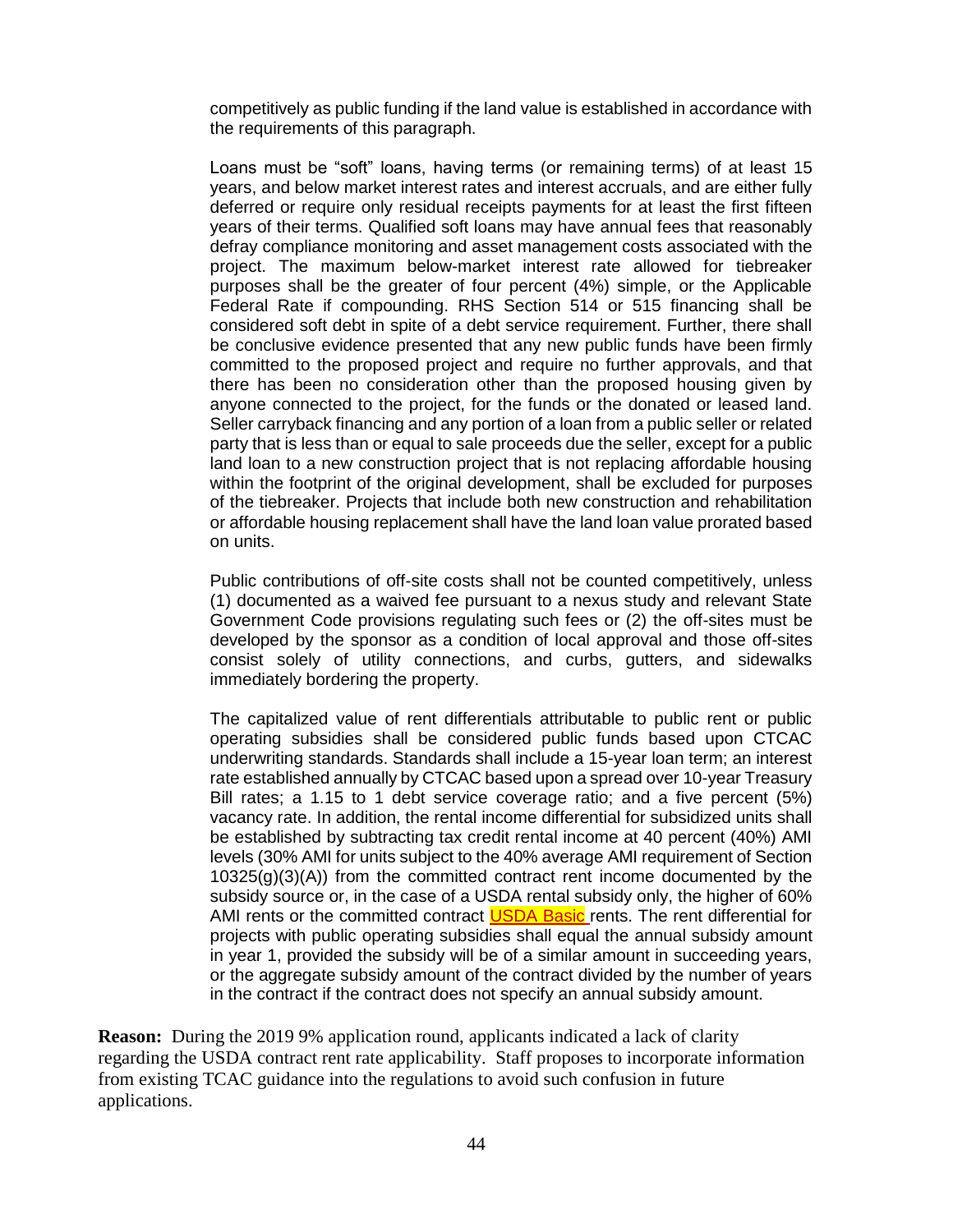competitively as public funding if the land value is established in accordance with the requirements of this paragraph.

Loans must be "soft" loans, having terms (or remaining terms) of at least 15 years, and below market interest rates and interest accruals, and are either fully deferred or require only residual receipts payments for at least the first fifteen years of their terms. Qualified soft loans may have annual fees that reasonably defray compliance monitoring and asset management costs associated with the project. The maximum below-market interest rate allowed for tiebreaker purposes shall be the greater of four percent (4%) simple, or the Applicable Federal Rate if compounding. RHS Section 514 or 515 financing shall be considered soft debt in spite of a debt service requirement. Further, there shall be conclusive evidence presented that any new public funds have been firmly committed to the proposed project and require no further approvals, and that there has been no consideration other than the proposed housing given by anyone connected to the project, for the funds or the donated or leased land. Seller carryback financing and any portion of a loan from a public seller or related party that is less than or equal to sale proceeds due the seller, except for a public land loan to a new construction project that is not replacing affordable housing within the footprint of the original development, shall be excluded for purposes of the tiebreaker. Projects that include both new construction and rehabilitation or affordable housing replacement shall have the land loan value prorated based on units.

Public contributions of off-site costs shall not be counted competitively, unless (1) documented as a waived fee pursuant to a nexus study and relevant State Government Code provisions regulating such fees or (2) the off-sites must be developed by the sponsor as a condition of local approval and those off-sites consist solely of utility connections, and curbs, gutters, and sidewalks immediately bordering the property.

The capitalized value of rent differentials attributable to public rent or public operating subsidies shall be considered public funds based upon CTCAC underwriting standards. Standards shall include a 15-year loan term; an interest rate established annually by CTCAC based upon a spread over 10-year Treasury Bill rates; a 1.15 to 1 debt service coverage ratio; and a five percent (5%) vacancy rate. In addition, the rental income differential for subsidized units shall be established by subtracting tax credit rental income at 40 percent (40%) AMI levels (30% AMI for units subject to the 40% average AMI requirement of Section 10325(g)(3)(A)) from the committed contract rent income documented by the subsidy source or, in the case of a USDA rental subsidy only, the higher of 60% AMI rents or the committed contract USDA Basic rents. The rent differential for projects with public operating subsidies shall equal the annual subsidy amount in year 1, provided the subsidy will be of a similar amount in succeeding years, or the aggregate subsidy amount of the contract divided by the number of years in the contract if the contract does not specify an annual subsidy amount.

**Reason:** During the 2019 9% application round, applicants indicated a lack of clarity regarding the USDA contract rent rate applicability. Staff proposes to incorporate information from existing TCAC guidance into the regulations to avoid such confusion in future applications.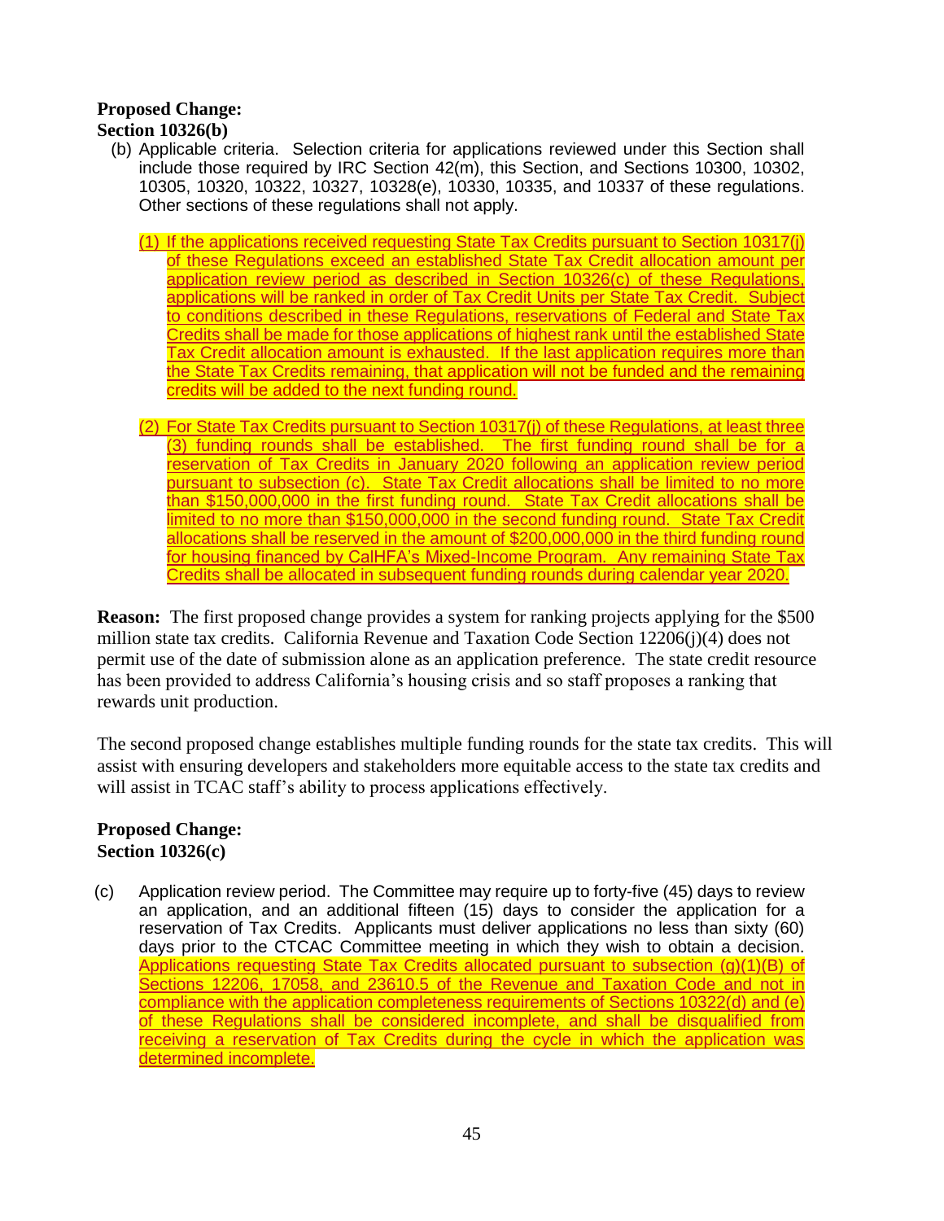**Proposed Change:**
**Section 10326(b)**

(b) Applicable criteria. Selection criteria for applications reviewed under this Section shall include those required by IRC Section 42(m), this Section, and Sections 10300, 10302, 10305, 10320, 10322, 10327, 10328(e), 10330, 10335, and 10337 of these regulations. Other sections of these regulations shall not apply.

(1) If the applications received requesting State Tax Credits pursuant to Section 10317(j) of these Regulations exceed an established State Tax Credit allocation amount per application review period as described in Section 10326(c) of these Regulations, applications will be ranked in order of Tax Credit Units per State Tax Credit. Subject to conditions described in these Regulations, reservations of Federal and State Tax Credits shall be made for those applications of highest rank until the established State Tax Credit allocation amount is exhausted. If the last application requires more than the State Tax Credits remaining, that application will not be funded and the remaining credits will be added to the next funding round.

(2) For State Tax Credits pursuant to Section 10317(j) of these Regulations, at least three (3) funding rounds shall be established. The first funding round shall be for a reservation of Tax Credits in January 2020 following an application review period pursuant to subsection (c). State Tax Credit allocations shall be limited to no more than $150,000,000 in the first funding round. State Tax Credit allocations shall be limited to no more than $150,000,000 in the second funding round. State Tax Credit allocations shall be reserved in the amount of $200,000,000 in the third funding round for housing financed by CalHFA's Mixed-Income Program. Any remaining State Tax Credits shall be allocated in subsequent funding rounds during calendar year 2020.

**Reason:** The first proposed change provides a system for ranking projects applying for the $500 million state tax credits. California Revenue and Taxation Code Section 12206(j)(4) does not permit use of the date of submission alone as an application preference. The state credit resource has been provided to address California's housing crisis and so staff proposes a ranking that rewards unit production.

The second proposed change establishes multiple funding rounds for the state tax credits. This will assist with ensuring developers and stakeholders more equitable access to the state tax credits and will assist in TCAC staff's ability to process applications effectively.

**Proposed Change:**
**Section 10326(c)**

(c) Application review period. The Committee may require up to forty-five (45) days to review an application, and an additional fifteen (15) days to consider the application for a reservation of Tax Credits. Applicants must deliver applications no less than sixty (60) days prior to the CTCAC Committee meeting in which they wish to obtain a decision. Applications requesting State Tax Credits allocated pursuant to subsection (g)(1)(B) of Sections 12206, 17058, and 23610.5 of the Revenue and Taxation Code and not in compliance with the application completeness requirements of Sections 10322(d) and (e) of these Regulations shall be considered incomplete, and shall be disqualified from receiving a reservation of Tax Credits during the cycle in which the application was determined incomplete.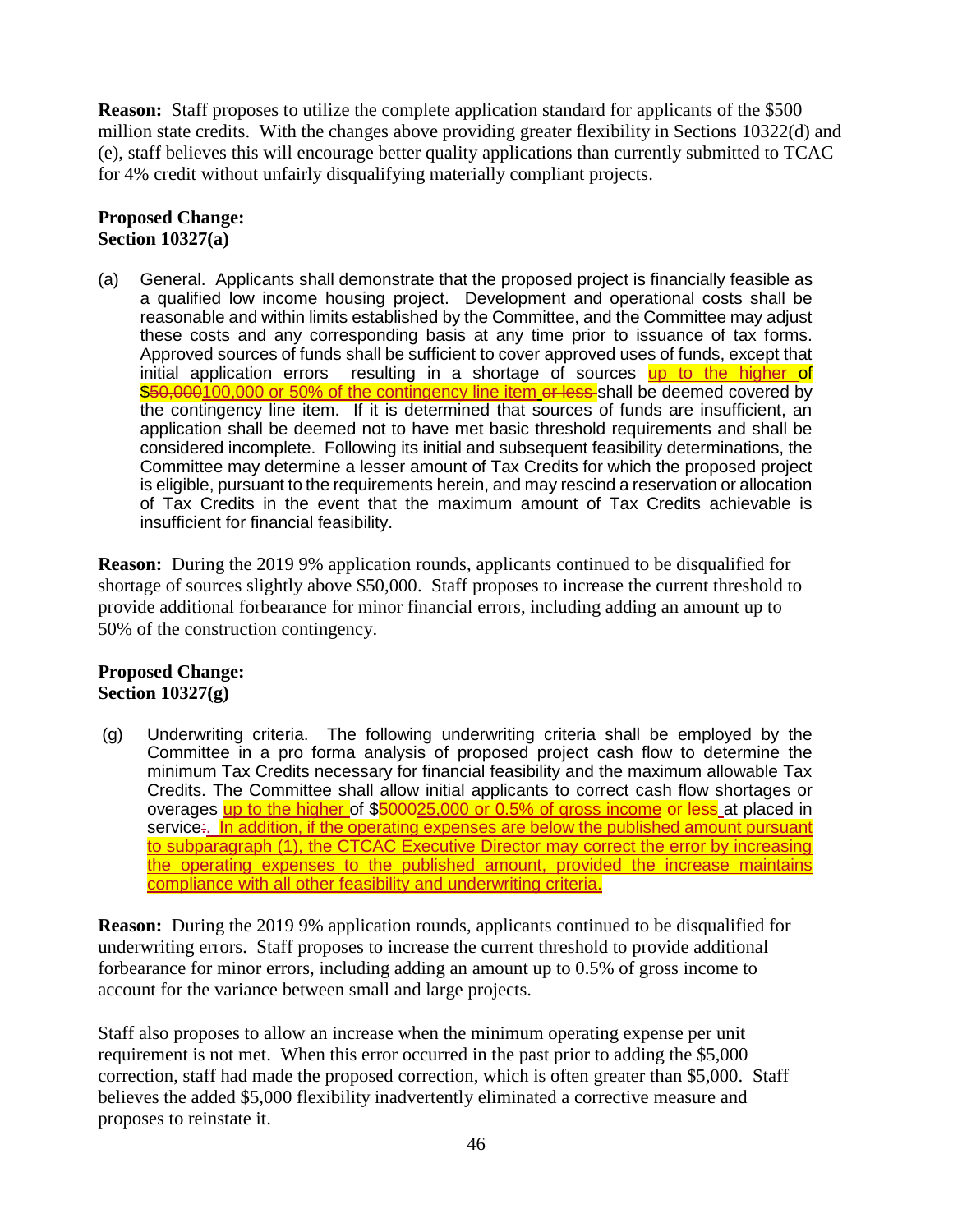**Reason:** Staff proposes to utilize the complete application standard for applicants of the $500 million state credits. With the changes above providing greater flexibility in Sections 10322(d) and (e), staff believes this will encourage better quality applications than currently submitted to TCAC for 4% credit without unfairly disqualifying materially compliant projects.

**Proposed Change:**
**Section 10327(a)**

(a) General. Applicants shall demonstrate that the proposed project is financially feasible as a qualified low income housing project. Development and operational costs shall be reasonable and within limits established by the Committee, and the Committee may adjust these costs and any corresponding basis at any time prior to issuance of tax forms. Approved sources of funds shall be sufficient to cover approved uses of funds, except that initial application errors resulting in a shortage of sources up to the higher of $~~50,000~~100,000 or 50% of the contingency line item ~~or less~~ shall be deemed covered by the contingency line item. If it is determined that sources of funds are insufficient, an application shall be deemed not to have met basic threshold requirements and shall be considered incomplete. Following its initial and subsequent feasibility determinations, the Committee may determine a lesser amount of Tax Credits for which the proposed project is eligible, pursuant to the requirements herein, and may rescind a reservation or allocation of Tax Credits in the event that the maximum amount of Tax Credits achievable is insufficient for financial feasibility.

**Reason:** During the 2019 9% application rounds, applicants continued to be disqualified for shortage of sources slightly above $50,000. Staff proposes to increase the current threshold to provide additional forbearance for minor financial errors, including adding an amount up to 50% of the construction contingency.

**Proposed Change:**
**Section 10327(g)**

(g) Underwriting criteria. The following underwriting criteria shall be employed by the Committee in a pro forma analysis of proposed project cash flow to determine the minimum Tax Credits necessary for financial feasibility and the maximum allowable Tax Credits. The Committee shall allow initial applicants to correct cash flow shortages or overages up to the higher of $~~5000~~25,000 or 0.5% of gross income ~~or less~~ at placed in service~~:~~. In addition, if the operating expenses are below the published amount pursuant to subparagraph (1), the CTCAC Executive Director may correct the error by increasing the operating expenses to the published amount, provided the increase maintains compliance with all other feasibility and underwriting criteria.

**Reason:** During the 2019 9% application rounds, applicants continued to be disqualified for underwriting errors. Staff proposes to increase the current threshold to provide additional forbearance for minor errors, including adding an amount up to 0.5% of gross income to account for the variance between small and large projects.

Staff also proposes to allow an increase when the minimum operating expense per unit requirement is not met. When this error occurred in the past prior to adding the $5,000 correction, staff had made the proposed correction, which is often greater than $5,000. Staff believes the added $5,000 flexibility inadvertently eliminated a corrective measure and proposes to reinstate it.